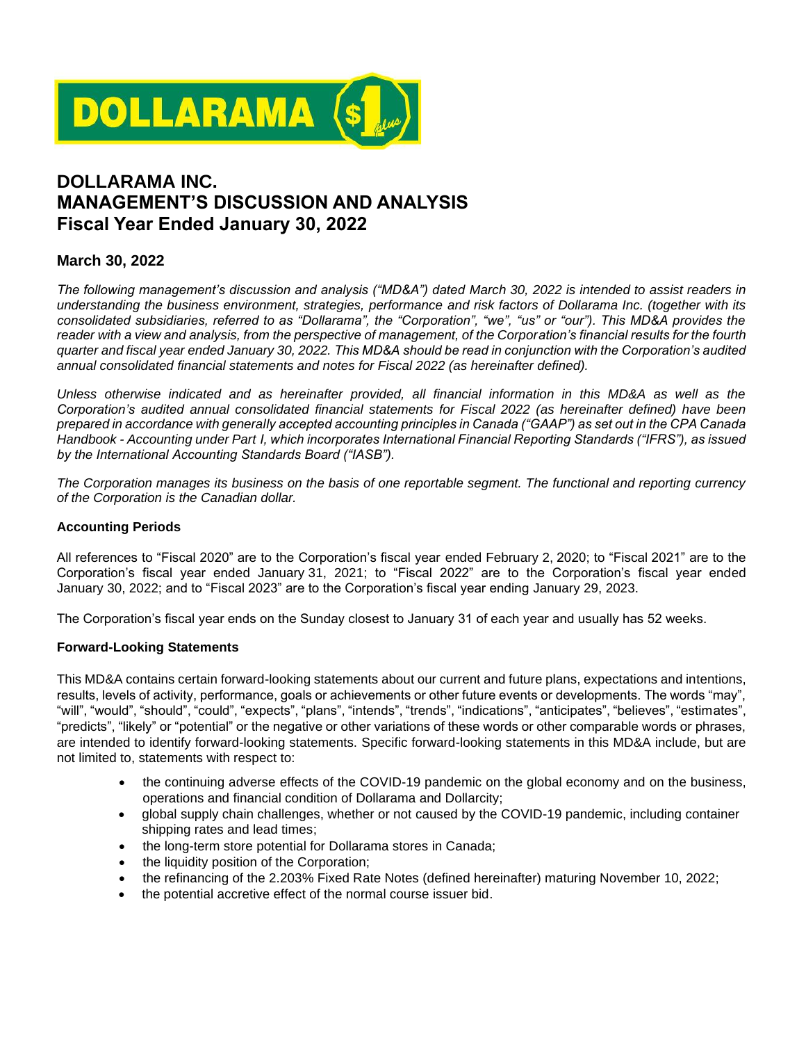# DOLLARAMA INC.
# MANAGEMENT'S DISCUSSION AND ANALYSIS
# Fiscal Year Ended January 30, 2022

## March 30, 2022

*The following management's discussion and analysis ("MD&A") dated March 30, 2022 is intended to assist readers in understanding the business environment, strategies, performance and risk factors of Dollarama Inc. (together with its consolidated subsidiaries, referred to as "Dollarama", the "Corporation", "we", "us" or "our"). This MD&A provides the reader with a view and analysis, from the perspective of management, of the Corporation's financial results for the fourth quarter and fiscal year ended January 30, 2022. This MD&A should be read in conjunction with the Corporation's audited annual consolidated financial statements and notes for Fiscal 2022 (as hereinafter defined).*

*Unless otherwise indicated and as hereinafter provided, all financial information in this MD&A as well as the Corporation's audited annual consolidated financial statements for Fiscal 2022 (as hereinafter defined) have been prepared in accordance with generally accepted accounting principles in Canada ("GAAP") as set out in the CPA Canada Handbook - Accounting under Part I, which incorporates International Financial Reporting Standards ("IFRS"), as issued by the International Accounting Standards Board ("IASB").*

*The Corporation manages its business on the basis of one reportable segment. The functional and reporting currency of the Corporation is the Canadian dollar.*

### Accounting Periods

All references to "Fiscal 2020" are to the Corporation's fiscal year ended February 2, 2020; to "Fiscal 2021" are to the Corporation's fiscal year ended January 31, 2021; to "Fiscal 2022" are to the Corporation's fiscal year ended January 30, 2022; and to "Fiscal 2023" are to the Corporation's fiscal year ending January 29, 2023.

The Corporation's fiscal year ends on the Sunday closest to January 31 of each year and usually has 52 weeks.

### Forward-Looking Statements

This MD&A contains certain forward-looking statements about our current and future plans, expectations and intentions, results, levels of activity, performance, goals or achievements or other future events or developments. The words "may", "will", "would", "should", "could", "expects", "plans", "intends", "trends", "indications", "anticipates", "believes", "estimates", "predicts", "likely" or "potential" or the negative or other variations of these words or other comparable words or phrases, are intended to identify forward-looking statements. Specific forward-looking statements in this MD&A include, but are not limited to, statements with respect to:

- the continuing adverse effects of the COVID-19 pandemic on the global economy and on the business, operations and financial condition of Dollarama and Dollarcity;
- global supply chain challenges, whether or not caused by the COVID-19 pandemic, including container shipping rates and lead times;
- the long-term store potential for Dollarama stores in Canada;
- the liquidity position of the Corporation;
- the refinancing of the 2.203% Fixed Rate Notes (defined hereinafter) maturing November 10, 2022;
- the potential accretive effect of the normal course issuer bid.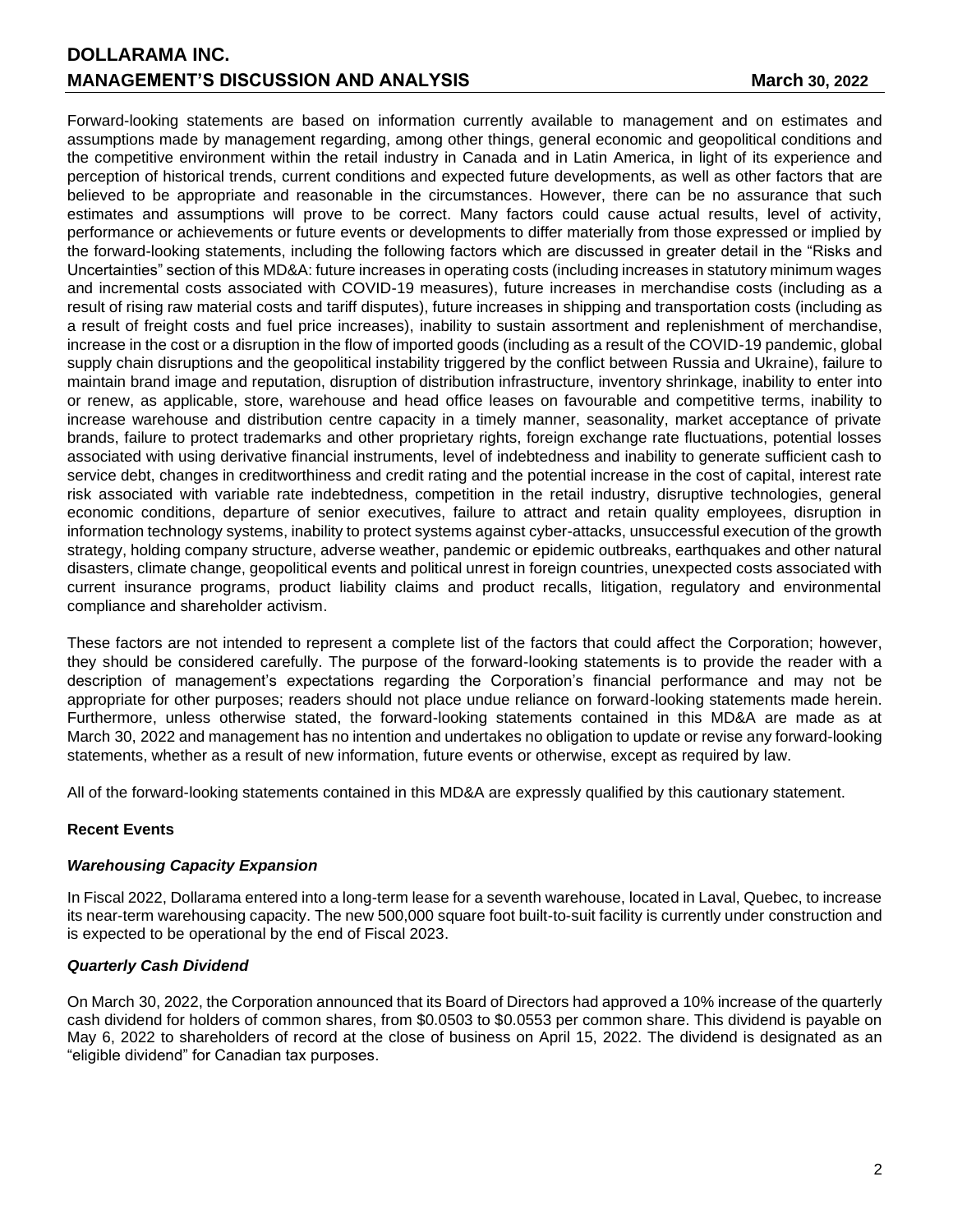Forward-looking statements are based on information currently available to management and on estimates and assumptions made by management regarding, among other things, general economic and geopolitical conditions and the competitive environment within the retail industry in Canada and in Latin America, in light of its experience and perception of historical trends, current conditions and expected future developments, as well as other factors that are believed to be appropriate and reasonable in the circumstances. However, there can be no assurance that such estimates and assumptions will prove to be correct. Many factors could cause actual results, level of activity, performance or achievements or future events or developments to differ materially from those expressed or implied by the forward-looking statements, including the following factors which are discussed in greater detail in the "Risks and Uncertainties" section of this MD&A: future increases in operating costs (including increases in statutory minimum wages and incremental costs associated with COVID-19 measures), future increases in merchandise costs (including as a result of rising raw material costs and tariff disputes), future increases in shipping and transportation costs (including as a result of freight costs and fuel price increases), inability to sustain assortment and replenishment of merchandise, increase in the cost or a disruption in the flow of imported goods (including as a result of the COVID-19 pandemic, global supply chain disruptions and the geopolitical instability triggered by the conflict between Russia and Ukraine), failure to maintain brand image and reputation, disruption of distribution infrastructure, inventory shrinkage, inability to enter into or renew, as applicable, store, warehouse and head office leases on favourable and competitive terms, inability to increase warehouse and distribution centre capacity in a timely manner, seasonality, market acceptance of private brands, failure to protect trademarks and other proprietary rights, foreign exchange rate fluctuations, potential losses associated with using derivative financial instruments, level of indebtedness and inability to generate sufficient cash to service debt, changes in creditworthiness and credit rating and the potential increase in the cost of capital, interest rate risk associated with variable rate indebtedness, competition in the retail industry, disruptive technologies, general economic conditions, departure of senior executives, failure to attract and retain quality employees, disruption in information technology systems, inability to protect systems against cyber-attacks, unsuccessful execution of the growth strategy, holding company structure, adverse weather, pandemic or epidemic outbreaks, earthquakes and other natural disasters, climate change, geopolitical events and political unrest in foreign countries, unexpected costs associated with current insurance programs, product liability claims and product recalls, litigation, regulatory and environmental compliance and shareholder activism.

These factors are not intended to represent a complete list of the factors that could affect the Corporation; however, they should be considered carefully. The purpose of the forward-looking statements is to provide the reader with a description of management's expectations regarding the Corporation's financial performance and may not be appropriate for other purposes; readers should not place undue reliance on forward-looking statements made herein. Furthermore, unless otherwise stated, the forward-looking statements contained in this MD&A are made as at March 30, 2022 and management has no intention and undertakes no obligation to update or revise any forward-looking statements, whether as a result of new information, future events or otherwise, except as required by law.

All of the forward-looking statements contained in this MD&A are expressly qualified by this cautionary statement.

**Recent Events**

***Warehousing Capacity Expansion***

In Fiscal 2022, Dollarama entered into a long-term lease for a seventh warehouse, located in Laval, Quebec, to increase its near-term warehousing capacity. The new 500,000 square foot built-to-suit facility is currently under construction and is expected to be operational by the end of Fiscal 2023.

***Quarterly Cash Dividend***

On March 30, 2022, the Corporation announced that its Board of Directors had approved a 10% increase of the quarterly cash dividend for holders of common shares, from $0.0503 to $0.0553 per common share. This dividend is payable on May 6, 2022 to shareholders of record at the close of business on April 15, 2022. The dividend is designated as an "eligible dividend" for Canadian tax purposes.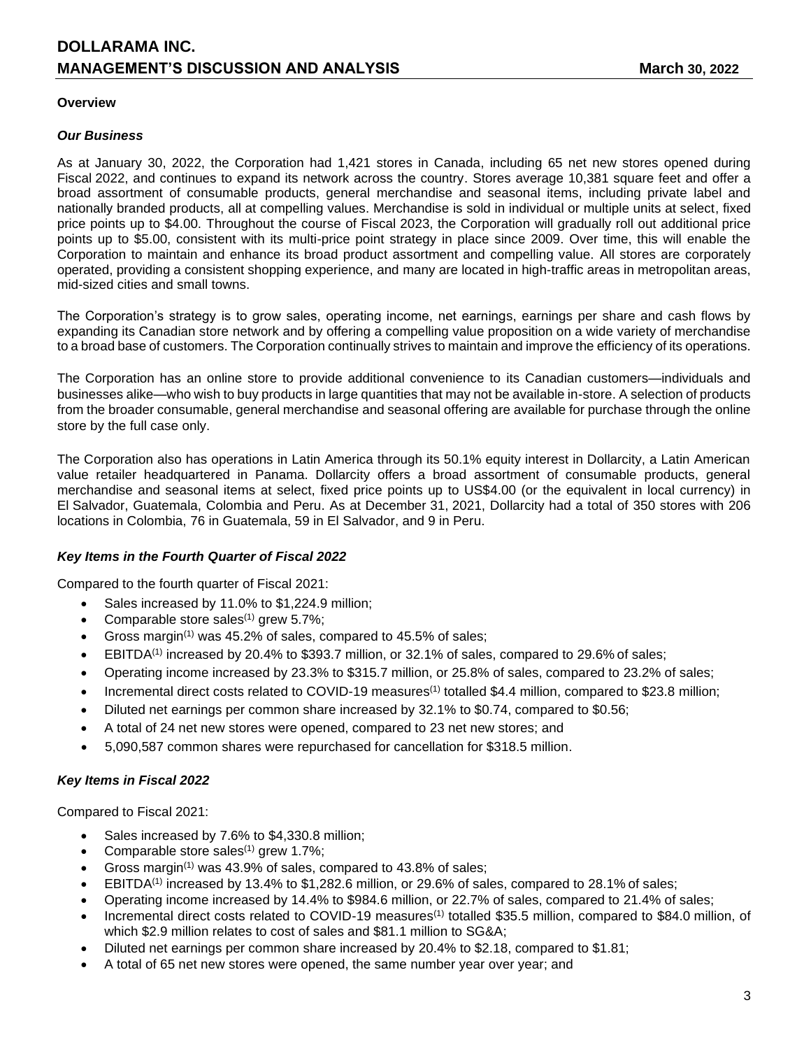### Overview

#### *Our Business*

As at January 30, 2022, the Corporation had 1,421 stores in Canada, including 65 net new stores opened during Fiscal 2022, and continues to expand its network across the country. Stores average 10,381 square feet and offer a broad assortment of consumable products, general merchandise and seasonal items, including private label and nationally branded products, all at compelling values. Merchandise is sold in individual or multiple units at select, fixed price points up to $4.00. Throughout the course of Fiscal 2023, the Corporation will gradually roll out additional price points up to $5.00, consistent with its multi-price point strategy in place since 2009. Over time, this will enable the Corporation to maintain and enhance its broad product assortment and compelling value. All stores are corporately operated, providing a consistent shopping experience, and many are located in high-traffic areas in metropolitan areas, mid-sized cities and small towns.

The Corporation's strategy is to grow sales, operating income, net earnings, earnings per share and cash flows by expanding its Canadian store network and by offering a compelling value proposition on a wide variety of merchandise to a broad base of customers. The Corporation continually strives to maintain and improve the efficiency of its operations.

The Corporation has an online store to provide additional convenience to its Canadian customers—individuals and businesses alike—who wish to buy products in large quantities that may not be available in-store. A selection of products from the broader consumable, general merchandise and seasonal offering are available for purchase through the online store by the full case only.

The Corporation also has operations in Latin America through its 50.1% equity interest in Dollarcity, a Latin American value retailer headquartered in Panama. Dollarcity offers a broad assortment of consumable products, general merchandise and seasonal items at select, fixed price points up to US$4.00 (or the equivalent in local currency) in El Salvador, Guatemala, Colombia and Peru. As at December 31, 2021, Dollarcity had a total of 350 stores with 206 locations in Colombia, 76 in Guatemala, 59 in El Salvador, and 9 in Peru.

#### *Key Items in the Fourth Quarter of Fiscal 2022*

Compared to the fourth quarter of Fiscal 2021:

- Sales increased by 11.0% to $1,224.9 million;
- Comparable store sales[(1)] grew 5.7%;
- Gross margin[(1)] was 45.2% of sales, compared to 45.5% of sales;
- EBITDA[(1)] increased by 20.4% to $393.7 million, or 32.1% of sales, compared to 29.6% of sales;
- Operating income increased by 23.3% to $315.7 million, or 25.8% of sales, compared to 23.2% of sales;
- Incremental direct costs related to COVID-19 measures[(1)] totalled $4.4 million, compared to $23.8 million;
- Diluted net earnings per common share increased by 32.1% to $0.74, compared to $0.56;
- A total of 24 net new stores were opened, compared to 23 net new stores; and
- 5,090,587 common shares were repurchased for cancellation for $318.5 million.

#### *Key Items in Fiscal 2022*

Compared to Fiscal 2021:

- Sales increased by 7.6% to $4,330.8 million;
- Comparable store sales[(1)] grew 1.7%;
- Gross margin[(1)] was 43.9% of sales, compared to 43.8% of sales;
- EBITDA[(1)] increased by 13.4% to $1,282.6 million, or 29.6% of sales, compared to 28.1% of sales;
- Operating income increased by 14.4% to $984.6 million, or 22.7% of sales, compared to 21.4% of sales;
- Incremental direct costs related to COVID-19 measures[(1)] totalled $35.5 million, compared to $84.0 million, of which $2.9 million relates to cost of sales and $81.1 million to SG&A;
- Diluted net earnings per common share increased by 20.4% to $2.18, compared to $1.81;
- A total of 65 net new stores were opened, the same number year over year; and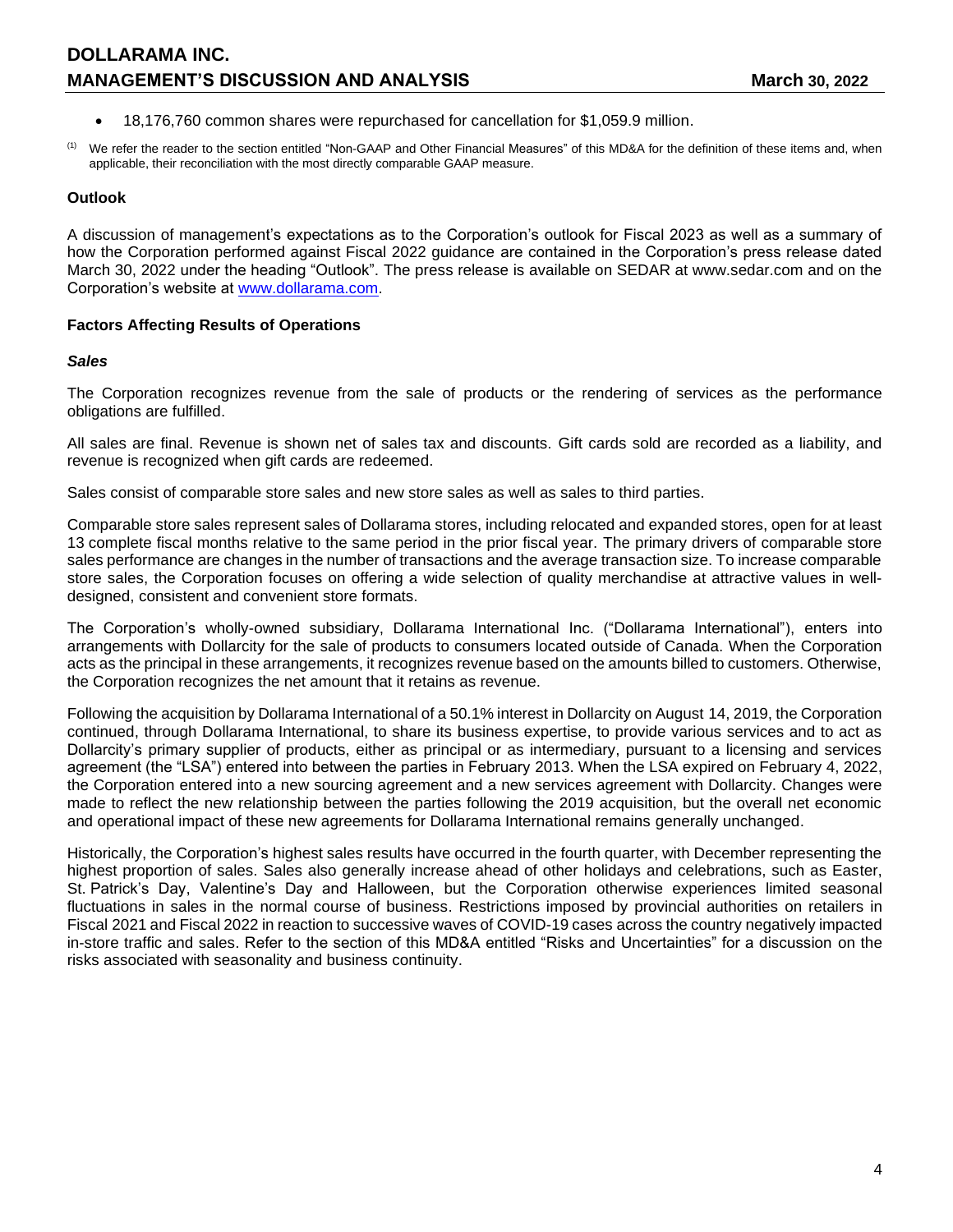- 18,176,760 common shares were repurchased for cancellation for $1,059.9 million.

(1) We refer the reader to the section entitled "Non-GAAP and Other Financial Measures" of this MD&A for the definition of these items and, when applicable, their reconciliation with the most directly comparable GAAP measure.

**Outlook**

A discussion of management's expectations as to the Corporation's outlook for Fiscal 2023 as well as a summary of how the Corporation performed against Fiscal 2022 guidance are contained in the Corporation's press release dated March 30, 2022 under the heading "Outlook". The press release is available on SEDAR at www.sedar.com and on the Corporation's website at www.dollarama.com.

**Factors Affecting Results of Operations**

***Sales***

The Corporation recognizes revenue from the sale of products or the rendering of services as the performance obligations are fulfilled.

All sales are final. Revenue is shown net of sales tax and discounts. Gift cards sold are recorded as a liability, and revenue is recognized when gift cards are redeemed.

Sales consist of comparable store sales and new store sales as well as sales to third parties.

Comparable store sales represent sales of Dollarama stores, including relocated and expanded stores, open for at least 13 complete fiscal months relative to the same period in the prior fiscal year. The primary drivers of comparable store sales performance are changes in the number of transactions and the average transaction size. To increase comparable store sales, the Corporation focuses on offering a wide selection of quality merchandise at attractive values in well-designed, consistent and convenient store formats.

The Corporation's wholly-owned subsidiary, Dollarama International Inc. ("Dollarama International"), enters into arrangements with Dollarcity for the sale of products to consumers located outside of Canada. When the Corporation acts as the principal in these arrangements, it recognizes revenue based on the amounts billed to customers. Otherwise, the Corporation recognizes the net amount that it retains as revenue.

Following the acquisition by Dollarama International of a 50.1% interest in Dollarcity on August 14, 2019, the Corporation continued, through Dollarama International, to share its business expertise, to provide various services and to act as Dollarcity's primary supplier of products, either as principal or as intermediary, pursuant to a licensing and services agreement (the "LSA") entered into between the parties in February 2013. When the LSA expired on February 4, 2022, the Corporation entered into a new sourcing agreement and a new services agreement with Dollarcity. Changes were made to reflect the new relationship between the parties following the 2019 acquisition, but the overall net economic and operational impact of these new agreements for Dollarama International remains generally unchanged.

Historically, the Corporation's highest sales results have occurred in the fourth quarter, with December representing the highest proportion of sales. Sales also generally increase ahead of other holidays and celebrations, such as Easter, St. Patrick's Day, Valentine's Day and Halloween, but the Corporation otherwise experiences limited seasonal fluctuations in sales in the normal course of business. Restrictions imposed by provincial authorities on retailers in Fiscal 2021 and Fiscal 2022 in reaction to successive waves of COVID-19 cases across the country negatively impacted in-store traffic and sales. Refer to the section of this MD&A entitled "Risks and Uncertainties" for a discussion on the risks associated with seasonality and business continuity.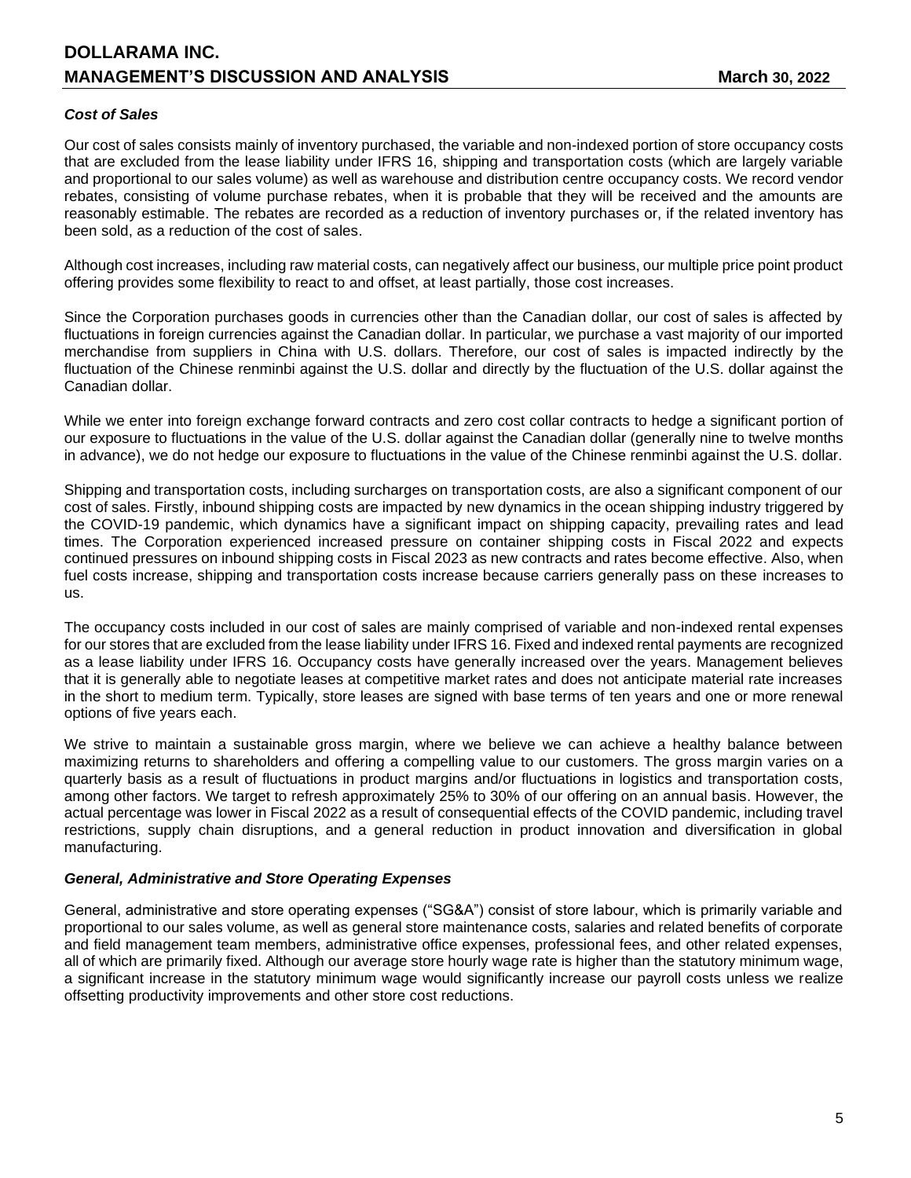### *Cost of Sales*

Our cost of sales consists mainly of inventory purchased, the variable and non-indexed portion of store occupancy costs that are excluded from the lease liability under IFRS 16, shipping and transportation costs (which are largely variable and proportional to our sales volume) as well as warehouse and distribution centre occupancy costs. We record vendor rebates, consisting of volume purchase rebates, when it is probable that they will be received and the amounts are reasonably estimable. The rebates are recorded as a reduction of inventory purchases or, if the related inventory has been sold, as a reduction of the cost of sales.

Although cost increases, including raw material costs, can negatively affect our business, our multiple price point product offering provides some flexibility to react to and offset, at least partially, those cost increases.

Since the Corporation purchases goods in currencies other than the Canadian dollar, our cost of sales is affected by fluctuations in foreign currencies against the Canadian dollar. In particular, we purchase a vast majority of our imported merchandise from suppliers in China with U.S. dollars. Therefore, our cost of sales is impacted indirectly by the fluctuation of the Chinese renminbi against the U.S. dollar and directly by the fluctuation of the U.S. dollar against the Canadian dollar.

While we enter into foreign exchange forward contracts and zero cost collar contracts to hedge a significant portion of our exposure to fluctuations in the value of the U.S. dollar against the Canadian dollar (generally nine to twelve months in advance), we do not hedge our exposure to fluctuations in the value of the Chinese renminbi against the U.S. dollar.

Shipping and transportation costs, including surcharges on transportation costs, are also a significant component of our cost of sales. Firstly, inbound shipping costs are impacted by new dynamics in the ocean shipping industry triggered by the COVID-19 pandemic, which dynamics have a significant impact on shipping capacity, prevailing rates and lead times. The Corporation experienced increased pressure on container shipping costs in Fiscal 2022 and expects continued pressures on inbound shipping costs in Fiscal 2023 as new contracts and rates become effective. Also, when fuel costs increase, shipping and transportation costs increase because carriers generally pass on these increases to us.

The occupancy costs included in our cost of sales are mainly comprised of variable and non-indexed rental expenses for our stores that are excluded from the lease liability under IFRS 16. Fixed and indexed rental payments are recognized as a lease liability under IFRS 16. Occupancy costs have generally increased over the years. Management believes that it is generally able to negotiate leases at competitive market rates and does not anticipate material rate increases in the short to medium term. Typically, store leases are signed with base terms of ten years and one or more renewal options of five years each.

We strive to maintain a sustainable gross margin, where we believe we can achieve a healthy balance between maximizing returns to shareholders and offering a compelling value to our customers. The gross margin varies on a quarterly basis as a result of fluctuations in product margins and/or fluctuations in logistics and transportation costs, among other factors. We target to refresh approximately 25% to 30% of our offering on an annual basis. However, the actual percentage was lower in Fiscal 2022 as a result of consequential effects of the COVID pandemic, including travel restrictions, supply chain disruptions, and a general reduction in product innovation and diversification in global manufacturing.

### *General, Administrative and Store Operating Expenses*

General, administrative and store operating expenses ("SG&A") consist of store labour, which is primarily variable and proportional to our sales volume, as well as general store maintenance costs, salaries and related benefits of corporate and field management team members, administrative office expenses, professional fees, and other related expenses, all of which are primarily fixed. Although our average store hourly wage rate is higher than the statutory minimum wage, a significant increase in the statutory minimum wage would significantly increase our payroll costs unless we realize offsetting productivity improvements and other store cost reductions.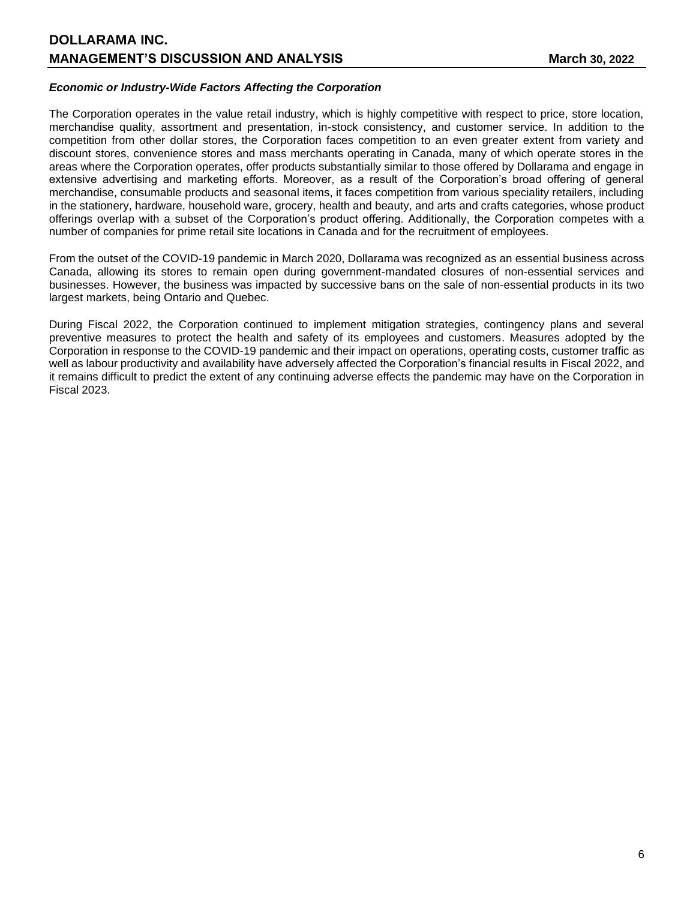### *Economic or Industry-Wide Factors Affecting the Corporation*

The Corporation operates in the value retail industry, which is highly competitive with respect to price, store location, merchandise quality, assortment and presentation, in-stock consistency, and customer service. In addition to the competition from other dollar stores, the Corporation faces competition to an even greater extent from variety and discount stores, convenience stores and mass merchants operating in Canada, many of which operate stores in the areas where the Corporation operates, offer products substantially similar to those offered by Dollarama and engage in extensive advertising and marketing efforts. Moreover, as a result of the Corporation's broad offering of general merchandise, consumable products and seasonal items, it faces competition from various speciality retailers, including in the stationery, hardware, household ware, grocery, health and beauty, and arts and crafts categories, whose product offerings overlap with a subset of the Corporation's product offering. Additionally, the Corporation competes with a number of companies for prime retail site locations in Canada and for the recruitment of employees.

From the outset of the COVID-19 pandemic in March 2020, Dollarama was recognized as an essential business across Canada, allowing its stores to remain open during government-mandated closures of non-essential services and businesses. However, the business was impacted by successive bans on the sale of non-essential products in its two largest markets, being Ontario and Quebec.

During Fiscal 2022, the Corporation continued to implement mitigation strategies, contingency plans and several preventive measures to protect the health and safety of its employees and customers. Measures adopted by the Corporation in response to the COVID-19 pandemic and their impact on operations, operating costs, customer traffic as well as labour productivity and availability have adversely affected the Corporation's financial results in Fiscal 2022, and it remains difficult to predict the extent of any continuing adverse effects the pandemic may have on the Corporation in Fiscal 2023.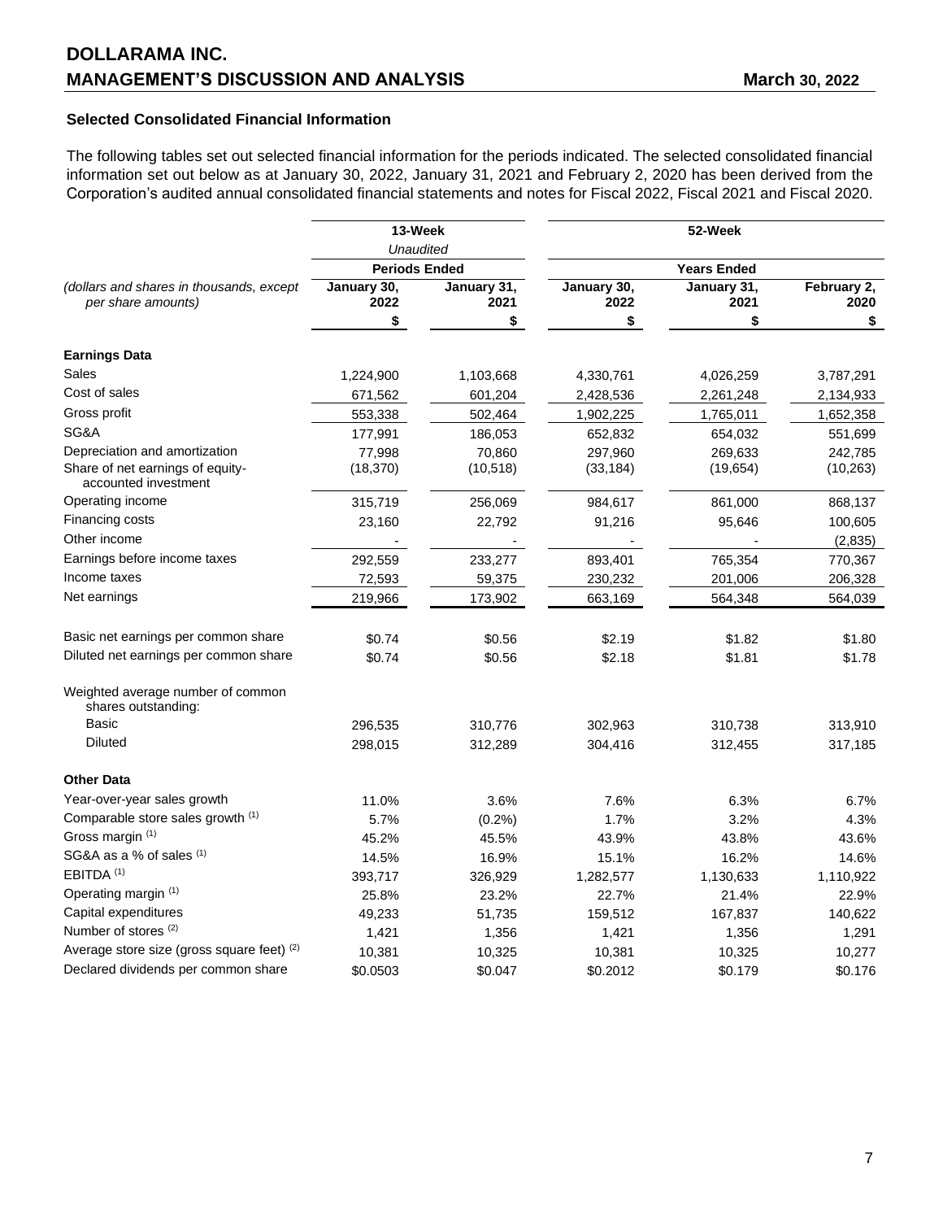### Selected Consolidated Financial Information

The following tables set out selected financial information for the periods indicated. The selected consolidated financial information set out below as at January 30, 2022, January 31, 2021 and February 2, 2020 has been derived from the Corporation's audited annual consolidated financial statements and notes for Fiscal 2022, Fiscal 2021 and Fiscal 2020.

| | 13-Week *Unaudited* | | 52-Week | | |
|---|---|---|---|---|---|
| | **Periods Ended** | | **Years Ended** | | |
| *(dollars and shares in thousands, except per share amounts)* | **January 30, 2022** | **January 31, 2021** | **January 30, 2022** | **January 31, 2021** | **February 2, 2020** |
| | **$** | **$** | **$** | **$** | **$** |
| **Earnings Data** | | | | | |
| Sales | 1,224,900 | 1,103,668 | 4,330,761 | 4,026,259 | 3,787,291 |
| Cost of sales | 671,562 | 601,204 | 2,428,536 | 2,261,248 | 2,134,933 |
| Gross profit | 553,338 | 502,464 | 1,902,225 | 1,765,011 | 1,652,358 |
| SG&A | 177,991 | 186,053 | 652,832 | 654,032 | 551,699 |
| Depreciation and amortization | 77,998 | 70,860 | 297,960 | 269,633 | 242,785 |
| Share of net earnings of equity-accounted investment | (18,370) | (10,518) | (33,184) | (19,654) | (10,263) |
| Operating income | 315,719 | 256,069 | 984,617 | 861,000 | 868,137 |
| Financing costs | 23,160 | 22,792 | 91,216 | 95,646 | 100,605 |
| Other income | - | - | - | - | (2,835) |
| Earnings before income taxes | 292,559 | 233,277 | 893,401 | 765,354 | 770,367 |
| Income taxes | 72,593 | 59,375 | 230,232 | 201,006 | 206,328 |
| Net earnings | 219,966 | 173,902 | 663,169 | 564,348 | 564,039 |
| | | | | | |
| Basic net earnings per common share | $0.74 | $0.56 | $2.19 | $1.82 | $1.80 |
| Diluted net earnings per common share | $0.74 | $0.56 | $2.18 | $1.81 | $1.78 |
| | | | | | |
| Weighted average number of common shares outstanding: | | | | | |
| Basic | 296,535 | 310,776 | 302,963 | 310,738 | 313,910 |
| Diluted | 298,015 | 312,289 | 304,416 | 312,455 | 317,185 |
| | | | | | |
| **Other Data** | | | | | |
| Year-over-year sales growth | 11.0% | 3.6% | 7.6% | 6.3% | 6.7% |
| Comparable store sales growth [(1)] | 5.7% | (0.2%) | 1.7% | 3.2% | 4.3% |
| Gross margin [(1)] | 45.2% | 45.5% | 43.9% | 43.8% | 43.6% |
| SG&A as a % of sales [(1)] | 14.5% | 16.9% | 15.1% | 16.2% | 14.6% |
| EBITDA [(1)] | 393,717 | 326,929 | 1,282,577 | 1,130,633 | 1,110,922 |
| Operating margin [(1)] | 25.8% | 23.2% | 22.7% | 21.4% | 22.9% |
| Capital expenditures | 49,233 | 51,735 | 159,512 | 167,837 | 140,622 |
| Number of stores [(2)] | 1,421 | 1,356 | 1,421 | 1,356 | 1,291 |
| Average store size (gross square feet) [(2)] | 10,381 | 10,325 | 10,381 | 10,325 | 10,277 |
| Declared dividends per common share | $0.0503 | $0.047 | $0.2012 | $0.179 | $0.176 |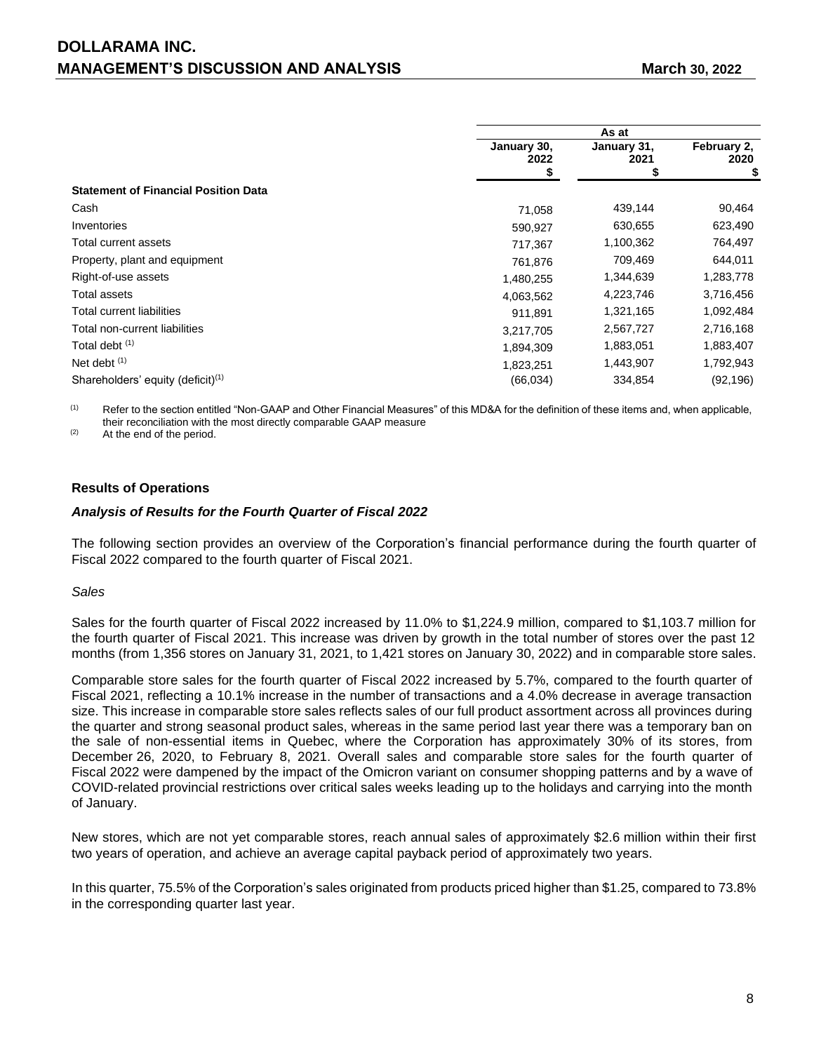| | As at | | |
|---|---|---|---|
| | January 30, 2022 $ | January 31, 2021 $ | February 2, 2020 $ |
| **Statement of Financial Position Data** | | | |
| Cash | 71,058 | 439,144 | 90,464 |
| Inventories | 590,927 | 630,655 | 623,490 |
| Total current assets | 717,367 | 1,100,362 | 764,497 |
| Property, plant and equipment | 761,876 | 709,469 | 644,011 |
| Right-of-use assets | 1,480,255 | 1,344,639 | 1,283,778 |
| Total assets | 4,063,562 | 4,223,746 | 3,716,456 |
| Total current liabilities | 911,891 | 1,321,165 | 1,092,484 |
| Total non-current liabilities | 3,217,705 | 2,567,727 | 2,716,168 |
| Total debt (1) | 1,894,309 | 1,883,051 | 1,883,407 |
| Net debt (1) | 1,823,251 | 1,443,907 | 1,792,943 |
| Shareholders' equity (deficit)(1) | (66,034) | 334,854 | (92,196) |

(1) Refer to the section entitled "Non-GAAP and Other Financial Measures" of this MD&A for the definition of these items and, when applicable, their reconciliation with the most directly comparable GAAP measure

(2) At the end of the period.

### Results of Operations

#### *Analysis of Results for the Fourth Quarter of Fiscal 2022*

The following section provides an overview of the Corporation's financial performance during the fourth quarter of Fiscal 2022 compared to the fourth quarter of Fiscal 2021.

*Sales*

Sales for the fourth quarter of Fiscal 2022 increased by 11.0% to $1,224.9 million, compared to $1,103.7 million for the fourth quarter of Fiscal 2021. This increase was driven by growth in the total number of stores over the past 12 months (from 1,356 stores on January 31, 2021, to 1,421 stores on January 30, 2022) and in comparable store sales.

Comparable store sales for the fourth quarter of Fiscal 2022 increased by 5.7%, compared to the fourth quarter of Fiscal 2021, reflecting a 10.1% increase in the number of transactions and a 4.0% decrease in average transaction size. This increase in comparable store sales reflects sales of our full product assortment across all provinces during the quarter and strong seasonal product sales, whereas in the same period last year there was a temporary ban on the sale of non-essential items in Quebec, where the Corporation has approximately 30% of its stores, from December 26, 2020, to February 8, 2021. Overall sales and comparable store sales for the fourth quarter of Fiscal 2022 were dampened by the impact of the Omicron variant on consumer shopping patterns and by a wave of COVID-related provincial restrictions over critical sales weeks leading up to the holidays and carrying into the month of January.

New stores, which are not yet comparable stores, reach annual sales of approximately $2.6 million within their first two years of operation, and achieve an average capital payback period of approximately two years.

In this quarter, 75.5% of the Corporation's sales originated from products priced higher than $1.25, compared to 73.8% in the corresponding quarter last year.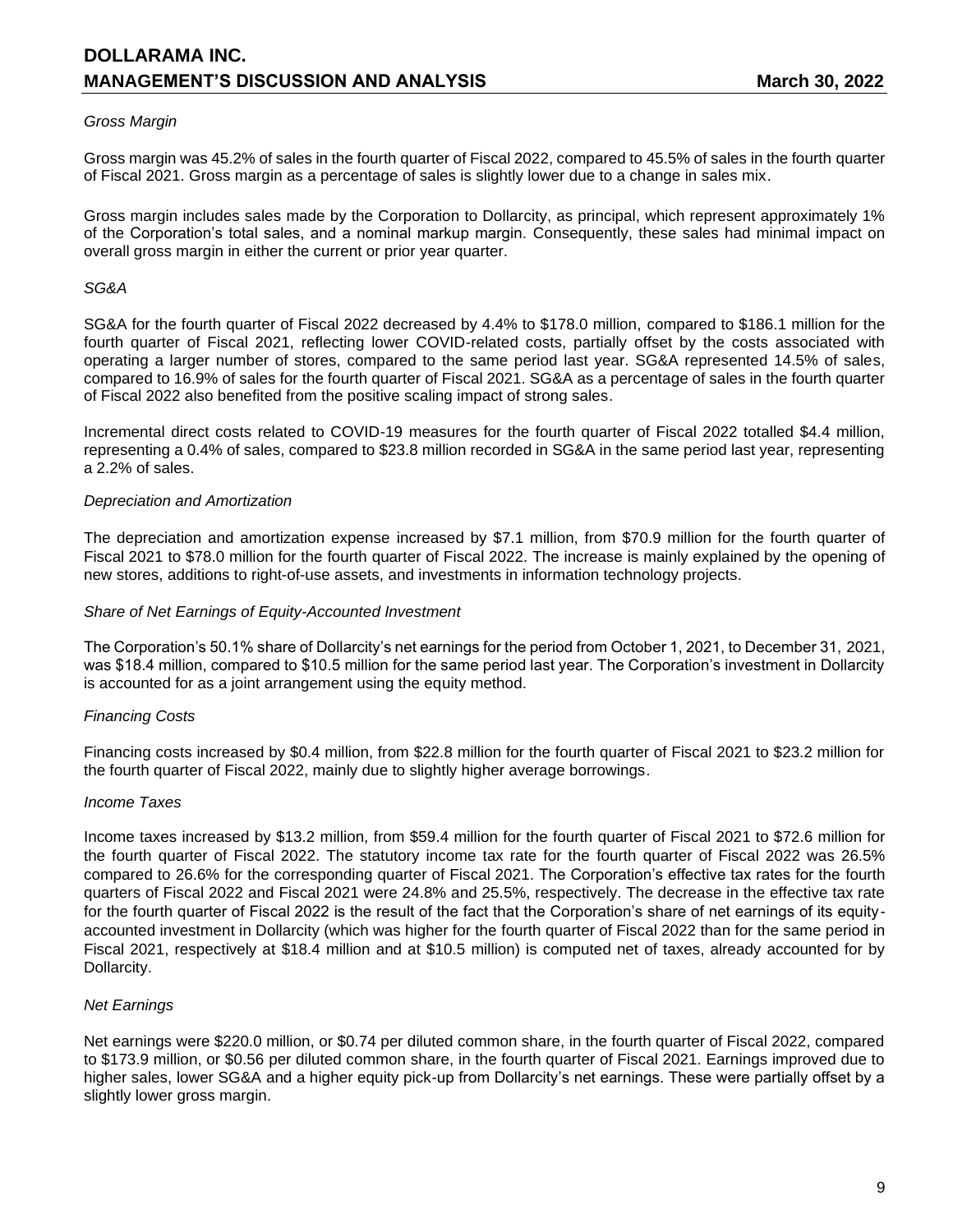*Gross Margin*

Gross margin was 45.2% of sales in the fourth quarter of Fiscal 2022, compared to 45.5% of sales in the fourth quarter of Fiscal 2021. Gross margin as a percentage of sales is slightly lower due to a change in sales mix.

Gross margin includes sales made by the Corporation to Dollarcity, as principal, which represent approximately 1% of the Corporation's total sales, and a nominal markup margin. Consequently, these sales had minimal impact on overall gross margin in either the current or prior year quarter.

*SG&A*

SG&A for the fourth quarter of Fiscal 2022 decreased by 4.4% to $178.0 million, compared to $186.1 million for the fourth quarter of Fiscal 2021, reflecting lower COVID-related costs, partially offset by the costs associated with operating a larger number of stores, compared to the same period last year. SG&A represented 14.5% of sales, compared to 16.9% of sales for the fourth quarter of Fiscal 2021. SG&A as a percentage of sales in the fourth quarter of Fiscal 2022 also benefited from the positive scaling impact of strong sales.

Incremental direct costs related to COVID-19 measures for the fourth quarter of Fiscal 2022 totalled $4.4 million, representing a 0.4% of sales, compared to $23.8 million recorded in SG&A in the same period last year, representing a 2.2% of sales.

*Depreciation and Amortization*

The depreciation and amortization expense increased by $7.1 million, from $70.9 million for the fourth quarter of Fiscal 2021 to $78.0 million for the fourth quarter of Fiscal 2022. The increase is mainly explained by the opening of new stores, additions to right-of-use assets, and investments in information technology projects.

*Share of Net Earnings of Equity-Accounted Investment*

The Corporation's 50.1% share of Dollarcity's net earnings for the period from October 1, 2021, to December 31, 2021, was $18.4 million, compared to $10.5 million for the same period last year. The Corporation's investment in Dollarcity is accounted for as a joint arrangement using the equity method.

*Financing Costs*

Financing costs increased by $0.4 million, from $22.8 million for the fourth quarter of Fiscal 2021 to $23.2 million for the fourth quarter of Fiscal 2022, mainly due to slightly higher average borrowings.

*Income Taxes*

Income taxes increased by $13.2 million, from $59.4 million for the fourth quarter of Fiscal 2021 to $72.6 million for the fourth quarter of Fiscal 2022. The statutory income tax rate for the fourth quarter of Fiscal 2022 was 26.5% compared to 26.6% for the corresponding quarter of Fiscal 2021. The Corporation's effective tax rates for the fourth quarters of Fiscal 2022 and Fiscal 2021 were 24.8% and 25.5%, respectively. The decrease in the effective tax rate for the fourth quarter of Fiscal 2022 is the result of the fact that the Corporation's share of net earnings of its equity-accounted investment in Dollarcity (which was higher for the fourth quarter of Fiscal 2022 than for the same period in Fiscal 2021, respectively at $18.4 million and at $10.5 million) is computed net of taxes, already accounted for by Dollarcity.

*Net Earnings*

Net earnings were $220.0 million, or $0.74 per diluted common share, in the fourth quarter of Fiscal 2022, compared to $173.9 million, or $0.56 per diluted common share, in the fourth quarter of Fiscal 2021. Earnings improved due to higher sales, lower SG&A and a higher equity pick-up from Dollarcity's net earnings. These were partially offset by a slightly lower gross margin.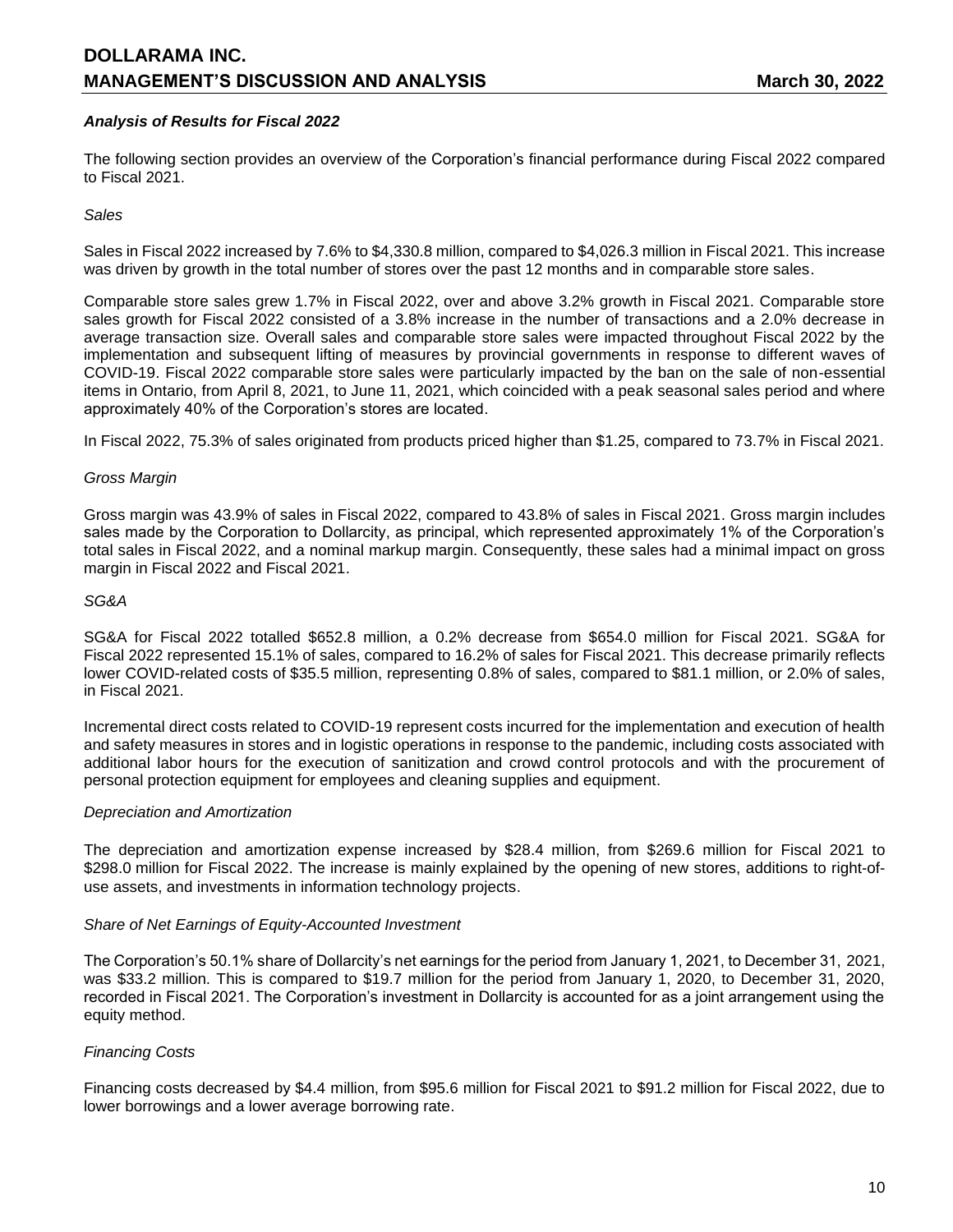### *Analysis of Results for Fiscal 2022*

The following section provides an overview of the Corporation's financial performance during Fiscal 2022 compared to Fiscal 2021.

*Sales*

Sales in Fiscal 2022 increased by 7.6% to $4,330.8 million, compared to $4,026.3 million in Fiscal 2021. This increase was driven by growth in the total number of stores over the past 12 months and in comparable store sales.

Comparable store sales grew 1.7% in Fiscal 2022, over and above 3.2% growth in Fiscal 2021. Comparable store sales growth for Fiscal 2022 consisted of a 3.8% increase in the number of transactions and a 2.0% decrease in average transaction size. Overall sales and comparable store sales were impacted throughout Fiscal 2022 by the implementation and subsequent lifting of measures by provincial governments in response to different waves of COVID-19. Fiscal 2022 comparable store sales were particularly impacted by the ban on the sale of non-essential items in Ontario, from April 8, 2021, to June 11, 2021, which coincided with a peak seasonal sales period and where approximately 40% of the Corporation's stores are located.

In Fiscal 2022, 75.3% of sales originated from products priced higher than $1.25, compared to 73.7% in Fiscal 2021.

*Gross Margin*

Gross margin was 43.9% of sales in Fiscal 2022, compared to 43.8% of sales in Fiscal 2021. Gross margin includes sales made by the Corporation to Dollarcity, as principal, which represented approximately 1% of the Corporation's total sales in Fiscal 2022, and a nominal markup margin. Consequently, these sales had a minimal impact on gross margin in Fiscal 2022 and Fiscal 2021.

*SG&A*

SG&A for Fiscal 2022 totalled $652.8 million, a 0.2% decrease from $654.0 million for Fiscal 2021. SG&A for Fiscal 2022 represented 15.1% of sales, compared to 16.2% of sales for Fiscal 2021. This decrease primarily reflects lower COVID-related costs of $35.5 million, representing 0.8% of sales, compared to $81.1 million, or 2.0% of sales, in Fiscal 2021.

Incremental direct costs related to COVID-19 represent costs incurred for the implementation and execution of health and safety measures in stores and in logistic operations in response to the pandemic, including costs associated with additional labor hours for the execution of sanitization and crowd control protocols and with the procurement of personal protection equipment for employees and cleaning supplies and equipment.

*Depreciation and Amortization*

The depreciation and amortization expense increased by $28.4 million, from $269.6 million for Fiscal 2021 to $298.0 million for Fiscal 2022. The increase is mainly explained by the opening of new stores, additions to right-of-use assets, and investments in information technology projects.

*Share of Net Earnings of Equity-Accounted Investment*

The Corporation's 50.1% share of Dollarcity's net earnings for the period from January 1, 2021, to December 31, 2021, was $33.2 million. This is compared to $19.7 million for the period from January 1, 2020, to December 31, 2020, recorded in Fiscal 2021. The Corporation's investment in Dollarcity is accounted for as a joint arrangement using the equity method.

*Financing Costs*

Financing costs decreased by $4.4 million, from $95.6 million for Fiscal 2021 to $91.2 million for Fiscal 2022, due to lower borrowings and a lower average borrowing rate.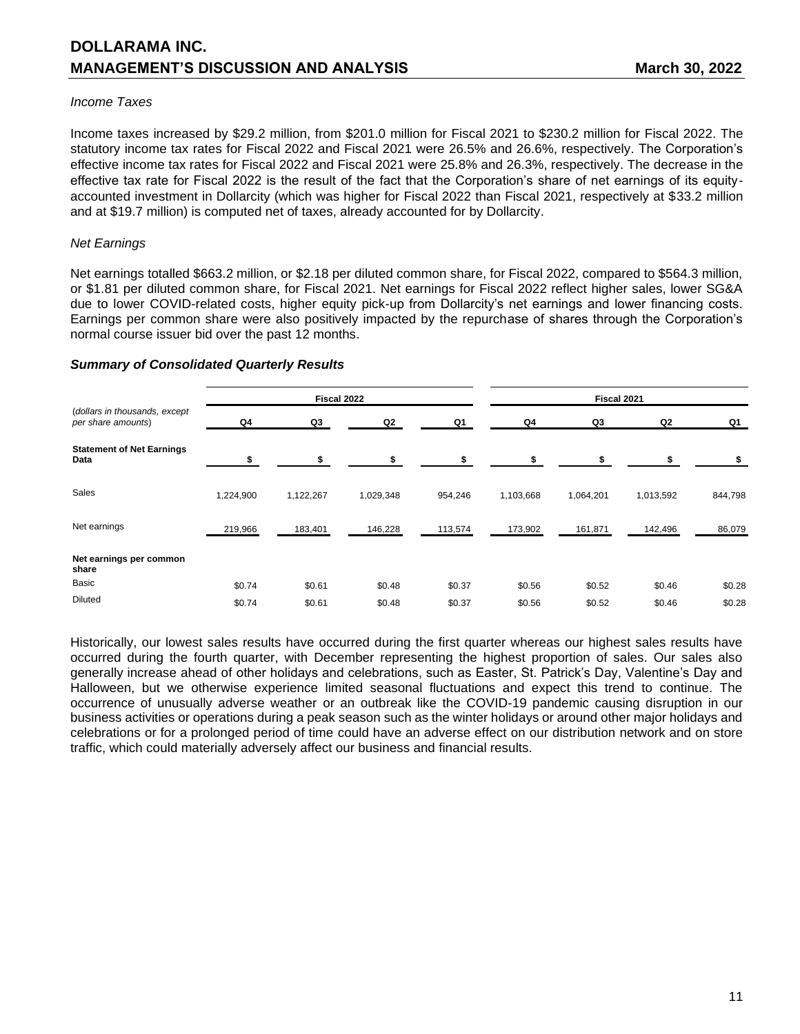*Income Taxes*

Income taxes increased by $29.2 million, from $201.0 million for Fiscal 2021 to $230.2 million for Fiscal 2022. The statutory income tax rates for Fiscal 2022 and Fiscal 2021 were 26.5% and 26.6%, respectively. The Corporation's effective income tax rates for Fiscal 2022 and Fiscal 2021 were 25.8% and 26.3%, respectively. The decrease in the effective tax rate for Fiscal 2022 is the result of the fact that the Corporation's share of net earnings of its equity-accounted investment in Dollarcity (which was higher for Fiscal 2022 than Fiscal 2021, respectively at $33.2 million and at $19.7 million) is computed net of taxes, already accounted for by Dollarcity.

*Net Earnings*

Net earnings totalled $663.2 million, or $2.18 per diluted common share, for Fiscal 2022, compared to $564.3 million, or $1.81 per diluted common share, for Fiscal 2021. Net earnings for Fiscal 2022 reflect higher sales, lower SG&A due to lower COVID-related costs, higher equity pick-up from Dollarcity's net earnings and lower financing costs. Earnings per common share were also positively impacted by the repurchase of shares through the Corporation's normal course issuer bid over the past 12 months.

***Summary of Consolidated Quarterly Results***

| (*dollars in thousands, except per share amounts*) | Fiscal 2022 | | | | Fiscal 2021 | | | |
|---|---|---|---|---|---|---|---|---|
| | Q4 | Q3 | Q2 | Q1 | Q4 | Q3 | Q2 | Q1 |
| **Statement of Net Earnings Data** | $ | $ | $ | $ | $ | $ | $ | $ |
| Sales | 1,224,900 | 1,122,267 | 1,029,348 | 954,246 | 1,103,668 | 1,064,201 | 1,013,592 | 844,798 |
| Net earnings | 219,966 | 183,401 | 146,228 | 113,574 | 173,902 | 161,871 | 142,496 | 86,079 |
| **Net earnings per common share** | | | | | | | | |
| Basic | $0.74 | $0.61 | $0.48 | $0.37 | $0.56 | $0.52 | $0.46 | $0.28 |
| Diluted | $0.74 | $0.61 | $0.48 | $0.37 | $0.56 | $0.52 | $0.46 | $0.28 |

Historically, our lowest sales results have occurred during the first quarter whereas our highest sales results have occurred during the fourth quarter, with December representing the highest proportion of sales. Our sales also generally increase ahead of other holidays and celebrations, such as Easter, St. Patrick's Day, Valentine's Day and Halloween, but we otherwise experience limited seasonal fluctuations and expect this trend to continue. The occurrence of unusually adverse weather or an outbreak like the COVID-19 pandemic causing disruption in our business activities or operations during a peak season such as the winter holidays or around other major holidays and celebrations or for a prolonged period of time could have an adverse effect on our distribution network and on store traffic, which could materially adversely affect our business and financial results.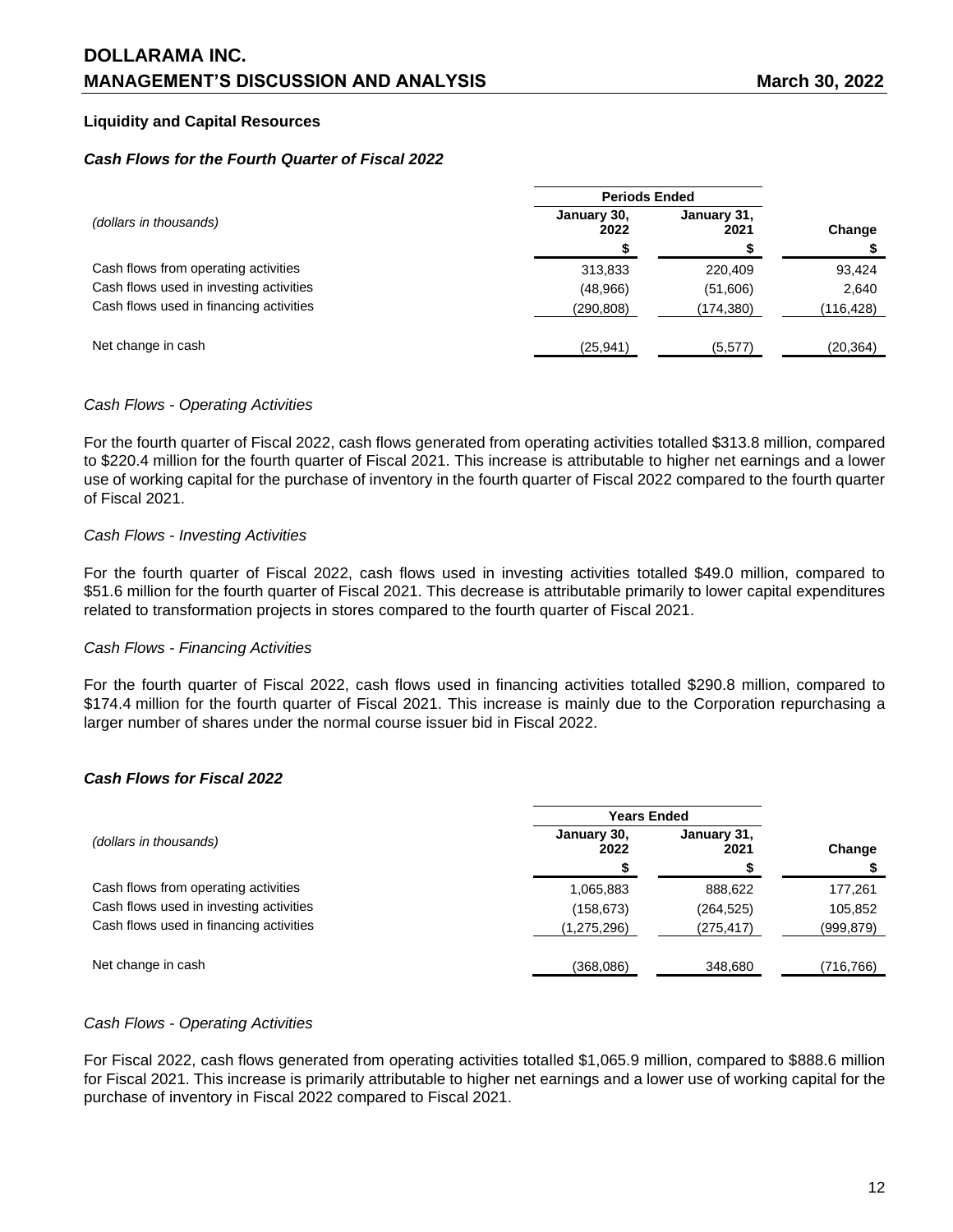### Liquidity and Capital Resources

#### *Cash Flows for the Fourth Quarter of Fiscal 2022*

| *(dollars in thousands)* | Periods Ended | | |
|---|---|---|---|
| | January 30, 2022 | January 31, 2021 | Change |
| | $ | $ | $ |
| Cash flows from operating activities | 313,833 | 220,409 | 93,424 |
| Cash flows used in investing activities | (48,966) | (51,606) | 2,640 |
| Cash flows used in financing activities | (290,808) | (174,380) | (116,428) |
| Net change in cash | (25,941) | (5,577) | (20,364) |

*Cash Flows - Operating Activities*

For the fourth quarter of Fiscal 2022, cash flows generated from operating activities totalled $313.8 million, compared to $220.4 million for the fourth quarter of Fiscal 2021. This increase is attributable to higher net earnings and a lower use of working capital for the purchase of inventory in the fourth quarter of Fiscal 2022 compared to the fourth quarter of Fiscal 2021.

*Cash Flows - Investing Activities*

For the fourth quarter of Fiscal 2022, cash flows used in investing activities totalled $49.0 million, compared to $51.6 million for the fourth quarter of Fiscal 2021. This decrease is attributable primarily to lower capital expenditures related to transformation projects in stores compared to the fourth quarter of Fiscal 2021.

*Cash Flows - Financing Activities*

For the fourth quarter of Fiscal 2022, cash flows used in financing activities totalled $290.8 million, compared to $174.4 million for the fourth quarter of Fiscal 2021. This increase is mainly due to the Corporation repurchasing a larger number of shares under the normal course issuer bid in Fiscal 2022.

#### *Cash Flows for Fiscal 2022*

| *(dollars in thousands)* | Years Ended | | |
|---|---|---|---|
| | January 30, 2022 | January 31, 2021 | Change |
| | $ | $ | $ |
| Cash flows from operating activities | 1,065,883 | 888,622 | 177,261 |
| Cash flows used in investing activities | (158,673) | (264,525) | 105,852 |
| Cash flows used in financing activities | (1,275,296) | (275,417) | (999,879) |
| Net change in cash | (368,086) | 348,680 | (716,766) |

*Cash Flows - Operating Activities*

For Fiscal 2022, cash flows generated from operating activities totalled $1,065.9 million, compared to $888.6 million for Fiscal 2021. This increase is primarily attributable to higher net earnings and a lower use of working capital for the purchase of inventory in Fiscal 2022 compared to Fiscal 2021.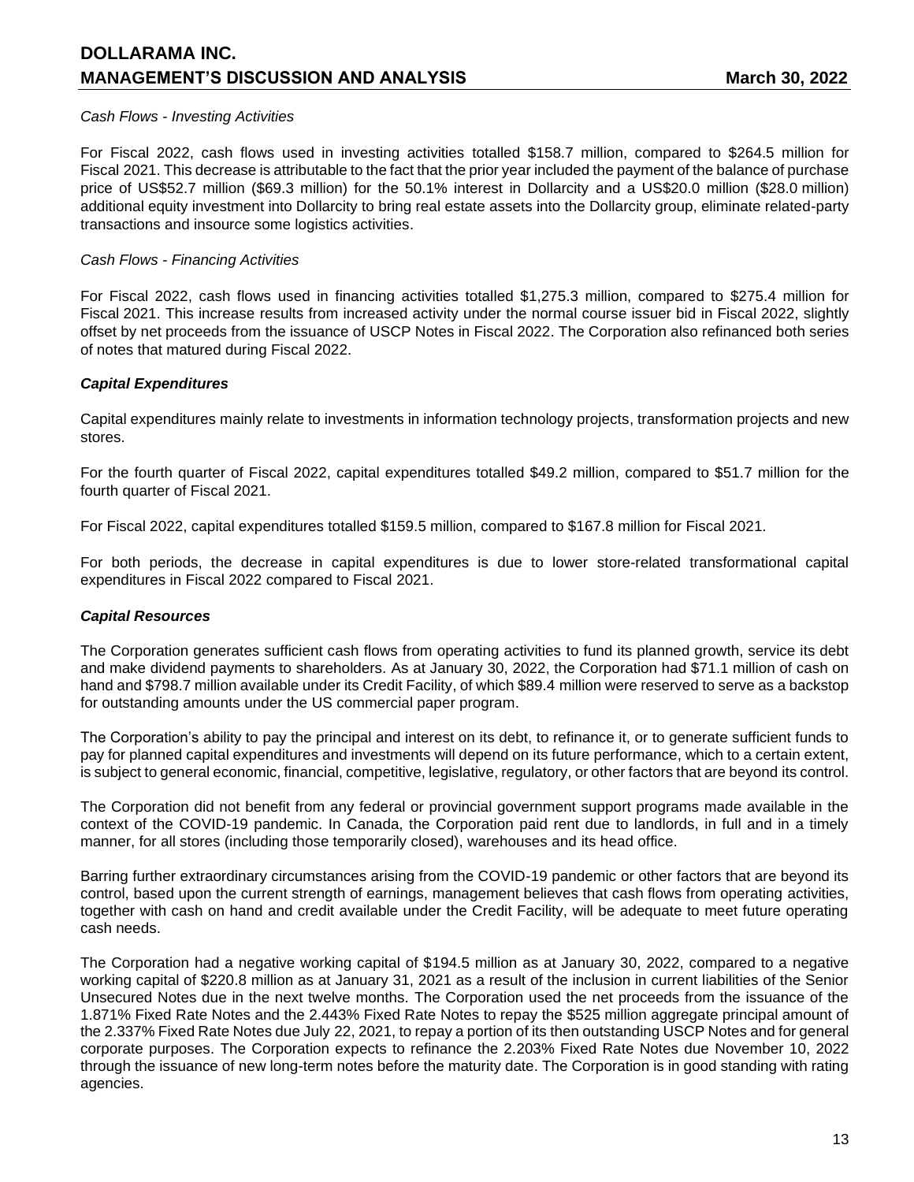*Cash Flows - Investing Activities*

For Fiscal 2022, cash flows used in investing activities totalled $158.7 million, compared to $264.5 million for Fiscal 2021. This decrease is attributable to the fact that the prior year included the payment of the balance of purchase price of US$52.7 million ($69.3 million) for the 50.1% interest in Dollarcity and a US$20.0 million ($28.0 million) additional equity investment into Dollarcity to bring real estate assets into the Dollarcity group, eliminate related-party transactions and insource some logistics activities.

*Cash Flows - Financing Activities*

For Fiscal 2022, cash flows used in financing activities totalled $1,275.3 million, compared to $275.4 million for Fiscal 2021. This increase results from increased activity under the normal course issuer bid in Fiscal 2022, slightly offset by net proceeds from the issuance of USCP Notes in Fiscal 2022. The Corporation also refinanced both series of notes that matured during Fiscal 2022.

***Capital Expenditures***

Capital expenditures mainly relate to investments in information technology projects, transformation projects and new stores.

For the fourth quarter of Fiscal 2022, capital expenditures totalled $49.2 million, compared to $51.7 million for the fourth quarter of Fiscal 2021.

For Fiscal 2022, capital expenditures totalled $159.5 million, compared to $167.8 million for Fiscal 2021.

For both periods, the decrease in capital expenditures is due to lower store-related transformational capital expenditures in Fiscal 2022 compared to Fiscal 2021.

***Capital Resources***

The Corporation generates sufficient cash flows from operating activities to fund its planned growth, service its debt and make dividend payments to shareholders. As at January 30, 2022, the Corporation had $71.1 million of cash on hand and $798.7 million available under its Credit Facility, of which $89.4 million were reserved to serve as a backstop for outstanding amounts under the US commercial paper program.

The Corporation's ability to pay the principal and interest on its debt, to refinance it, or to generate sufficient funds to pay for planned capital expenditures and investments will depend on its future performance, which to a certain extent, is subject to general economic, financial, competitive, legislative, regulatory, or other factors that are beyond its control.

The Corporation did not benefit from any federal or provincial government support programs made available in the context of the COVID-19 pandemic. In Canada, the Corporation paid rent due to landlords, in full and in a timely manner, for all stores (including those temporarily closed), warehouses and its head office.

Barring further extraordinary circumstances arising from the COVID-19 pandemic or other factors that are beyond its control, based upon the current strength of earnings, management believes that cash flows from operating activities, together with cash on hand and credit available under the Credit Facility, will be adequate to meet future operating cash needs.

The Corporation had a negative working capital of $194.5 million as at January 30, 2022, compared to a negative working capital of $220.8 million as at January 31, 2021 as a result of the inclusion in current liabilities of the Senior Unsecured Notes due in the next twelve months. The Corporation used the net proceeds from the issuance of the 1.871% Fixed Rate Notes and the 2.443% Fixed Rate Notes to repay the $525 million aggregate principal amount of the 2.337% Fixed Rate Notes due July 22, 2021, to repay a portion of its then outstanding USCP Notes and for general corporate purposes. The Corporation expects to refinance the 2.203% Fixed Rate Notes due November 10, 2022 through the issuance of new long-term notes before the maturity date. The Corporation is in good standing with rating agencies.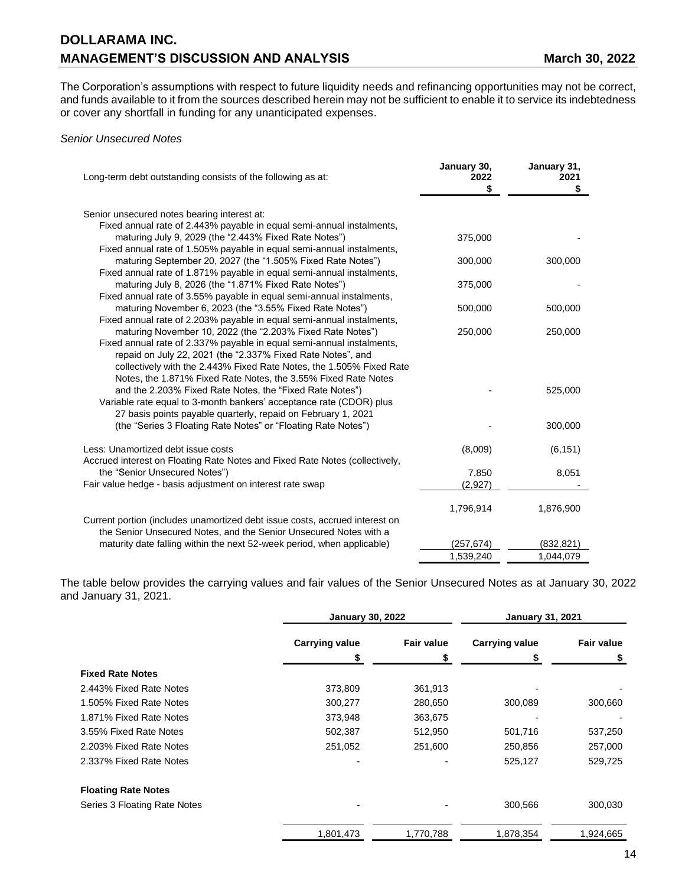The Corporation's assumptions with respect to future liquidity needs and refinancing opportunities may not be correct, and funds available to it from the sources described herein may not be sufficient to enable it to service its indebtedness or cover any shortfall in funding for any unanticipated expenses.

*Senior Unsecured Notes*

| Long-term debt outstanding consists of the following as at: | January 30, 2022 $ | January 31, 2021 $ |
|---|---|---|
| Senior unsecured notes bearing interest at: | | |
| Fixed annual rate of 2.443% payable in equal semi-annual instalments, maturing July 9, 2029 (the "2.443% Fixed Rate Notes") | 375,000 | - |
| Fixed annual rate of 1.505% payable in equal semi-annual instalments, maturing September 20, 2027 (the "1.505% Fixed Rate Notes") | 300,000 | 300,000 |
| Fixed annual rate of 1.871% payable in equal semi-annual instalments, maturing July 8, 2026 (the "1.871% Fixed Rate Notes") | 375,000 | - |
| Fixed annual rate of 3.55% payable in equal semi-annual instalments, maturing November 6, 2023 (the "3.55% Fixed Rate Notes") | 500,000 | 500,000 |
| Fixed annual rate of 2.203% payable in equal semi-annual instalments, maturing November 10, 2022 (the "2.203% Fixed Rate Notes") | 250,000 | 250,000 |
| Fixed annual rate of 2.337% payable in equal semi-annual instalments, repaid on July 22, 2021 (the "2.337% Fixed Rate Notes", and collectively with the 2.443% Fixed Rate Notes, the 1.505% Fixed Rate Notes, the 1.871% Fixed Rate Notes, the 3.55% Fixed Rate Notes and the 2.203% Fixed Rate Notes, the "Fixed Rate Notes") | - | 525,000 |
| Variable rate equal to 3-month bankers' acceptance rate (CDOR) plus 27 basis points payable quarterly, repaid on February 1, 2021 (the "Series 3 Floating Rate Notes" or "Floating Rate Notes") | - | 300,000 |
| Less: Unamortized debt issue costs | (8,009) | (6,151) |
| Accrued interest on Floating Rate Notes and Fixed Rate Notes (collectively, the "Senior Unsecured Notes") | 7,850 | 8,051 |
| Fair value hedge - basis adjustment on interest rate swap | (2,927) | - |
| | 1,796,914 | 1,876,900 |
| Current portion (includes unamortized debt issue costs, accrued interest on the Senior Unsecured Notes, and the Senior Unsecured Notes with a maturity date falling within the next 52-week period, when applicable) | (257,674) | (832,821) |
| | 1,539,240 | 1,044,079 |

The table below provides the carrying values and fair values of the Senior Unsecured Notes as at January 30, 2022 and January 31, 2021.

| | January 30, 2022 | | January 31, 2021 | |
|---|---|---|---|---|
| | Carrying value $ | Fair value $ | Carrying value $ | Fair value $ |
| **Fixed Rate Notes** | | | | |
| 2.443% Fixed Rate Notes | 373,809 | 361,913 | - | - |
| 1.505% Fixed Rate Notes | 300,277 | 280,650 | 300,089 | 300,660 |
| 1.871% Fixed Rate Notes | 373,948 | 363,675 | - | - |
| 3.55% Fixed Rate Notes | 502,387 | 512,950 | 501,716 | 537,250 |
| 2.203% Fixed Rate Notes | 251,052 | 251,600 | 250,856 | 257,000 |
| 2.337% Fixed Rate Notes | - | - | 525,127 | 529,725 |
| **Floating Rate Notes** | | | | |
| Series 3 Floating Rate Notes | - | - | 300,566 | 300,030 |
| | 1,801,473 | 1,770,788 | 1,878,354 | 1,924,665 |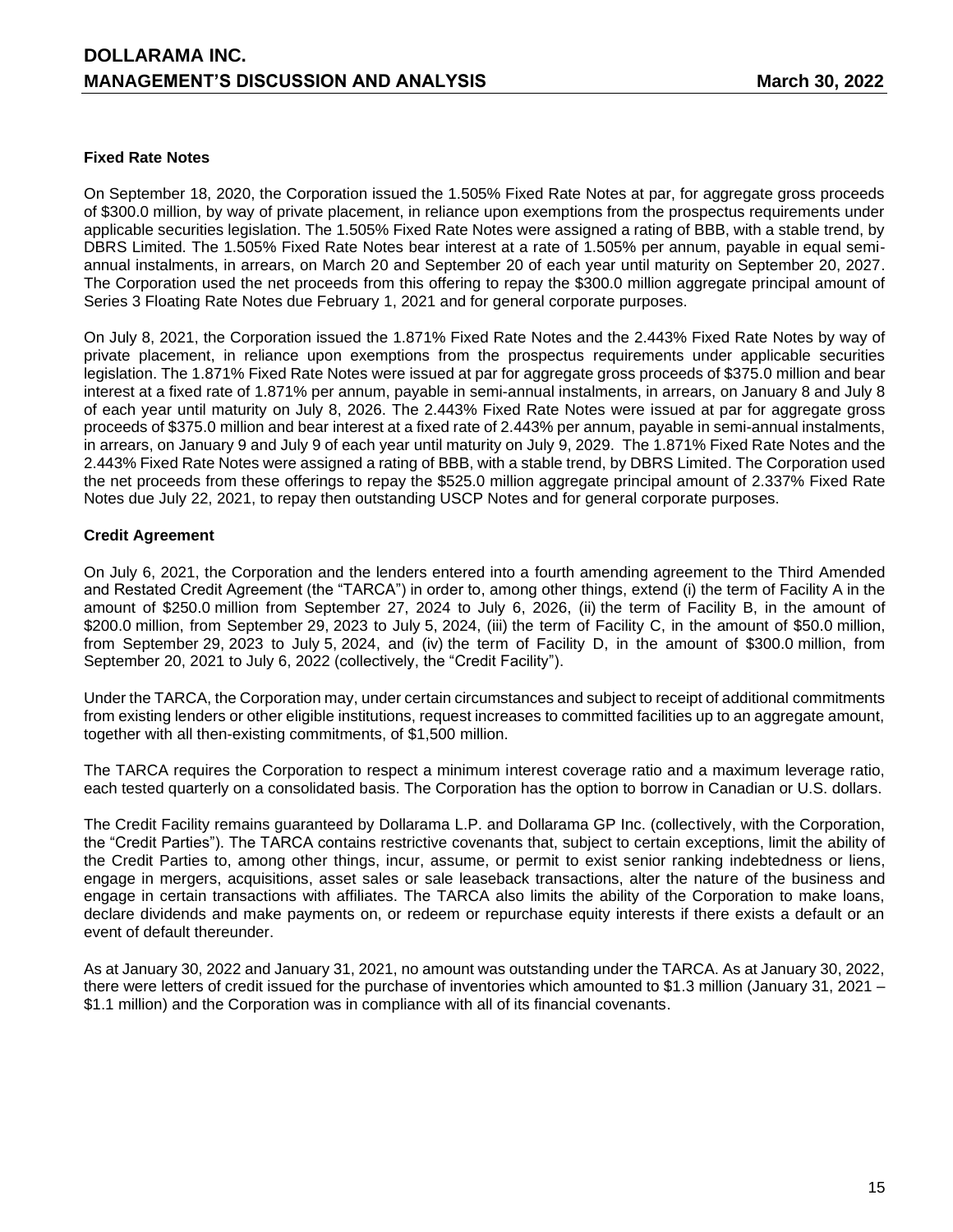### Fixed Rate Notes

On September 18, 2020, the Corporation issued the 1.505% Fixed Rate Notes at par, for aggregate gross proceeds of $300.0 million, by way of private placement, in reliance upon exemptions from the prospectus requirements under applicable securities legislation. The 1.505% Fixed Rate Notes were assigned a rating of BBB, with a stable trend, by DBRS Limited. The 1.505% Fixed Rate Notes bear interest at a rate of 1.505% per annum, payable in equal semi-annual instalments, in arrears, on March 20 and September 20 of each year until maturity on September 20, 2027. The Corporation used the net proceeds from this offering to repay the $300.0 million aggregate principal amount of Series 3 Floating Rate Notes due February 1, 2021 and for general corporate purposes.

On July 8, 2021, the Corporation issued the 1.871% Fixed Rate Notes and the 2.443% Fixed Rate Notes by way of private placement, in reliance upon exemptions from the prospectus requirements under applicable securities legislation. The 1.871% Fixed Rate Notes were issued at par for aggregate gross proceeds of $375.0 million and bear interest at a fixed rate of 1.871% per annum, payable in semi-annual instalments, in arrears, on January 8 and July 8 of each year until maturity on July 8, 2026. The 2.443% Fixed Rate Notes were issued at par for aggregate gross proceeds of $375.0 million and bear interest at a fixed rate of 2.443% per annum, payable in semi-annual instalments, in arrears, on January 9 and July 9 of each year until maturity on July 9, 2029. The 1.871% Fixed Rate Notes and the 2.443% Fixed Rate Notes were assigned a rating of BBB, with a stable trend, by DBRS Limited. The Corporation used the net proceeds from these offerings to repay the $525.0 million aggregate principal amount of 2.337% Fixed Rate Notes due July 22, 2021, to repay then outstanding USCP Notes and for general corporate purposes.

### Credit Agreement

On July 6, 2021, the Corporation and the lenders entered into a fourth amending agreement to the Third Amended and Restated Credit Agreement (the "TARCA") in order to, among other things, extend (i) the term of Facility A in the amount of $250.0 million from September 27, 2024 to July 6, 2026, (ii) the term of Facility B, in the amount of $200.0 million, from September 29, 2023 to July 5, 2024, (iii) the term of Facility C, in the amount of $50.0 million, from September 29, 2023 to July 5, 2024, and (iv) the term of Facility D, in the amount of $300.0 million, from September 20, 2021 to July 6, 2022 (collectively, the "Credit Facility").

Under the TARCA, the Corporation may, under certain circumstances and subject to receipt of additional commitments from existing lenders or other eligible institutions, request increases to committed facilities up to an aggregate amount, together with all then-existing commitments, of $1,500 million.

The TARCA requires the Corporation to respect a minimum interest coverage ratio and a maximum leverage ratio, each tested quarterly on a consolidated basis. The Corporation has the option to borrow in Canadian or U.S. dollars.

The Credit Facility remains guaranteed by Dollarama L.P. and Dollarama GP Inc. (collectively, with the Corporation, the "Credit Parties"). The TARCA contains restrictive covenants that, subject to certain exceptions, limit the ability of the Credit Parties to, among other things, incur, assume, or permit to exist senior ranking indebtedness or liens, engage in mergers, acquisitions, asset sales or sale leaseback transactions, alter the nature of the business and engage in certain transactions with affiliates. The TARCA also limits the ability of the Corporation to make loans, declare dividends and make payments on, or redeem or repurchase equity interests if there exists a default or an event of default thereunder.

As at January 30, 2022 and January 31, 2021, no amount was outstanding under the TARCA. As at January 30, 2022, there were letters of credit issued for the purchase of inventories which amounted to $1.3 million (January 31, 2021 – $1.1 million) and the Corporation was in compliance with all of its financial covenants.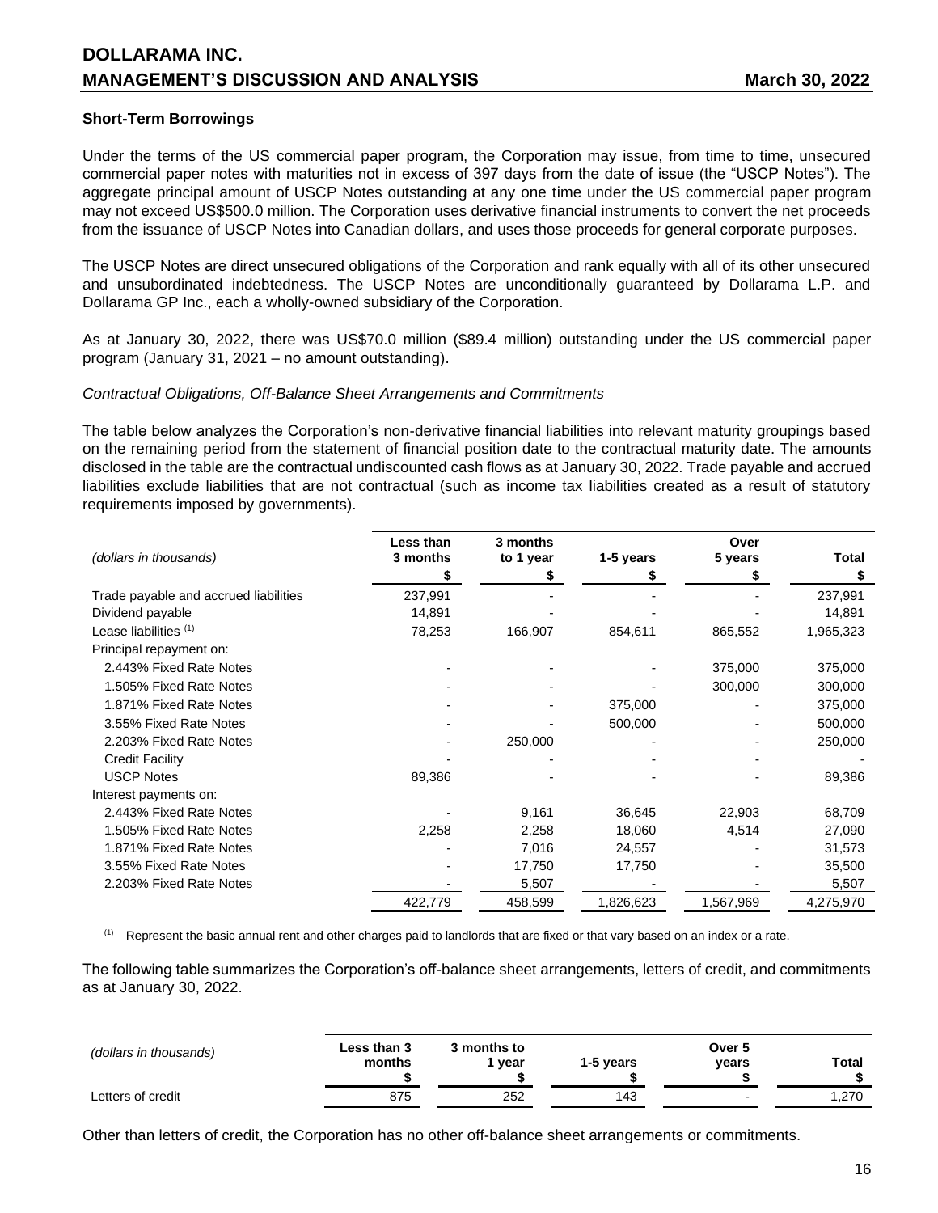### Short-Term Borrowings

Under the terms of the US commercial paper program, the Corporation may issue, from time to time, unsecured commercial paper notes with maturities not in excess of 397 days from the date of issue (the "USCP Notes"). The aggregate principal amount of USCP Notes outstanding at any one time under the US commercial paper program may not exceed US$500.0 million. The Corporation uses derivative financial instruments to convert the net proceeds from the issuance of USCP Notes into Canadian dollars, and uses those proceeds for general corporate purposes.

The USCP Notes are direct unsecured obligations of the Corporation and rank equally with all of its other unsecured and unsubordinated indebtedness. The USCP Notes are unconditionally guaranteed by Dollarama L.P. and Dollarama GP Inc., each a wholly-owned subsidiary of the Corporation.

As at January 30, 2022, there was US$70.0 million ($89.4 million) outstanding under the US commercial paper program (January 31, 2021 – no amount outstanding).

*Contractual Obligations, Off-Balance Sheet Arrangements and Commitments*

The table below analyzes the Corporation's non-derivative financial liabilities into relevant maturity groupings based on the remaining period from the statement of financial position date to the contractual maturity date. The amounts disclosed in the table are the contractual undiscounted cash flows as at January 30, 2022. Trade payable and accrued liabilities exclude liabilities that are not contractual (such as income tax liabilities created as a result of statutory requirements imposed by governments).

| *(dollars in thousands)* | Less than 3 months $ | 3 months to 1 year $ | 1-5 years $ | Over 5 years $ | Total $ |
|---|---|---|---|---|---|
| Trade payable and accrued liabilities | 237,991 | - | - | - | 237,991 |
| Dividend payable | 14,891 | - | - | - | 14,891 |
| Lease liabilities [(1)] | 78,253 | 166,907 | 854,611 | 865,552 | 1,965,323 |
| Principal repayment on: | | | | | |
| 2.443% Fixed Rate Notes | - | - | - | 375,000 | 375,000 |
| 1.505% Fixed Rate Notes | - | - | - | 300,000 | 300,000 |
| 1.871% Fixed Rate Notes | - | - | 375,000 | - | 375,000 |
| 3.55% Fixed Rate Notes | - | - | 500,000 | - | 500,000 |
| 2.203% Fixed Rate Notes | - | 250,000 | - | - | 250,000 |
| Credit Facility | - | - | - | - | - |
| USCP Notes | 89,386 | - | - | - | 89,386 |
| Interest payments on: | | | | | |
| 2.443% Fixed Rate Notes | - | 9,161 | 36,645 | 22,903 | 68,709 |
| 1.505% Fixed Rate Notes | 2,258 | 2,258 | 18,060 | 4,514 | 27,090 |
| 1.871% Fixed Rate Notes | - | 7,016 | 24,557 | - | 31,573 |
| 3.55% Fixed Rate Notes | - | 17,750 | 17,750 | - | 35,500 |
| 2.203% Fixed Rate Notes | - | 5,507 | - | - | 5,507 |
| | 422,779 | 458,599 | 1,826,623 | 1,567,969 | 4,275,970 |

(1) Represent the basic annual rent and other charges paid to landlords that are fixed or that vary based on an index or a rate.

The following table summarizes the Corporation's off-balance sheet arrangements, letters of credit, and commitments as at January 30, 2022.

| *(dollars in thousands)* | Less than 3 months $ | 3 months to 1 year $ | 1-5 years $ | Over 5 years $ | Total $ |
|---|---|---|---|---|---|
| Letters of credit | 875 | 252 | 143 | - | 1,270 |

Other than letters of credit, the Corporation has no other off-balance sheet arrangements or commitments.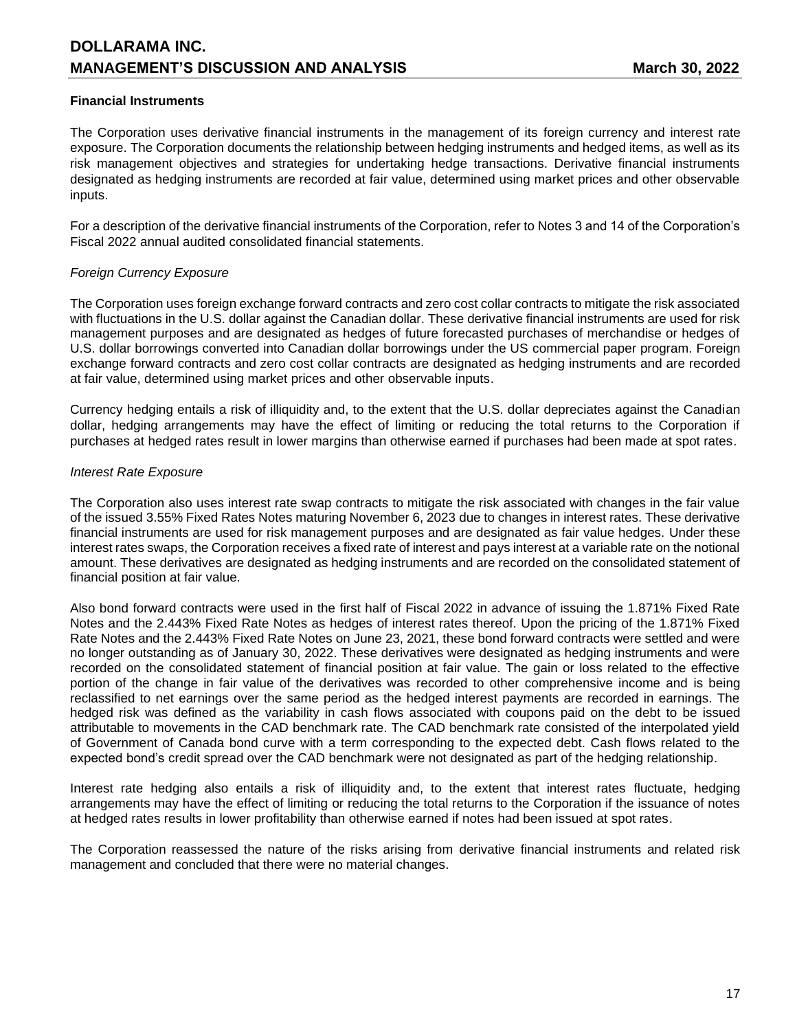### Financial Instruments

The Corporation uses derivative financial instruments in the management of its foreign currency and interest rate exposure. The Corporation documents the relationship between hedging instruments and hedged items, as well as its risk management objectives and strategies for undertaking hedge transactions. Derivative financial instruments designated as hedging instruments are recorded at fair value, determined using market prices and other observable inputs.

For a description of the derivative financial instruments of the Corporation, refer to Notes 3 and 14 of the Corporation's Fiscal 2022 annual audited consolidated financial statements.

*Foreign Currency Exposure*

The Corporation uses foreign exchange forward contracts and zero cost collar contracts to mitigate the risk associated with fluctuations in the U.S. dollar against the Canadian dollar. These derivative financial instruments are used for risk management purposes and are designated as hedges of future forecasted purchases of merchandise or hedges of U.S. dollar borrowings converted into Canadian dollar borrowings under the US commercial paper program. Foreign exchange forward contracts and zero cost collar contracts are designated as hedging instruments and are recorded at fair value, determined using market prices and other observable inputs.

Currency hedging entails a risk of illiquidity and, to the extent that the U.S. dollar depreciates against the Canadian dollar, hedging arrangements may have the effect of limiting or reducing the total returns to the Corporation if purchases at hedged rates result in lower margins than otherwise earned if purchases had been made at spot rates.

*Interest Rate Exposure*

The Corporation also uses interest rate swap contracts to mitigate the risk associated with changes in the fair value of the issued 3.55% Fixed Rates Notes maturing November 6, 2023 due to changes in interest rates. These derivative financial instruments are used for risk management purposes and are designated as fair value hedges. Under these interest rates swaps, the Corporation receives a fixed rate of interest and pays interest at a variable rate on the notional amount. These derivatives are designated as hedging instruments and are recorded on the consolidated statement of financial position at fair value.

Also bond forward contracts were used in the first half of Fiscal 2022 in advance of issuing the 1.871% Fixed Rate Notes and the 2.443% Fixed Rate Notes as hedges of interest rates thereof. Upon the pricing of the 1.871% Fixed Rate Notes and the 2.443% Fixed Rate Notes on June 23, 2021, these bond forward contracts were settled and were no longer outstanding as of January 30, 2022. These derivatives were designated as hedging instruments and were recorded on the consolidated statement of financial position at fair value. The gain or loss related to the effective portion of the change in fair value of the derivatives was recorded to other comprehensive income and is being reclassified to net earnings over the same period as the hedged interest payments are recorded in earnings. The hedged risk was defined as the variability in cash flows associated with coupons paid on the debt to be issued attributable to movements in the CAD benchmark rate. The CAD benchmark rate consisted of the interpolated yield of Government of Canada bond curve with a term corresponding to the expected debt. Cash flows related to the expected bond's credit spread over the CAD benchmark were not designated as part of the hedging relationship.

Interest rate hedging also entails a risk of illiquidity and, to the extent that interest rates fluctuate, hedging arrangements may have the effect of limiting or reducing the total returns to the Corporation if the issuance of notes at hedged rates results in lower profitability than otherwise earned if notes had been issued at spot rates.

The Corporation reassessed the nature of the risks arising from derivative financial instruments and related risk management and concluded that there were no material changes.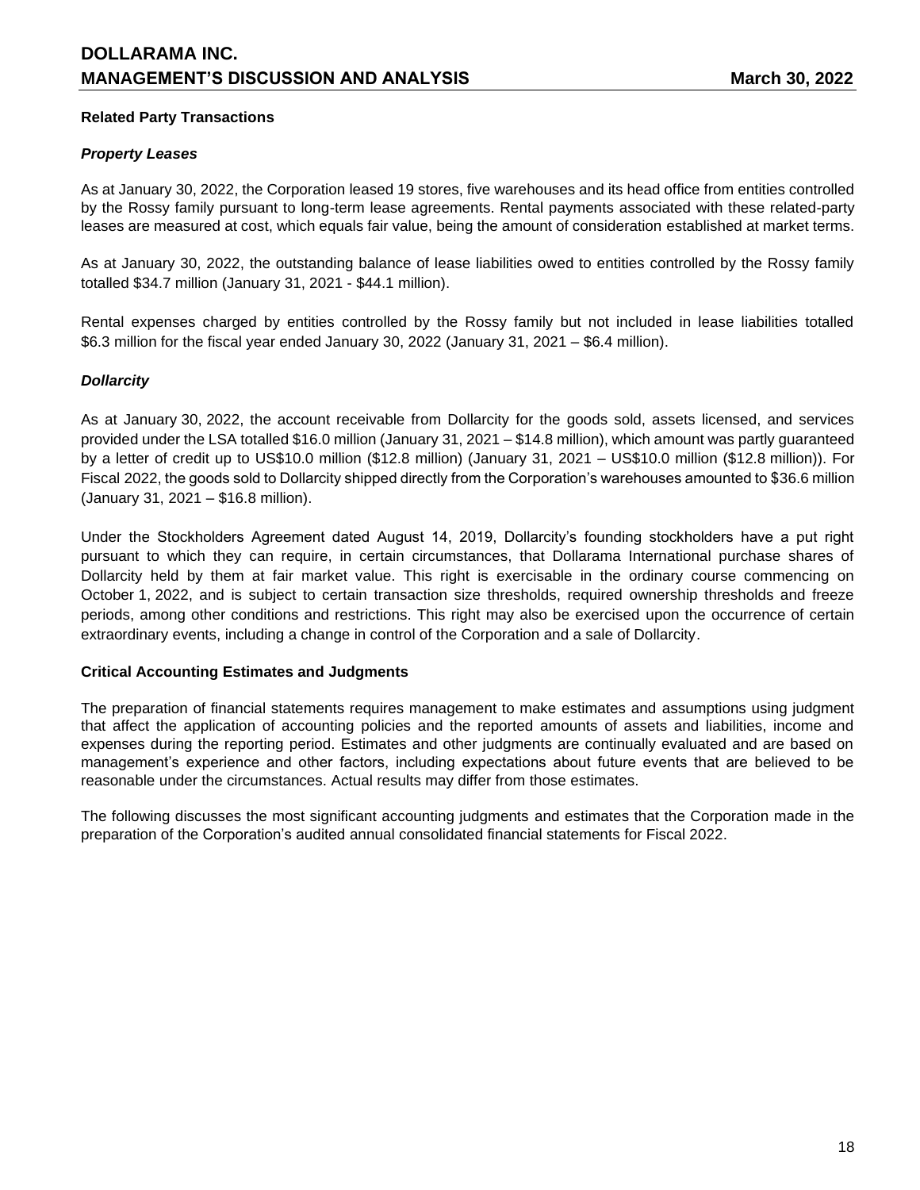### Related Party Transactions

#### *Property Leases*

As at January 30, 2022, the Corporation leased 19 stores, five warehouses and its head office from entities controlled by the Rossy family pursuant to long-term lease agreements. Rental payments associated with these related-party leases are measured at cost, which equals fair value, being the amount of consideration established at market terms.

As at January 30, 2022, the outstanding balance of lease liabilities owed to entities controlled by the Rossy family totalled $34.7 million (January 31, 2021 - $44.1 million).

Rental expenses charged by entities controlled by the Rossy family but not included in lease liabilities totalled $6.3 million for the fiscal year ended January 30, 2022 (January 31, 2021 – $6.4 million).

#### *Dollarcity*

As at January 30, 2022, the account receivable from Dollarcity for the goods sold, assets licensed, and services provided under the LSA totalled $16.0 million (January 31, 2021 – $14.8 million), which amount was partly guaranteed by a letter of credit up to US$10.0 million ($12.8 million) (January 31, 2021 – US$10.0 million ($12.8 million)). For Fiscal 2022, the goods sold to Dollarcity shipped directly from the Corporation's warehouses amounted to $36.6 million (January 31, 2021 – $16.8 million).

Under the Stockholders Agreement dated August 14, 2019, Dollarcity's founding stockholders have a put right pursuant to which they can require, in certain circumstances, that Dollarama International purchase shares of Dollarcity held by them at fair market value. This right is exercisable in the ordinary course commencing on October 1, 2022, and is subject to certain transaction size thresholds, required ownership thresholds and freeze periods, among other conditions and restrictions. This right may also be exercised upon the occurrence of certain extraordinary events, including a change in control of the Corporation and a sale of Dollarcity.

### Critical Accounting Estimates and Judgments

The preparation of financial statements requires management to make estimates and assumptions using judgment that affect the application of accounting policies and the reported amounts of assets and liabilities, income and expenses during the reporting period. Estimates and other judgments are continually evaluated and are based on management's experience and other factors, including expectations about future events that are believed to be reasonable under the circumstances. Actual results may differ from those estimates.

The following discusses the most significant accounting judgments and estimates that the Corporation made in the preparation of the Corporation's audited annual consolidated financial statements for Fiscal 2022.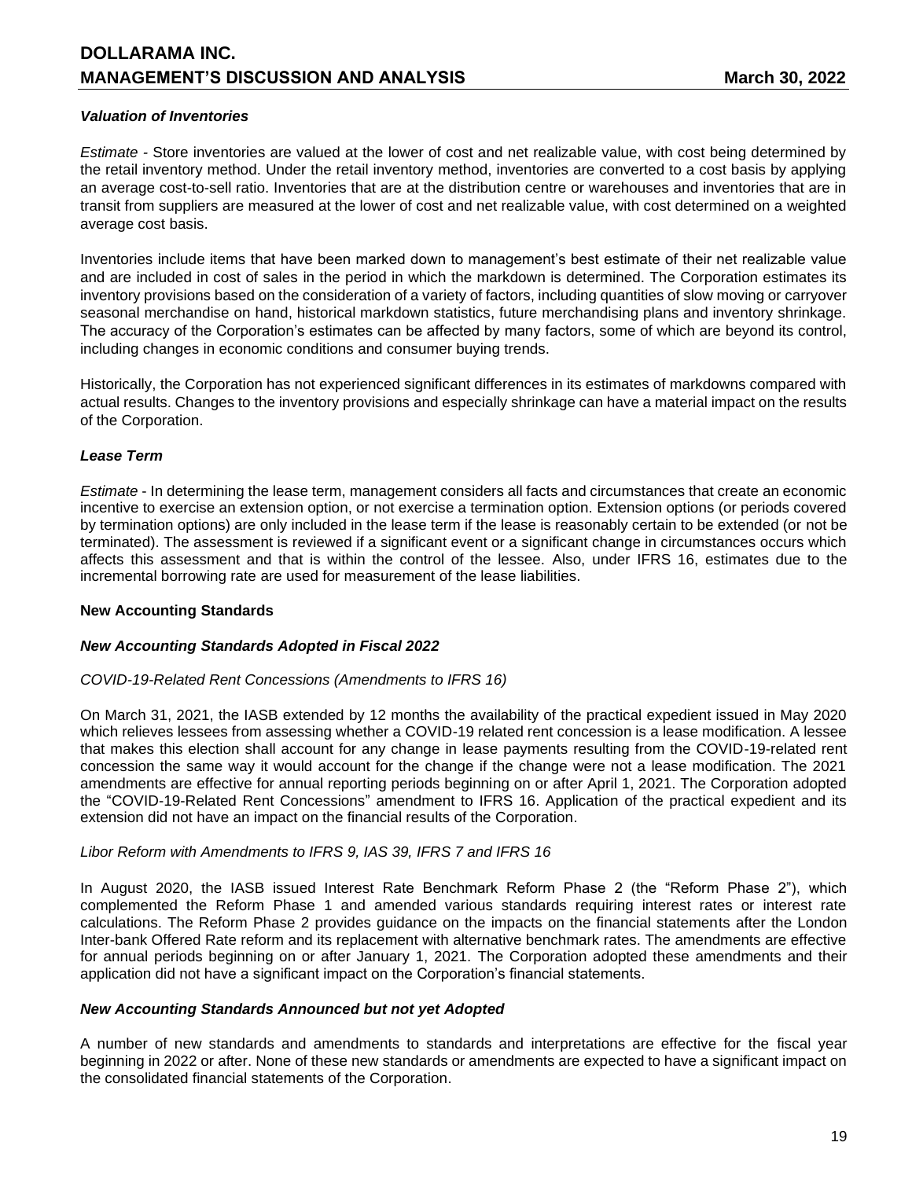### *Valuation of Inventories*

*Estimate* - Store inventories are valued at the lower of cost and net realizable value, with cost being determined by the retail inventory method. Under the retail inventory method, inventories are converted to a cost basis by applying an average cost-to-sell ratio. Inventories that are at the distribution centre or warehouses and inventories that are in transit from suppliers are measured at the lower of cost and net realizable value, with cost determined on a weighted average cost basis.

Inventories include items that have been marked down to management's best estimate of their net realizable value and are included in cost of sales in the period in which the markdown is determined. The Corporation estimates its inventory provisions based on the consideration of a variety of factors, including quantities of slow moving or carryover seasonal merchandise on hand, historical markdown statistics, future merchandising plans and inventory shrinkage. The accuracy of the Corporation's estimates can be affected by many factors, some of which are beyond its control, including changes in economic conditions and consumer buying trends.

Historically, the Corporation has not experienced significant differences in its estimates of markdowns compared with actual results. Changes to the inventory provisions and especially shrinkage can have a material impact on the results of the Corporation.

### *Lease Term*

*Estimate* - In determining the lease term, management considers all facts and circumstances that create an economic incentive to exercise an extension option, or not exercise a termination option. Extension options (or periods covered by termination options) are only included in the lease term if the lease is reasonably certain to be extended (or not be terminated). The assessment is reviewed if a significant event or a significant change in circumstances occurs which affects this assessment and that is within the control of the lessee. Also, under IFRS 16, estimates due to the incremental borrowing rate are used for measurement of the lease liabilities.

## New Accounting Standards

### *New Accounting Standards Adopted in Fiscal 2022*

*COVID-19-Related Rent Concessions (Amendments to IFRS 16)*

On March 31, 2021, the IASB extended by 12 months the availability of the practical expedient issued in May 2020 which relieves lessees from assessing whether a COVID-19 related rent concession is a lease modification. A lessee that makes this election shall account for any change in lease payments resulting from the COVID-19-related rent concession the same way it would account for the change if the change were not a lease modification. The 2021 amendments are effective for annual reporting periods beginning on or after April 1, 2021. The Corporation adopted the "COVID-19-Related Rent Concessions" amendment to IFRS 16. Application of the practical expedient and its extension did not have an impact on the financial results of the Corporation.

*Libor Reform with Amendments to IFRS 9, IAS 39, IFRS 7 and IFRS 16*

In August 2020, the IASB issued Interest Rate Benchmark Reform Phase 2 (the "Reform Phase 2"), which complemented the Reform Phase 1 and amended various standards requiring interest rates or interest rate calculations. The Reform Phase 2 provides guidance on the impacts on the financial statements after the London Inter-bank Offered Rate reform and its replacement with alternative benchmark rates. The amendments are effective for annual periods beginning on or after January 1, 2021. The Corporation adopted these amendments and their application did not have a significant impact on the Corporation's financial statements.

### *New Accounting Standards Announced but not yet Adopted*

A number of new standards and amendments to standards and interpretations are effective for the fiscal year beginning in 2022 or after. None of these new standards or amendments are expected to have a significant impact on the consolidated financial statements of the Corporation.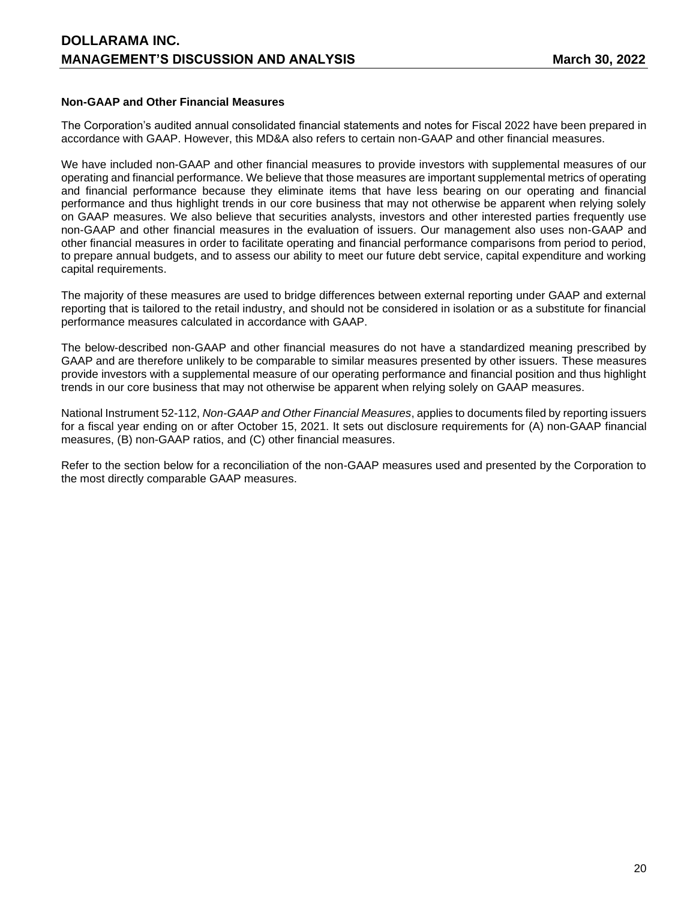**Non-GAAP and Other Financial Measures**

The Corporation's audited annual consolidated financial statements and notes for Fiscal 2022 have been prepared in accordance with GAAP. However, this MD&A also refers to certain non-GAAP and other financial measures.

We have included non-GAAP and other financial measures to provide investors with supplemental measures of our operating and financial performance. We believe that those measures are important supplemental metrics of operating and financial performance because they eliminate items that have less bearing on our operating and financial performance and thus highlight trends in our core business that may not otherwise be apparent when relying solely on GAAP measures. We also believe that securities analysts, investors and other interested parties frequently use non-GAAP and other financial measures in the evaluation of issuers. Our management also uses non-GAAP and other financial measures in order to facilitate operating and financial performance comparisons from period to period, to prepare annual budgets, and to assess our ability to meet our future debt service, capital expenditure and working capital requirements.

The majority of these measures are used to bridge differences between external reporting under GAAP and external reporting that is tailored to the retail industry, and should not be considered in isolation or as a substitute for financial performance measures calculated in accordance with GAAP.

The below-described non-GAAP and other financial measures do not have a standardized meaning prescribed by GAAP and are therefore unlikely to be comparable to similar measures presented by other issuers. These measures provide investors with a supplemental measure of our operating performance and financial position and thus highlight trends in our core business that may not otherwise be apparent when relying solely on GAAP measures.

National Instrument 52-112, *Non-GAAP and Other Financial Measures*, applies to documents filed by reporting issuers for a fiscal year ending on or after October 15, 2021. It sets out disclosure requirements for (A) non-GAAP financial measures, (B) non-GAAP ratios, and (C) other financial measures.

Refer to the section below for a reconciliation of the non-GAAP measures used and presented by the Corporation to the most directly comparable GAAP measures.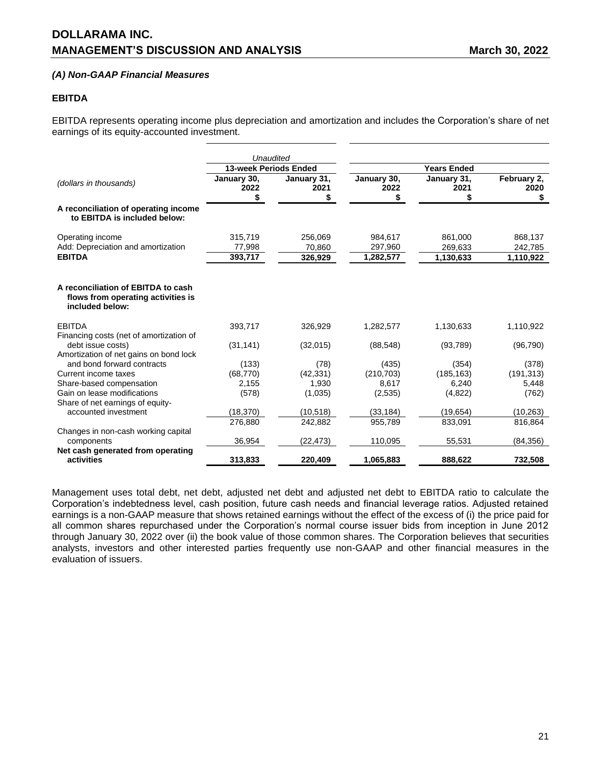## *(A) Non-GAAP Financial Measures*

### EBITDA

EBITDA represents operating income plus depreciation and amortization and includes the Corporation's share of net earnings of its equity-accounted investment.

| | *Unaudited* 13-week Periods Ended | | Years Ended | | |
|---|---|---|---|---|---|
| *(dollars in thousands)* | January 30, 2022 $ | January 31, 2021 $ | January 30, 2022 $ | January 31, 2021 $ | February 2, 2020 $ |
| **A reconciliation of operating income to EBITDA is included below:** | | | | | |
| Operating income | 315,719 | 256,069 | 984,617 | 861,000 | 868,137 |
| Add: Depreciation and amortization | 77,998 | 70,860 | 297,960 | 269,633 | 242,785 |
| **EBITDA** | **393,717** | **326,929** | **1,282,577** | **1,130,633** | **1,110,922** |
| **A reconciliation of EBITDA to cash flows from operating activities is included below:** | | | | | |
| EBITDA | 393,717 | 326,929 | 1,282,577 | 1,130,633 | 1,110,922 |
| Financing costs (net of amortization of debt issue costs) | (31,141) | (32,015) | (88,548) | (93,789) | (96,790) |
| Amortization of net gains on bond lock and bond forward contracts | (133) | (78) | (435) | (354) | (378) |
| Current income taxes | (68,770) | (42,331) | (210,703) | (185,163) | (191,313) |
| Share-based compensation | 2,155 | 1,930 | 8,617 | 6,240 | 5,448 |
| Gain on lease modifications | (578) | (1,035) | (2,535) | (4,822) | (762) |
| Share of net earnings of equity-accounted investment | (18,370) | (10,518) | (33,184) | (19,654) | (10,263) |
| | 276,880 | 242,882 | 955,789 | 833,091 | 816,864 |
| Changes in non-cash working capital components | 36,954 | (22,473) | 110,095 | 55,531 | (84,356) |
| **Net cash generated from operating activities** | **313,833** | **220,409** | **1,065,883** | **888,622** | **732,508** |

Management uses total debt, net debt, adjusted net debt and adjusted net debt to EBITDA ratio to calculate the Corporation's indebtedness level, cash position, future cash needs and financial leverage ratios. Adjusted retained earnings is a non-GAAP measure that shows retained earnings without the effect of the excess of (i) the price paid for all common shares repurchased under the Corporation's normal course issuer bids from inception in June 2012 through January 30, 2022 over (ii) the book value of those common shares. The Corporation believes that securities analysts, investors and other interested parties frequently use non-GAAP and other financial measures in the evaluation of issuers.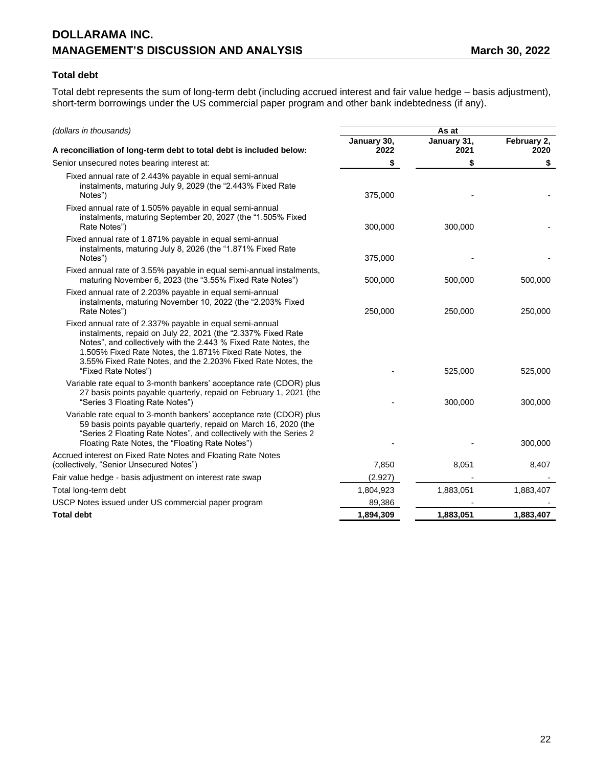### Total debt

Total debt represents the sum of long-term debt (including accrued interest and fair value hedge – basis adjustment), short-term borrowings under the US commercial paper program and other bank indebtedness (if any).

| *(dollars in thousands)* | As at | | |
|---|---|---|---|
| **A reconciliation of long-term debt to total debt is included below:** | **January 30, 2022** | **January 31, 2021** | **February 2, 2020** |
| Senior unsecured notes bearing interest at: | **$** | **$** | **$** |
| Fixed annual rate of 2.443% payable in equal semi-annual instalments, maturing July 9, 2029 (the "2.443% Fixed Rate Notes") | 375,000 | - | - |
| Fixed annual rate of 1.505% payable in equal semi-annual instalments, maturing September 20, 2027 (the "1.505% Fixed Rate Notes") | 300,000 | 300,000 | - |
| Fixed annual rate of 1.871% payable in equal semi-annual instalments, maturing July 8, 2026 (the "1.871% Fixed Rate Notes") | 375,000 | - | - |
| Fixed annual rate of 3.55% payable in equal semi-annual instalments, maturing November 6, 2023 (the "3.55% Fixed Rate Notes") | 500,000 | 500,000 | 500,000 |
| Fixed annual rate of 2.203% payable in equal semi-annual instalments, maturing November 10, 2022 (the "2.203% Fixed Rate Notes") | 250,000 | 250,000 | 250,000 |
| Fixed annual rate of 2.337% payable in equal semi-annual instalments, repaid on July 22, 2021 (the "2.337% Fixed Rate Notes", and collectively with the 2.443 % Fixed Rate Notes, the 1.505% Fixed Rate Notes, the 1.871% Fixed Rate Notes, the 3.55% Fixed Rate Notes, and the 2.203% Fixed Rate Notes, the "Fixed Rate Notes") | - | 525,000 | 525,000 |
| Variable rate equal to 3-month bankers' acceptance rate (CDOR) plus 27 basis points payable quarterly, repaid on February 1, 2021 (the "Series 3 Floating Rate Notes") | - | 300,000 | 300,000 |
| Variable rate equal to 3-month bankers' acceptance rate (CDOR) plus 59 basis points payable quarterly, repaid on March 16, 2020 (the "Series 2 Floating Rate Notes", and collectively with the Series 2 Floating Rate Notes, the "Floating Rate Notes") | - | - | 300,000 |
| Accrued interest on Fixed Rate Notes and Floating Rate Notes (collectively, "Senior Unsecured Notes") | 7,850 | 8,051 | 8,407 |
| Fair value hedge - basis adjustment on interest rate swap | (2,927) | - | - |
| Total long-term debt | 1,804,923 | 1,883,051 | 1,883,407 |
| USCP Notes issued under US commercial paper program | 89,386 | - | - |
| **Total debt** | **1,894,309** | **1,883,051** | **1,883,407** |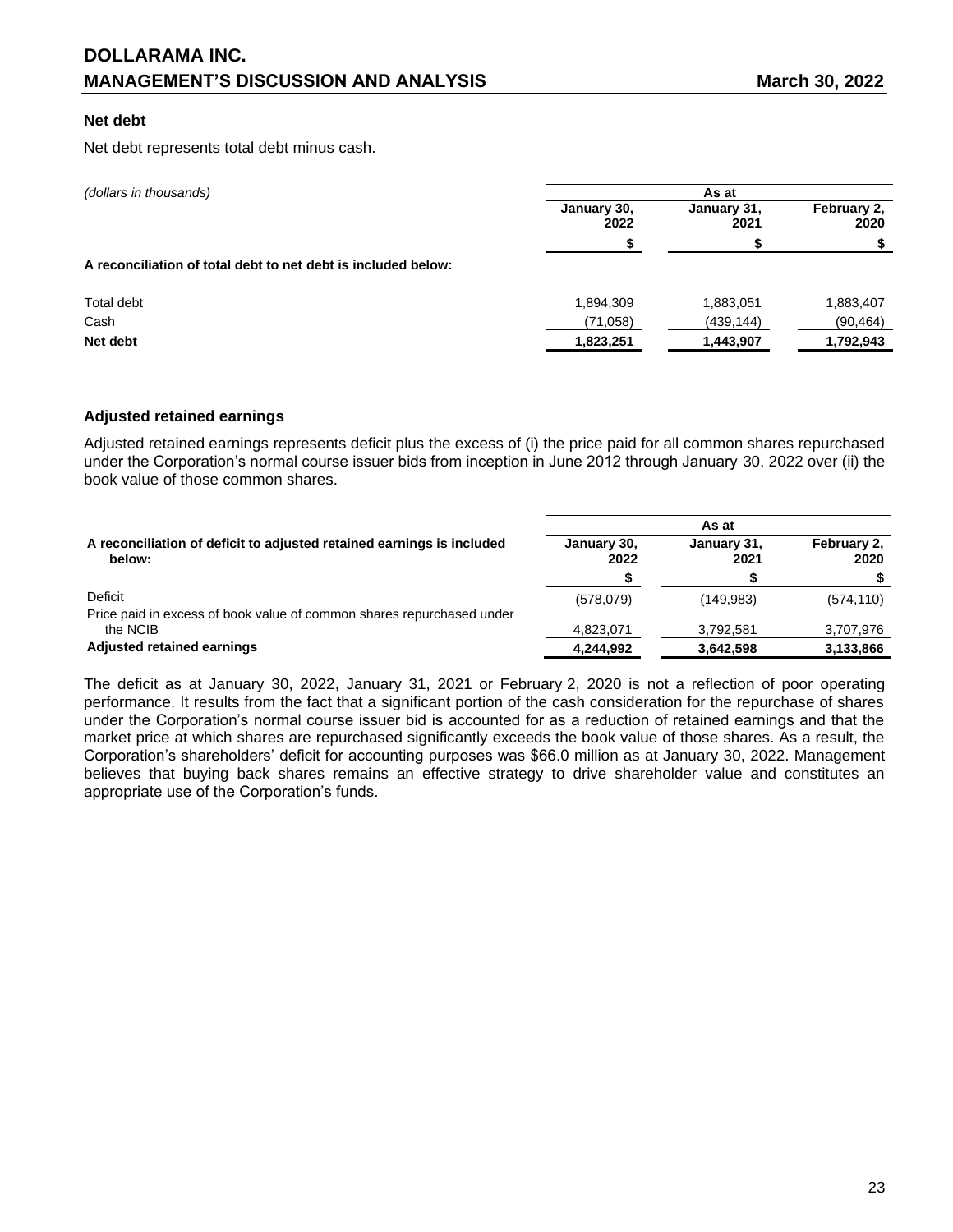### Net debt

Net debt represents total debt minus cash.

| *(dollars in thousands)* | As at | | |
|---|---|---|---|
| | **January 30, 2022** | **January 31, 2021** | **February 2, 2020** |
| | **$** | **$** | **$** |
| **A reconciliation of total debt to net debt is included below:** | | | |
| Total debt | 1,894,309 | 1,883,051 | 1,883,407 |
| Cash | (71,058) | (439,144) | (90,464) |
| **Net debt** | **1,823,251** | **1,443,907** | **1,792,943** |

### Adjusted retained earnings

Adjusted retained earnings represents deficit plus the excess of (i) the price paid for all common shares repurchased under the Corporation's normal course issuer bids from inception in June 2012 through January 30, 2022 over (ii) the book value of those common shares.

| | As at | | |
|---|---|---|---|
| **A reconciliation of deficit to adjusted retained earnings is included below:** | **January 30, 2022** | **January 31, 2021** | **February 2, 2020** |
| | **$** | **$** | **$** |
| Deficit | (578,079) | (149,983) | (574,110) |
| Price paid in excess of book value of common shares repurchased under the NCIB | 4,823,071 | 3,792,581 | 3,707,976 |
| **Adjusted retained earnings** | **4,244,992** | **3,642,598** | **3,133,866** |

The deficit as at January 30, 2022, January 31, 2021 or February 2, 2020 is not a reflection of poor operating performance. It results from the fact that a significant portion of the cash consideration for the repurchase of shares under the Corporation's normal course issuer bid is accounted for as a reduction of retained earnings and that the market price at which shares are repurchased significantly exceeds the book value of those shares. As a result, the Corporation's shareholders' deficit for accounting purposes was $66.0 million as at January 30, 2022. Management believes that buying back shares remains an effective strategy to drive shareholder value and constitutes an appropriate use of the Corporation's funds.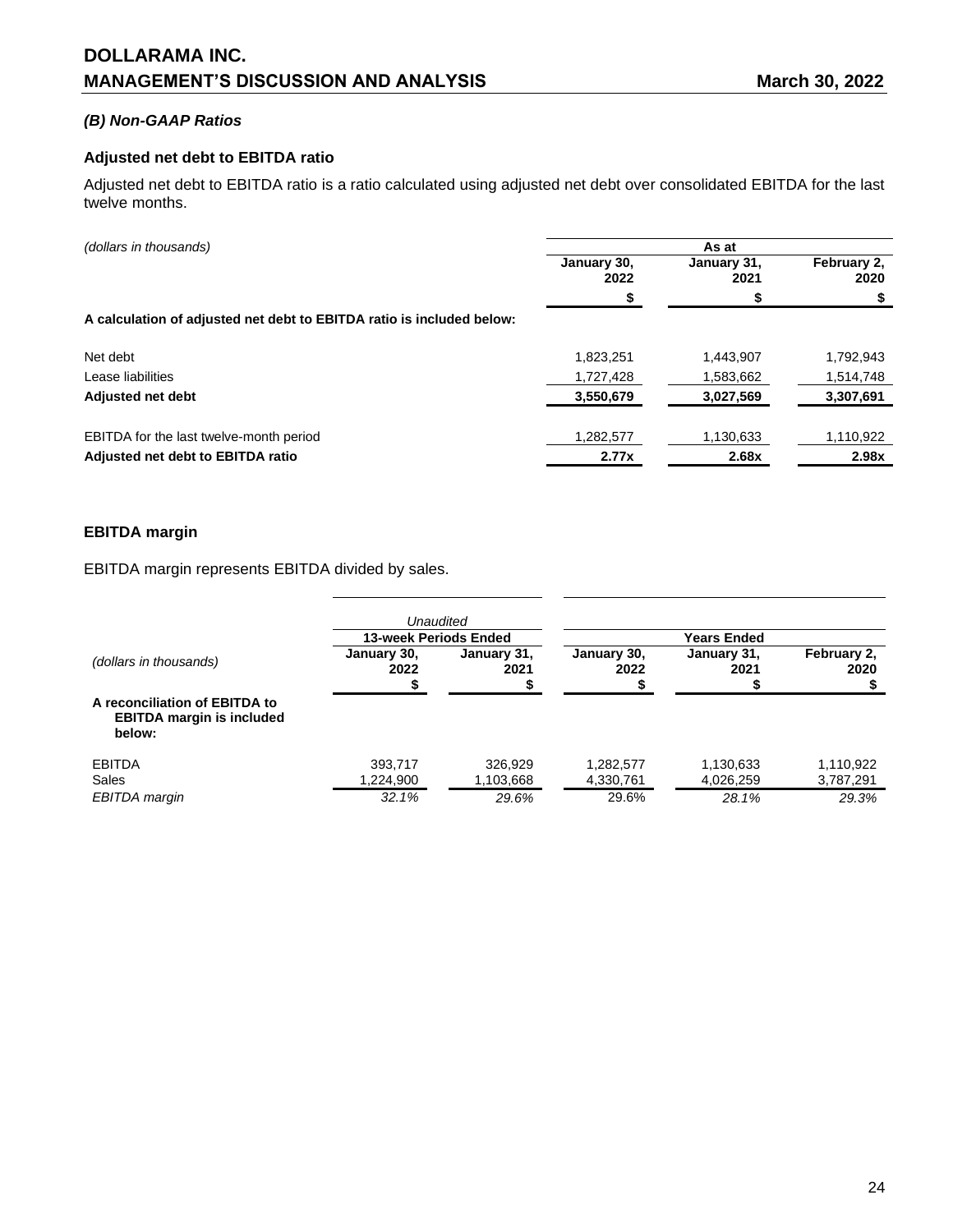### *(B) Non-GAAP Ratios*

#### Adjusted net debt to EBITDA ratio

Adjusted net debt to EBITDA ratio is a ratio calculated using adjusted net debt over consolidated EBITDA for the last twelve months.

| *(dollars in thousands)* | As at | | |
|---|---|---|---|
| | January 30, 2022 | January 31, 2021 | February 2, 2020 |
| | $ | $ | $ |
| **A calculation of adjusted net debt to EBITDA ratio is included below:** | | | |
| Net debt | 1,823,251 | 1,443,907 | 1,792,943 |
| Lease liabilities | 1,727,428 | 1,583,662 | 1,514,748 |
| **Adjusted net debt** | **3,550,679** | **3,027,569** | **3,307,691** |
| EBITDA for the last twelve-month period | 1,282,577 | 1,130,633 | 1,110,922 |
| **Adjusted net debt to EBITDA ratio** | **2.77x** | **2.68x** | **2.98x** |

#### EBITDA margin

EBITDA margin represents EBITDA divided by sales.

| | *Unaudited* | | | | |
|---|---|---|---|---|---|
| | 13-week Periods Ended | | Years Ended | | |
| *(dollars in thousands)* | January 30, 2022 | January 31, 2021 | January 30, 2022 | January 31, 2021 | February 2, 2020 |
| | $ | $ | $ | $ | $ |
| **A reconciliation of EBITDA to EBITDA margin is included below:** | | | | | |
| EBITDA | 393,717 | 326,929 | 1,282,577 | 1,130,633 | 1,110,922 |
| Sales | 1,224,900 | 1,103,668 | 4,330,761 | 4,026,259 | 3,787,291 |
| *EBITDA margin* | *32.1%* | *29.6%* | 29.6% | *28.1%* | *29.3%* |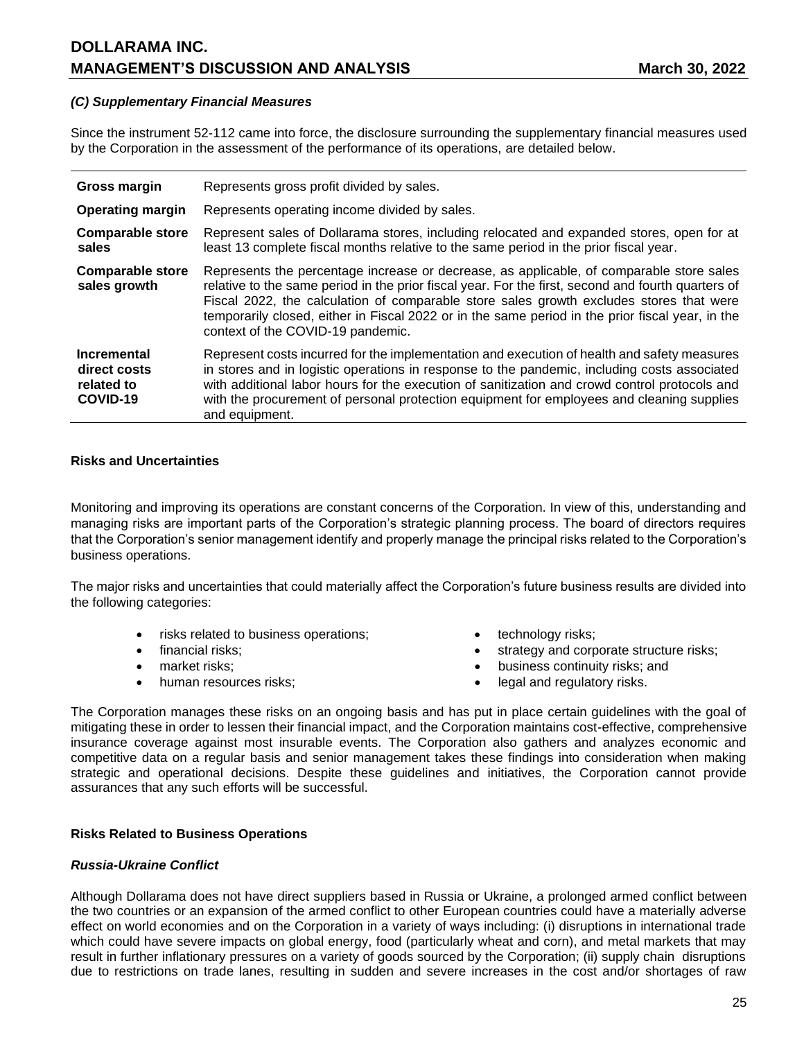### *(C) Supplementary Financial Measures*

Since the instrument 52-112 came into force, the disclosure surrounding the supplementary financial measures used by the Corporation in the assessment of the performance of its operations, are detailed below.

| | |
|---|---|
| **Gross margin** | Represents gross profit divided by sales. |
| **Operating margin** | Represents operating income divided by sales. |
| **Comparable store sales** | Represent sales of Dollarama stores, including relocated and expanded stores, open for at least 13 complete fiscal months relative to the same period in the prior fiscal year. |
| **Comparable store sales growth** | Represents the percentage increase or decrease, as applicable, of comparable store sales relative to the same period in the prior fiscal year. For the first, second and fourth quarters of Fiscal 2022, the calculation of comparable store sales growth excludes stores that were temporarily closed, either in Fiscal 2022 or in the same period in the prior fiscal year, in the context of the COVID-19 pandemic. |
| **Incremental direct costs related to COVID-19** | Represent costs incurred for the implementation and execution of health and safety measures in stores and in logistic operations in response to the pandemic, including costs associated with additional labor hours for the execution of sanitization and crowd control protocols and with the procurement of personal protection equipment for employees and cleaning supplies and equipment. |

## Risks and Uncertainties

Monitoring and improving its operations are constant concerns of the Corporation. In view of this, understanding and managing risks are important parts of the Corporation's strategic planning process. The board of directors requires that the Corporation's senior management identify and properly manage the principal risks related to the Corporation's business operations.

The major risks and uncertainties that could materially affect the Corporation's future business results are divided into the following categories:

- risks related to business operations;
- financial risks;
- market risks;
- human resources risks;
- technology risks;
- strategy and corporate structure risks;
- business continuity risks; and
- legal and regulatory risks.

The Corporation manages these risks on an ongoing basis and has put in place certain guidelines with the goal of mitigating these in order to lessen their financial impact, and the Corporation maintains cost-effective, comprehensive insurance coverage against most insurable events. The Corporation also gathers and analyzes economic and competitive data on a regular basis and senior management takes these findings into consideration when making strategic and operational decisions. Despite these guidelines and initiatives, the Corporation cannot provide assurances that any such efforts will be successful.

## Risks Related to Business Operations

### *Russia-Ukraine Conflict*

Although Dollarama does not have direct suppliers based in Russia or Ukraine, a prolonged armed conflict between the two countries or an expansion of the armed conflict to other European countries could have a materially adverse effect on world economies and on the Corporation in a variety of ways including: (i) disruptions in international trade which could have severe impacts on global energy, food (particularly wheat and corn), and metal markets that may result in further inflationary pressures on a variety of goods sourced by the Corporation; (ii) supply chain disruptions due to restrictions on trade lanes, resulting in sudden and severe increases in the cost and/or shortages of raw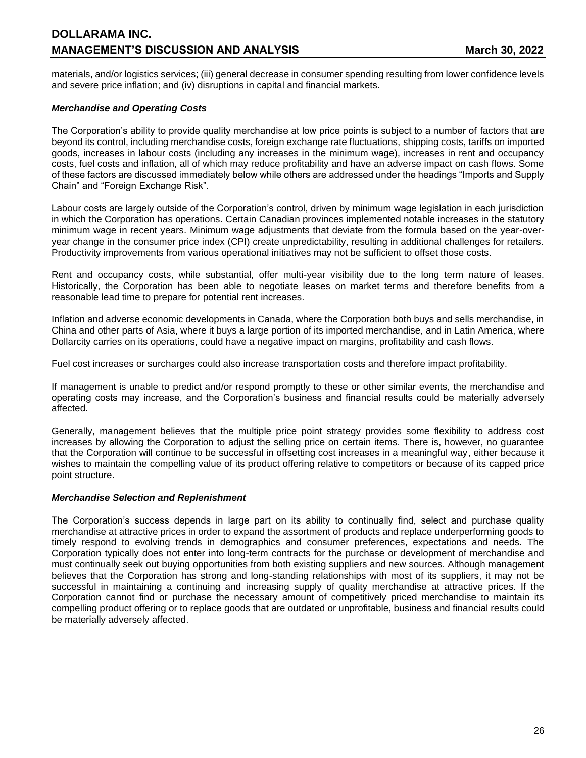materials, and/or logistics services; (iii) general decrease in consumer spending resulting from lower confidence levels and severe price inflation; and (iv) disruptions in capital and financial markets.

***Merchandise and Operating Costs***

The Corporation's ability to provide quality merchandise at low price points is subject to a number of factors that are beyond its control, including merchandise costs, foreign exchange rate fluctuations, shipping costs, tariffs on imported goods, increases in labour costs (including any increases in the minimum wage), increases in rent and occupancy costs, fuel costs and inflation, all of which may reduce profitability and have an adverse impact on cash flows. Some of these factors are discussed immediately below while others are addressed under the headings "Imports and Supply Chain" and "Foreign Exchange Risk".

Labour costs are largely outside of the Corporation's control, driven by minimum wage legislation in each jurisdiction in which the Corporation has operations. Certain Canadian provinces implemented notable increases in the statutory minimum wage in recent years. Minimum wage adjustments that deviate from the formula based on the year-over-year change in the consumer price index (CPI) create unpredictability, resulting in additional challenges for retailers. Productivity improvements from various operational initiatives may not be sufficient to offset those costs.

Rent and occupancy costs, while substantial, offer multi-year visibility due to the long term nature of leases. Historically, the Corporation has been able to negotiate leases on market terms and therefore benefits from a reasonable lead time to prepare for potential rent increases.

Inflation and adverse economic developments in Canada, where the Corporation both buys and sells merchandise, in China and other parts of Asia, where it buys a large portion of its imported merchandise, and in Latin America, where Dollarcity carries on its operations, could have a negative impact on margins, profitability and cash flows.

Fuel cost increases or surcharges could also increase transportation costs and therefore impact profitability.

If management is unable to predict and/or respond promptly to these or other similar events, the merchandise and operating costs may increase, and the Corporation's business and financial results could be materially adversely affected.

Generally, management believes that the multiple price point strategy provides some flexibility to address cost increases by allowing the Corporation to adjust the selling price on certain items. There is, however, no guarantee that the Corporation will continue to be successful in offsetting cost increases in a meaningful way, either because it wishes to maintain the compelling value of its product offering relative to competitors or because of its capped price point structure.

***Merchandise Selection and Replenishment***

The Corporation's success depends in large part on its ability to continually find, select and purchase quality merchandise at attractive prices in order to expand the assortment of products and replace underperforming goods to timely respond to evolving trends in demographics and consumer preferences, expectations and needs. The Corporation typically does not enter into long-term contracts for the purchase or development of merchandise and must continually seek out buying opportunities from both existing suppliers and new sources. Although management believes that the Corporation has strong and long-standing relationships with most of its suppliers, it may not be successful in maintaining a continuing and increasing supply of quality merchandise at attractive prices. If the Corporation cannot find or purchase the necessary amount of competitively priced merchandise to maintain its compelling product offering or to replace goods that are outdated or unprofitable, business and financial results could be materially adversely affected.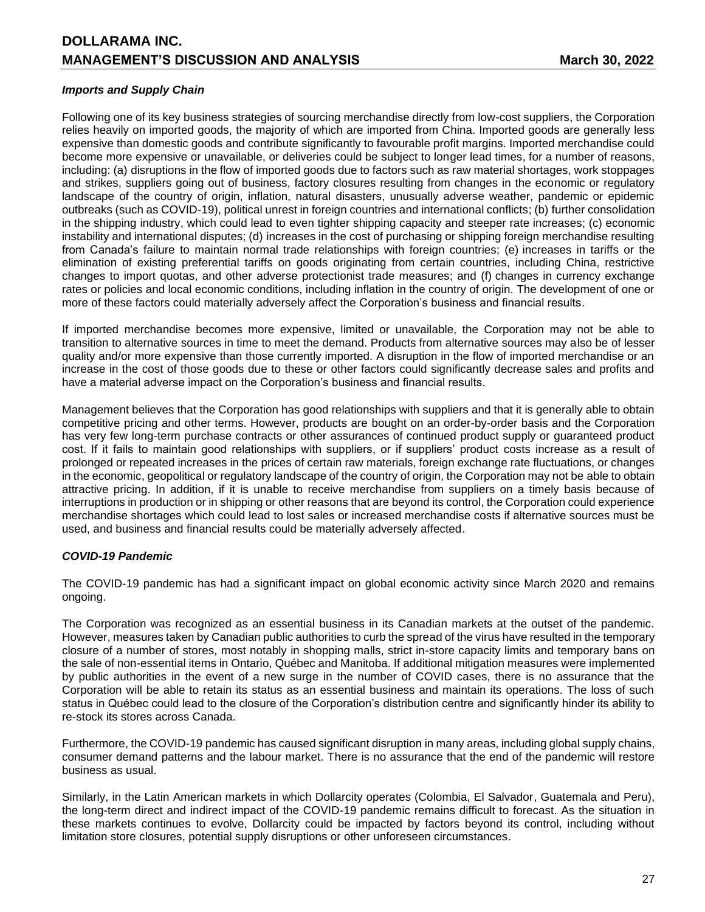### *Imports and Supply Chain*

Following one of its key business strategies of sourcing merchandise directly from low-cost suppliers, the Corporation relies heavily on imported goods, the majority of which are imported from China. Imported goods are generally less expensive than domestic goods and contribute significantly to favourable profit margins. Imported merchandise could become more expensive or unavailable, or deliveries could be subject to longer lead times, for a number of reasons, including: (a) disruptions in the flow of imported goods due to factors such as raw material shortages, work stoppages and strikes, suppliers going out of business, factory closures resulting from changes in the economic or regulatory landscape of the country of origin, inflation, natural disasters, unusually adverse weather, pandemic or epidemic outbreaks (such as COVID-19), political unrest in foreign countries and international conflicts; (b) further consolidation in the shipping industry, which could lead to even tighter shipping capacity and steeper rate increases; (c) economic instability and international disputes; (d) increases in the cost of purchasing or shipping foreign merchandise resulting from Canada's failure to maintain normal trade relationships with foreign countries; (e) increases in tariffs or the elimination of existing preferential tariffs on goods originating from certain countries, including China, restrictive changes to import quotas, and other adverse protectionist trade measures; and (f) changes in currency exchange rates or policies and local economic conditions, including inflation in the country of origin. The development of one or more of these factors could materially adversely affect the Corporation's business and financial results.

If imported merchandise becomes more expensive, limited or unavailable, the Corporation may not be able to transition to alternative sources in time to meet the demand. Products from alternative sources may also be of lesser quality and/or more expensive than those currently imported. A disruption in the flow of imported merchandise or an increase in the cost of those goods due to these or other factors could significantly decrease sales and profits and have a material adverse impact on the Corporation's business and financial results.

Management believes that the Corporation has good relationships with suppliers and that it is generally able to obtain competitive pricing and other terms. However, products are bought on an order-by-order basis and the Corporation has very few long-term purchase contracts or other assurances of continued product supply or guaranteed product cost. If it fails to maintain good relationships with suppliers, or if suppliers' product costs increase as a result of prolonged or repeated increases in the prices of certain raw materials, foreign exchange rate fluctuations, or changes in the economic, geopolitical or regulatory landscape of the country of origin, the Corporation may not be able to obtain attractive pricing. In addition, if it is unable to receive merchandise from suppliers on a timely basis because of interruptions in production or in shipping or other reasons that are beyond its control, the Corporation could experience merchandise shortages which could lead to lost sales or increased merchandise costs if alternative sources must be used, and business and financial results could be materially adversely affected.

### *COVID-19 Pandemic*

The COVID-19 pandemic has had a significant impact on global economic activity since March 2020 and remains ongoing.

The Corporation was recognized as an essential business in its Canadian markets at the outset of the pandemic. However, measures taken by Canadian public authorities to curb the spread of the virus have resulted in the temporary closure of a number of stores, most notably in shopping malls, strict in-store capacity limits and temporary bans on the sale of non-essential items in Ontario, Québec and Manitoba. If additional mitigation measures were implemented by public authorities in the event of a new surge in the number of COVID cases, there is no assurance that the Corporation will be able to retain its status as an essential business and maintain its operations. The loss of such status in Québec could lead to the closure of the Corporation's distribution centre and significantly hinder its ability to re-stock its stores across Canada.

Furthermore, the COVID-19 pandemic has caused significant disruption in many areas, including global supply chains, consumer demand patterns and the labour market. There is no assurance that the end of the pandemic will restore business as usual.

Similarly, in the Latin American markets in which Dollarcity operates (Colombia, El Salvador, Guatemala and Peru), the long-term direct and indirect impact of the COVID-19 pandemic remains difficult to forecast. As the situation in these markets continues to evolve, Dollarcity could be impacted by factors beyond its control, including without limitation store closures, potential supply disruptions or other unforeseen circumstances.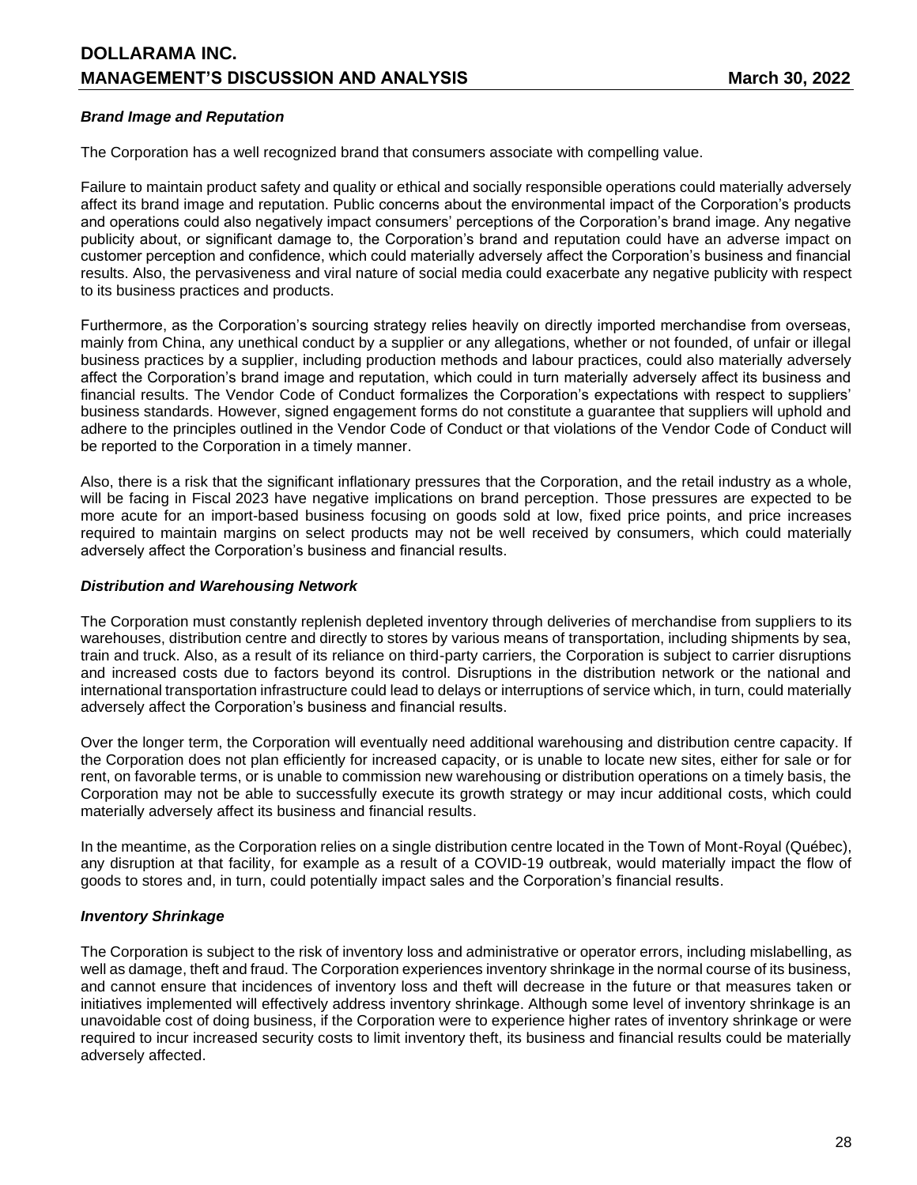### *Brand Image and Reputation*

The Corporation has a well recognized brand that consumers associate with compelling value.

Failure to maintain product safety and quality or ethical and socially responsible operations could materially adversely affect its brand image and reputation. Public concerns about the environmental impact of the Corporation's products and operations could also negatively impact consumers' perceptions of the Corporation's brand image. Any negative publicity about, or significant damage to, the Corporation's brand and reputation could have an adverse impact on customer perception and confidence, which could materially adversely affect the Corporation's business and financial results. Also, the pervasiveness and viral nature of social media could exacerbate any negative publicity with respect to its business practices and products.

Furthermore, as the Corporation's sourcing strategy relies heavily on directly imported merchandise from overseas, mainly from China, any unethical conduct by a supplier or any allegations, whether or not founded, of unfair or illegal business practices by a supplier, including production methods and labour practices, could also materially adversely affect the Corporation's brand image and reputation, which could in turn materially adversely affect its business and financial results. The Vendor Code of Conduct formalizes the Corporation's expectations with respect to suppliers' business standards. However, signed engagement forms do not constitute a guarantee that suppliers will uphold and adhere to the principles outlined in the Vendor Code of Conduct or that violations of the Vendor Code of Conduct will be reported to the Corporation in a timely manner.

Also, there is a risk that the significant inflationary pressures that the Corporation, and the retail industry as a whole, will be facing in Fiscal 2023 have negative implications on brand perception. Those pressures are expected to be more acute for an import-based business focusing on goods sold at low, fixed price points, and price increases required to maintain margins on select products may not be well received by consumers, which could materially adversely affect the Corporation's business and financial results.

### *Distribution and Warehousing Network*

The Corporation must constantly replenish depleted inventory through deliveries of merchandise from suppliers to its warehouses, distribution centre and directly to stores by various means of transportation, including shipments by sea, train and truck. Also, as a result of its reliance on third-party carriers, the Corporation is subject to carrier disruptions and increased costs due to factors beyond its control. Disruptions in the distribution network or the national and international transportation infrastructure could lead to delays or interruptions of service which, in turn, could materially adversely affect the Corporation's business and financial results.

Over the longer term, the Corporation will eventually need additional warehousing and distribution centre capacity. If the Corporation does not plan efficiently for increased capacity, or is unable to locate new sites, either for sale or for rent, on favorable terms, or is unable to commission new warehousing or distribution operations on a timely basis, the Corporation may not be able to successfully execute its growth strategy or may incur additional costs, which could materially adversely affect its business and financial results.

In the meantime, as the Corporation relies on a single distribution centre located in the Town of Mont-Royal (Québec), any disruption at that facility, for example as a result of a COVID-19 outbreak, would materially impact the flow of goods to stores and, in turn, could potentially impact sales and the Corporation's financial results.

### *Inventory Shrinkage*

The Corporation is subject to the risk of inventory loss and administrative or operator errors, including mislabelling, as well as damage, theft and fraud. The Corporation experiences inventory shrinkage in the normal course of its business, and cannot ensure that incidences of inventory loss and theft will decrease in the future or that measures taken or initiatives implemented will effectively address inventory shrinkage. Although some level of inventory shrinkage is an unavoidable cost of doing business, if the Corporation were to experience higher rates of inventory shrinkage or were required to incur increased security costs to limit inventory theft, its business and financial results could be materially adversely affected.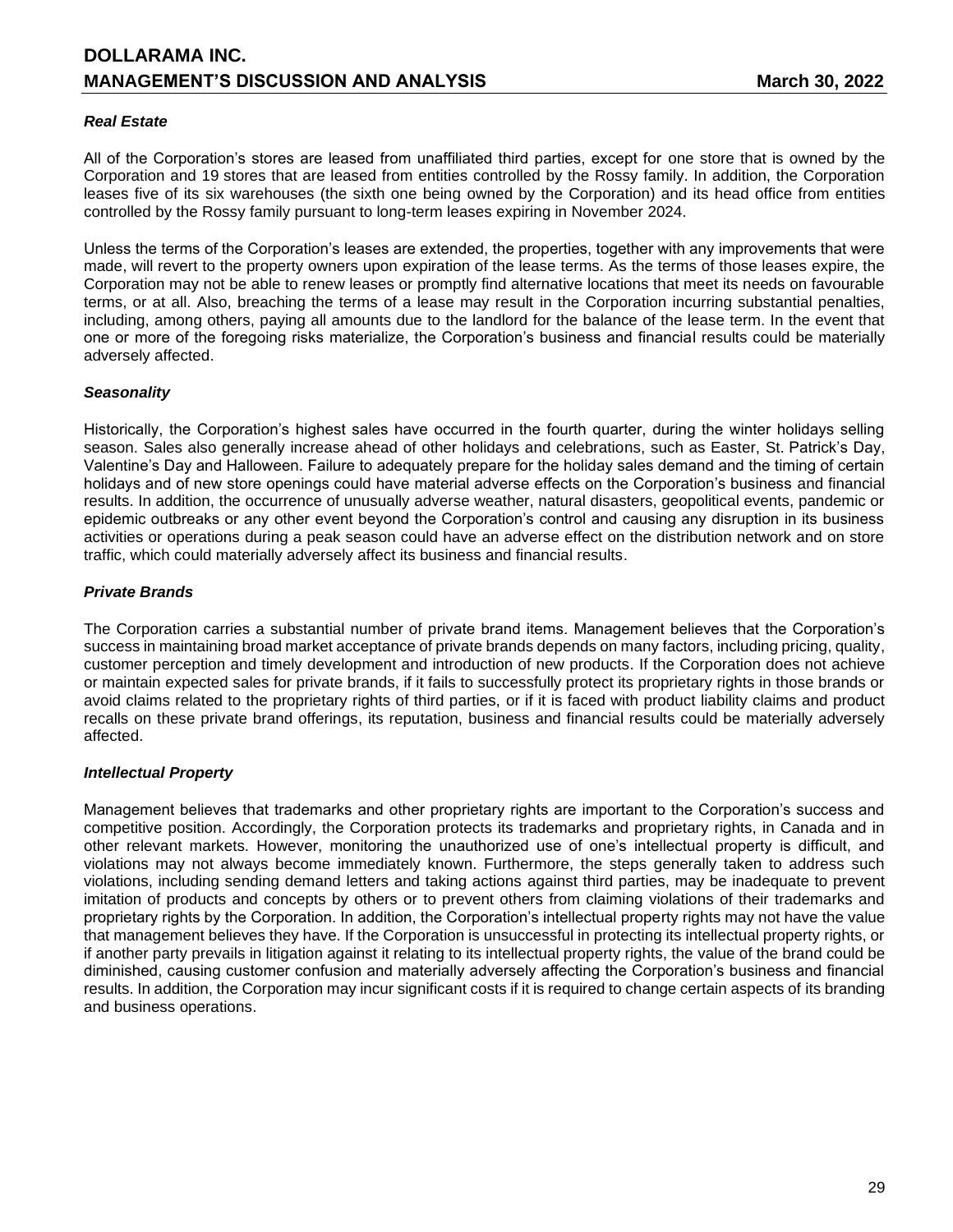### *Real Estate*

All of the Corporation's stores are leased from unaffiliated third parties, except for one store that is owned by the Corporation and 19 stores that are leased from entities controlled by the Rossy family. In addition, the Corporation leases five of its six warehouses (the sixth one being owned by the Corporation) and its head office from entities controlled by the Rossy family pursuant to long-term leases expiring in November 2024.

Unless the terms of the Corporation's leases are extended, the properties, together with any improvements that were made, will revert to the property owners upon expiration of the lease terms. As the terms of those leases expire, the Corporation may not be able to renew leases or promptly find alternative locations that meet its needs on favourable terms, or at all. Also, breaching the terms of a lease may result in the Corporation incurring substantial penalties, including, among others, paying all amounts due to the landlord for the balance of the lease term. In the event that one or more of the foregoing risks materialize, the Corporation's business and financial results could be materially adversely affected.

### *Seasonality*

Historically, the Corporation's highest sales have occurred in the fourth quarter, during the winter holidays selling season. Sales also generally increase ahead of other holidays and celebrations, such as Easter, St. Patrick's Day, Valentine's Day and Halloween. Failure to adequately prepare for the holiday sales demand and the timing of certain holidays and of new store openings could have material adverse effects on the Corporation's business and financial results. In addition, the occurrence of unusually adverse weather, natural disasters, geopolitical events, pandemic or epidemic outbreaks or any other event beyond the Corporation's control and causing any disruption in its business activities or operations during a peak season could have an adverse effect on the distribution network and on store traffic, which could materially adversely affect its business and financial results.

### *Private Brands*

The Corporation carries a substantial number of private brand items. Management believes that the Corporation's success in maintaining broad market acceptance of private brands depends on many factors, including pricing, quality, customer perception and timely development and introduction of new products. If the Corporation does not achieve or maintain expected sales for private brands, if it fails to successfully protect its proprietary rights in those brands or avoid claims related to the proprietary rights of third parties, or if it is faced with product liability claims and product recalls on these private brand offerings, its reputation, business and financial results could be materially adversely affected.

### *Intellectual Property*

Management believes that trademarks and other proprietary rights are important to the Corporation's success and competitive position. Accordingly, the Corporation protects its trademarks and proprietary rights, in Canada and in other relevant markets. However, monitoring the unauthorized use of one's intellectual property is difficult, and violations may not always become immediately known. Furthermore, the steps generally taken to address such violations, including sending demand letters and taking actions against third parties, may be inadequate to prevent imitation of products and concepts by others or to prevent others from claiming violations of their trademarks and proprietary rights by the Corporation. In addition, the Corporation's intellectual property rights may not have the value that management believes they have. If the Corporation is unsuccessful in protecting its intellectual property rights, or if another party prevails in litigation against it relating to its intellectual property rights, the value of the brand could be diminished, causing customer confusion and materially adversely affecting the Corporation's business and financial results. In addition, the Corporation may incur significant costs if it is required to change certain aspects of its branding and business operations.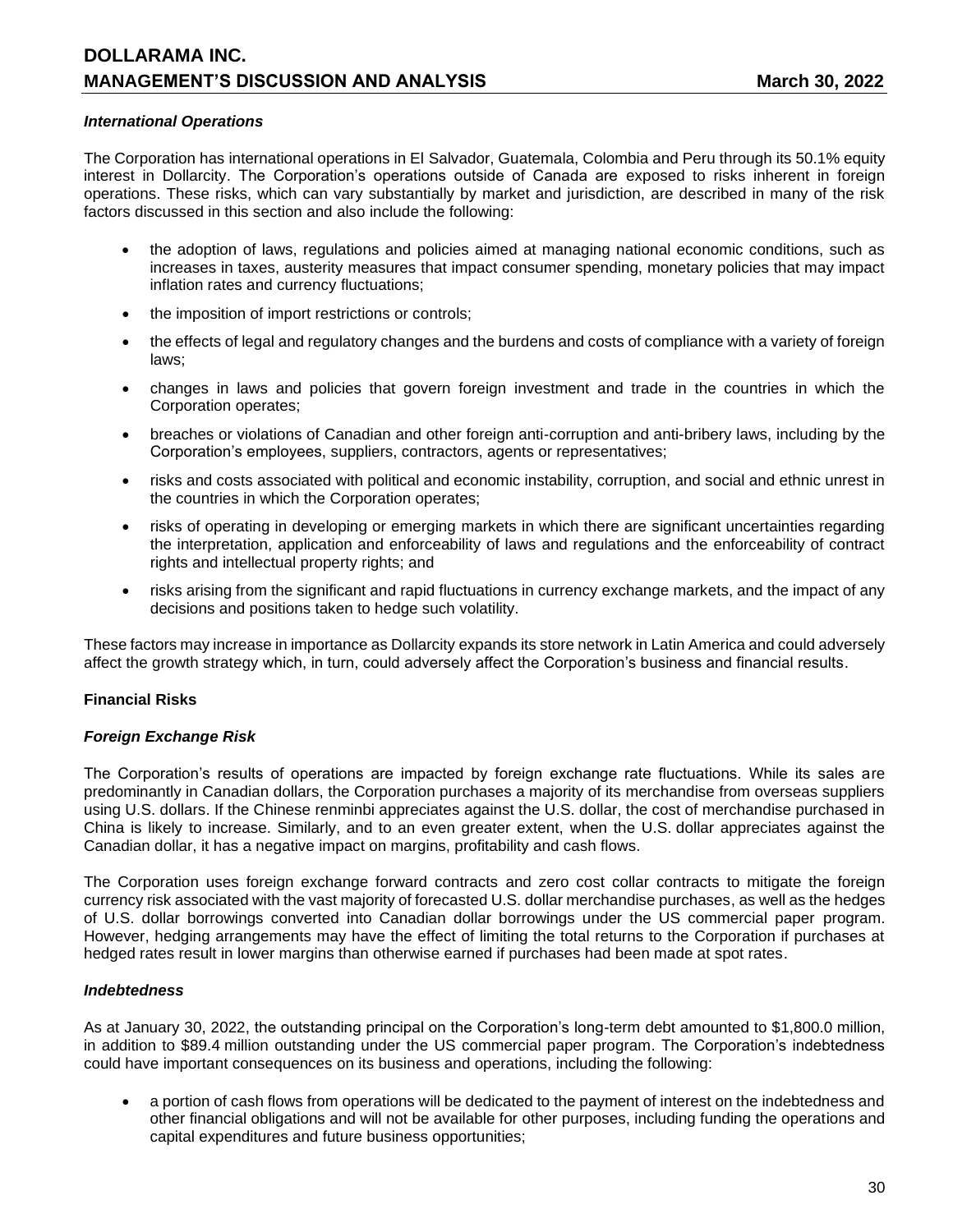#### *International Operations*

The Corporation has international operations in El Salvador, Guatemala, Colombia and Peru through its 50.1% equity interest in Dollarcity. The Corporation's operations outside of Canada are exposed to risks inherent in foreign operations. These risks, which can vary substantially by market and jurisdiction, are described in many of the risk factors discussed in this section and also include the following:

- the adoption of laws, regulations and policies aimed at managing national economic conditions, such as increases in taxes, austerity measures that impact consumer spending, monetary policies that may impact inflation rates and currency fluctuations;
- the imposition of import restrictions or controls;
- the effects of legal and regulatory changes and the burdens and costs of compliance with a variety of foreign laws;
- changes in laws and policies that govern foreign investment and trade in the countries in which the Corporation operates;
- breaches or violations of Canadian and other foreign anti-corruption and anti-bribery laws, including by the Corporation's employees, suppliers, contractors, agents or representatives;
- risks and costs associated with political and economic instability, corruption, and social and ethnic unrest in the countries in which the Corporation operates;
- risks of operating in developing or emerging markets in which there are significant uncertainties regarding the interpretation, application and enforceability of laws and regulations and the enforceability of contract rights and intellectual property rights; and
- risks arising from the significant and rapid fluctuations in currency exchange markets, and the impact of any decisions and positions taken to hedge such volatility.

These factors may increase in importance as Dollarcity expands its store network in Latin America and could adversely affect the growth strategy which, in turn, could adversely affect the Corporation's business and financial results.

### Financial Risks

#### *Foreign Exchange Risk*

The Corporation's results of operations are impacted by foreign exchange rate fluctuations. While its sales are predominantly in Canadian dollars, the Corporation purchases a majority of its merchandise from overseas suppliers using U.S. dollars. If the Chinese renminbi appreciates against the U.S. dollar, the cost of merchandise purchased in China is likely to increase. Similarly, and to an even greater extent, when the U.S. dollar appreciates against the Canadian dollar, it has a negative impact on margins, profitability and cash flows.

The Corporation uses foreign exchange forward contracts and zero cost collar contracts to mitigate the foreign currency risk associated with the vast majority of forecasted U.S. dollar merchandise purchases, as well as the hedges of U.S. dollar borrowings converted into Canadian dollar borrowings under the US commercial paper program. However, hedging arrangements may have the effect of limiting the total returns to the Corporation if purchases at hedged rates result in lower margins than otherwise earned if purchases had been made at spot rates.

#### *Indebtedness*

As at January 30, 2022, the outstanding principal on the Corporation's long-term debt amounted to $1,800.0 million, in addition to $89.4 million outstanding under the US commercial paper program. The Corporation's indebtedness could have important consequences on its business and operations, including the following:

- a portion of cash flows from operations will be dedicated to the payment of interest on the indebtedness and other financial obligations and will not be available for other purposes, including funding the operations and capital expenditures and future business opportunities;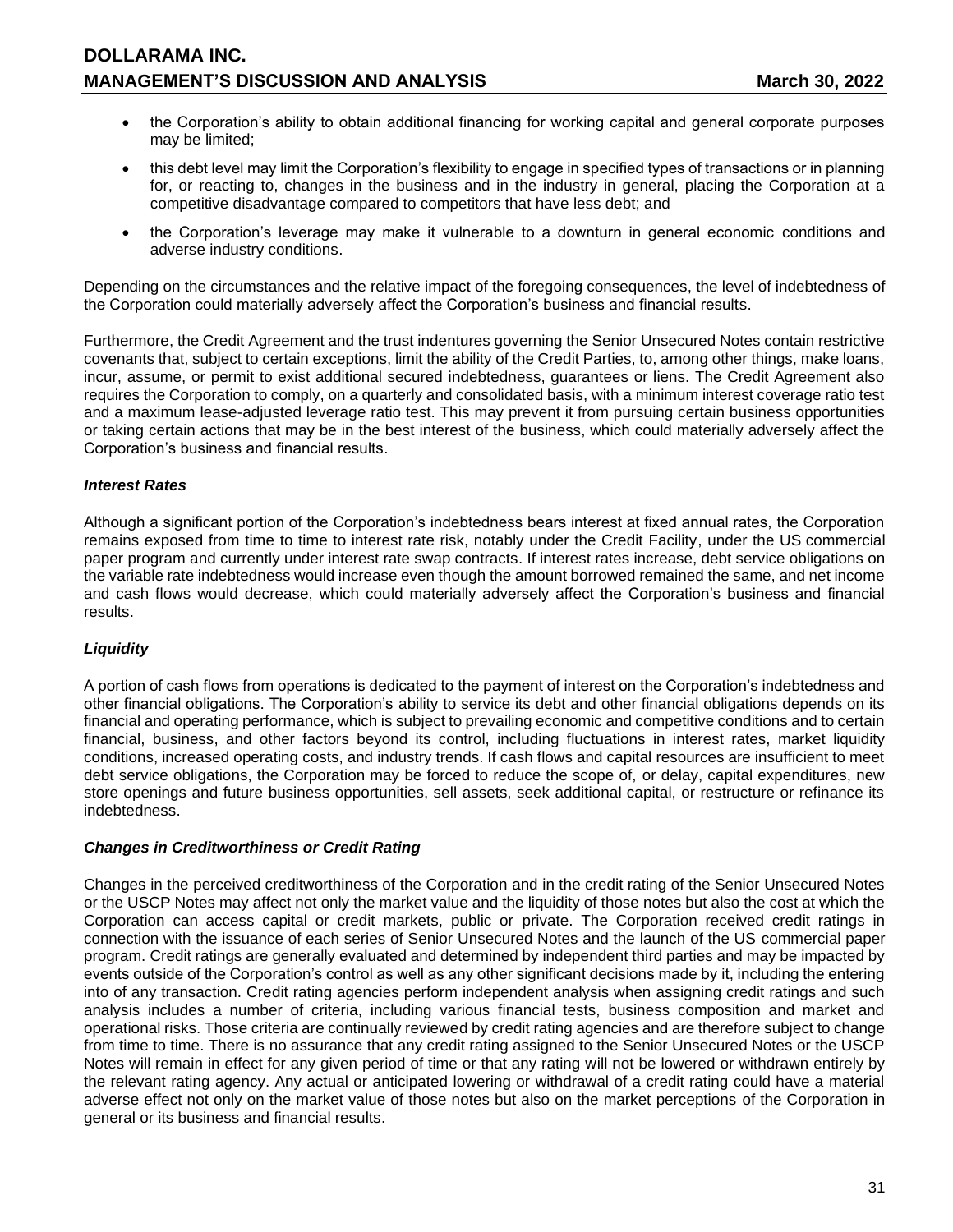- the Corporation's ability to obtain additional financing for working capital and general corporate purposes may be limited;
- this debt level may limit the Corporation's flexibility to engage in specified types of transactions or in planning for, or reacting to, changes in the business and in the industry in general, placing the Corporation at a competitive disadvantage compared to competitors that have less debt; and
- the Corporation's leverage may make it vulnerable to a downturn in general economic conditions and adverse industry conditions.

Depending on the circumstances and the relative impact of the foregoing consequences, the level of indebtedness of the Corporation could materially adversely affect the Corporation's business and financial results.

Furthermore, the Credit Agreement and the trust indentures governing the Senior Unsecured Notes contain restrictive covenants that, subject to certain exceptions, limit the ability of the Credit Parties, to, among other things, make loans, incur, assume, or permit to exist additional secured indebtedness, guarantees or liens. The Credit Agreement also requires the Corporation to comply, on a quarterly and consolidated basis, with a minimum interest coverage ratio test and a maximum lease-adjusted leverage ratio test. This may prevent it from pursuing certain business opportunities or taking certain actions that may be in the best interest of the business, which could materially adversely affect the Corporation's business and financial results.

***Interest Rates***

Although a significant portion of the Corporation's indebtedness bears interest at fixed annual rates, the Corporation remains exposed from time to time to interest rate risk, notably under the Credit Facility, under the US commercial paper program and currently under interest rate swap contracts. If interest rates increase, debt service obligations on the variable rate indebtedness would increase even though the amount borrowed remained the same, and net income and cash flows would decrease, which could materially adversely affect the Corporation's business and financial results.

***Liquidity***

A portion of cash flows from operations is dedicated to the payment of interest on the Corporation's indebtedness and other financial obligations. The Corporation's ability to service its debt and other financial obligations depends on its financial and operating performance, which is subject to prevailing economic and competitive conditions and to certain financial, business, and other factors beyond its control, including fluctuations in interest rates, market liquidity conditions, increased operating costs, and industry trends. If cash flows and capital resources are insufficient to meet debt service obligations, the Corporation may be forced to reduce the scope of, or delay, capital expenditures, new store openings and future business opportunities, sell assets, seek additional capital, or restructure or refinance its indebtedness.

***Changes in Creditworthiness or Credit Rating***

Changes in the perceived creditworthiness of the Corporation and in the credit rating of the Senior Unsecured Notes or the USCP Notes may affect not only the market value and the liquidity of those notes but also the cost at which the Corporation can access capital or credit markets, public or private. The Corporation received credit ratings in connection with the issuance of each series of Senior Unsecured Notes and the launch of the US commercial paper program. Credit ratings are generally evaluated and determined by independent third parties and may be impacted by events outside of the Corporation's control as well as any other significant decisions made by it, including the entering into of any transaction. Credit rating agencies perform independent analysis when assigning credit ratings and such analysis includes a number of criteria, including various financial tests, business composition and market and operational risks. Those criteria are continually reviewed by credit rating agencies and are therefore subject to change from time to time. There is no assurance that any credit rating assigned to the Senior Unsecured Notes or the USCP Notes will remain in effect for any given period of time or that any rating will not be lowered or withdrawn entirely by the relevant rating agency. Any actual or anticipated lowering or withdrawal of a credit rating could have a material adverse effect not only on the market value of those notes but also on the market perceptions of the Corporation in general or its business and financial results.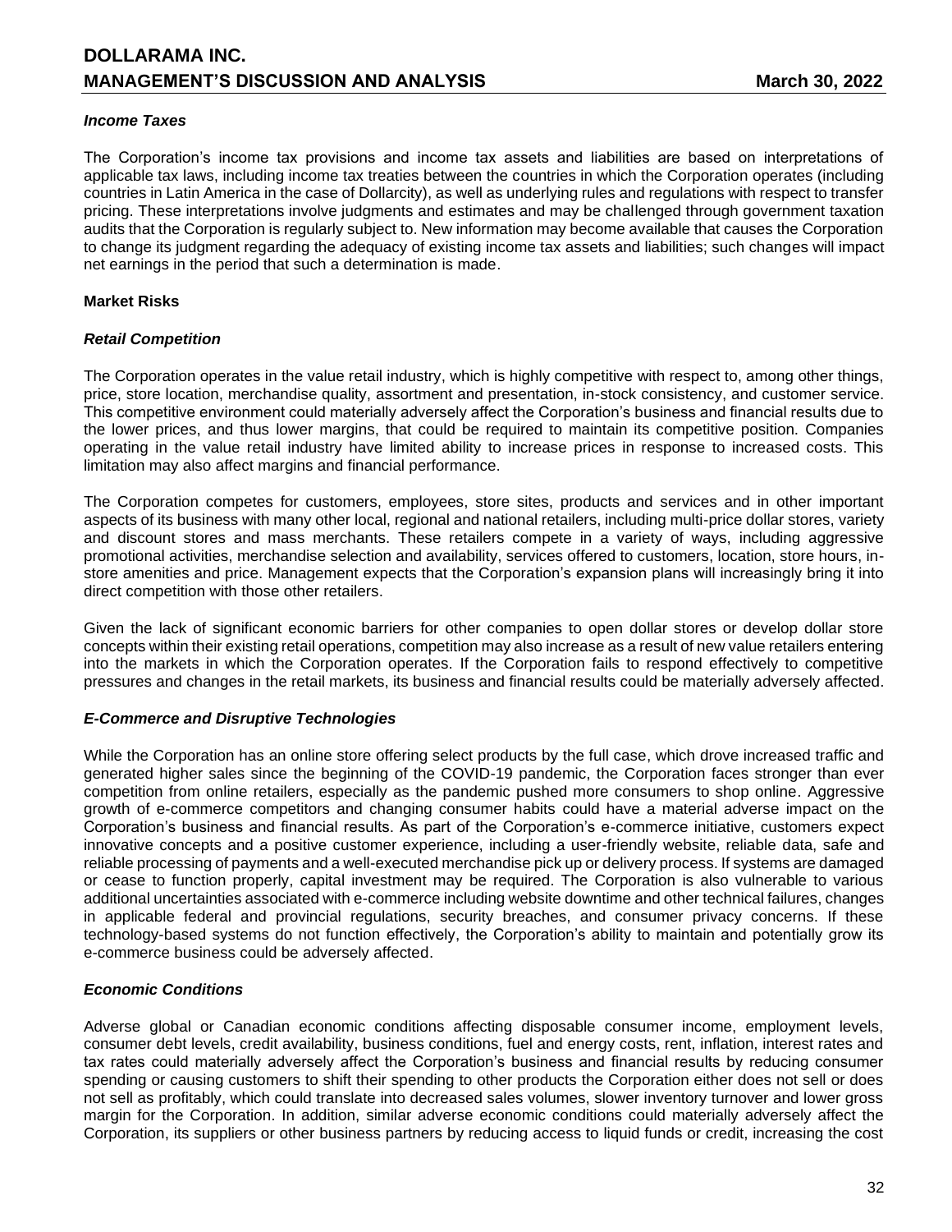### *Income Taxes*

The Corporation's income tax provisions and income tax assets and liabilities are based on interpretations of applicable tax laws, including income tax treaties between the countries in which the Corporation operates (including countries in Latin America in the case of Dollarcity), as well as underlying rules and regulations with respect to transfer pricing. These interpretations involve judgments and estimates and may be challenged through government taxation audits that the Corporation is regularly subject to. New information may become available that causes the Corporation to change its judgment regarding the adequacy of existing income tax assets and liabilities; such changes will impact net earnings in the period that such a determination is made.

## Market Risks

### *Retail Competition*

The Corporation operates in the value retail industry, which is highly competitive with respect to, among other things, price, store location, merchandise quality, assortment and presentation, in-stock consistency, and customer service. This competitive environment could materially adversely affect the Corporation's business and financial results due to the lower prices, and thus lower margins, that could be required to maintain its competitive position. Companies operating in the value retail industry have limited ability to increase prices in response to increased costs. This limitation may also affect margins and financial performance.

The Corporation competes for customers, employees, store sites, products and services and in other important aspects of its business with many other local, regional and national retailers, including multi-price dollar stores, variety and discount stores and mass merchants. These retailers compete in a variety of ways, including aggressive promotional activities, merchandise selection and availability, services offered to customers, location, store hours, in-store amenities and price. Management expects that the Corporation's expansion plans will increasingly bring it into direct competition with those other retailers.

Given the lack of significant economic barriers for other companies to open dollar stores or develop dollar store concepts within their existing retail operations, competition may also increase as a result of new value retailers entering into the markets in which the Corporation operates. If the Corporation fails to respond effectively to competitive pressures and changes in the retail markets, its business and financial results could be materially adversely affected.

### *E-Commerce and Disruptive Technologies*

While the Corporation has an online store offering select products by the full case, which drove increased traffic and generated higher sales since the beginning of the COVID-19 pandemic, the Corporation faces stronger than ever competition from online retailers, especially as the pandemic pushed more consumers to shop online. Aggressive growth of e-commerce competitors and changing consumer habits could have a material adverse impact on the Corporation's business and financial results. As part of the Corporation's e-commerce initiative, customers expect innovative concepts and a positive customer experience, including a user-friendly website, reliable data, safe and reliable processing of payments and a well-executed merchandise pick up or delivery process. If systems are damaged or cease to function properly, capital investment may be required. The Corporation is also vulnerable to various additional uncertainties associated with e-commerce including website downtime and other technical failures, changes in applicable federal and provincial regulations, security breaches, and consumer privacy concerns. If these technology-based systems do not function effectively, the Corporation's ability to maintain and potentially grow its e-commerce business could be adversely affected.

### *Economic Conditions*

Adverse global or Canadian economic conditions affecting disposable consumer income, employment levels, consumer debt levels, credit availability, business conditions, fuel and energy costs, rent, inflation, interest rates and tax rates could materially adversely affect the Corporation's business and financial results by reducing consumer spending or causing customers to shift their spending to other products the Corporation either does not sell or does not sell as profitably, which could translate into decreased sales volumes, slower inventory turnover and lower gross margin for the Corporation. In addition, similar adverse economic conditions could materially adversely affect the Corporation, its suppliers or other business partners by reducing access to liquid funds or credit, increasing the cost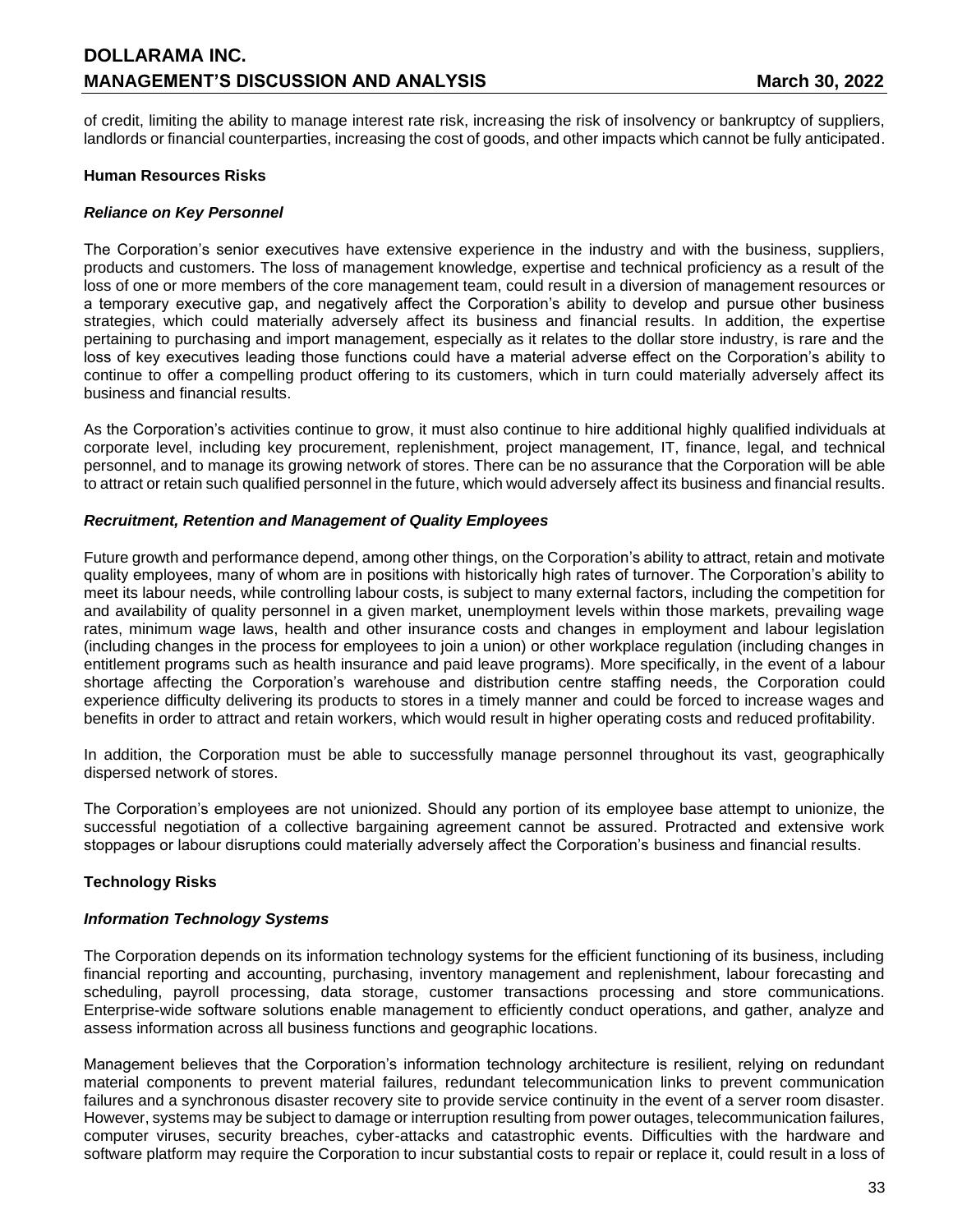of credit, limiting the ability to manage interest rate risk, increasing the risk of insolvency or bankruptcy of suppliers, landlords or financial counterparties, increasing the cost of goods, and other impacts which cannot be fully anticipated.

**Human Resources Risks**

***Reliance on Key Personnel***

The Corporation's senior executives have extensive experience in the industry and with the business, suppliers, products and customers. The loss of management knowledge, expertise and technical proficiency as a result of the loss of one or more members of the core management team, could result in a diversion of management resources or a temporary executive gap, and negatively affect the Corporation's ability to develop and pursue other business strategies, which could materially adversely affect its business and financial results. In addition, the expertise pertaining to purchasing and import management, especially as it relates to the dollar store industry, is rare and the loss of key executives leading those functions could have a material adverse effect on the Corporation's ability to continue to offer a compelling product offering to its customers, which in turn could materially adversely affect its business and financial results.

As the Corporation's activities continue to grow, it must also continue to hire additional highly qualified individuals at corporate level, including key procurement, replenishment, project management, IT, finance, legal, and technical personnel, and to manage its growing network of stores. There can be no assurance that the Corporation will be able to attract or retain such qualified personnel in the future, which would adversely affect its business and financial results.

***Recruitment, Retention and Management of Quality Employees***

Future growth and performance depend, among other things, on the Corporation's ability to attract, retain and motivate quality employees, many of whom are in positions with historically high rates of turnover. The Corporation's ability to meet its labour needs, while controlling labour costs, is subject to many external factors, including the competition for and availability of quality personnel in a given market, unemployment levels within those markets, prevailing wage rates, minimum wage laws, health and other insurance costs and changes in employment and labour legislation (including changes in the process for employees to join a union) or other workplace regulation (including changes in entitlement programs such as health insurance and paid leave programs). More specifically, in the event of a labour shortage affecting the Corporation's warehouse and distribution centre staffing needs, the Corporation could experience difficulty delivering its products to stores in a timely manner and could be forced to increase wages and benefits in order to attract and retain workers, which would result in higher operating costs and reduced profitability.

In addition, the Corporation must be able to successfully manage personnel throughout its vast, geographically dispersed network of stores.

The Corporation's employees are not unionized. Should any portion of its employee base attempt to unionize, the successful negotiation of a collective bargaining agreement cannot be assured. Protracted and extensive work stoppages or labour disruptions could materially adversely affect the Corporation's business and financial results.

**Technology Risks**

***Information Technology Systems***

The Corporation depends on its information technology systems for the efficient functioning of its business, including financial reporting and accounting, purchasing, inventory management and replenishment, labour forecasting and scheduling, payroll processing, data storage, customer transactions processing and store communications. Enterprise-wide software solutions enable management to efficiently conduct operations, and gather, analyze and assess information across all business functions and geographic locations.

Management believes that the Corporation's information technology architecture is resilient, relying on redundant material components to prevent material failures, redundant telecommunication links to prevent communication failures and a synchronous disaster recovery site to provide service continuity in the event of a server room disaster. However, systems may be subject to damage or interruption resulting from power outages, telecommunication failures, computer viruses, security breaches, cyber-attacks and catastrophic events. Difficulties with the hardware and software platform may require the Corporation to incur substantial costs to repair or replace it, could result in a loss of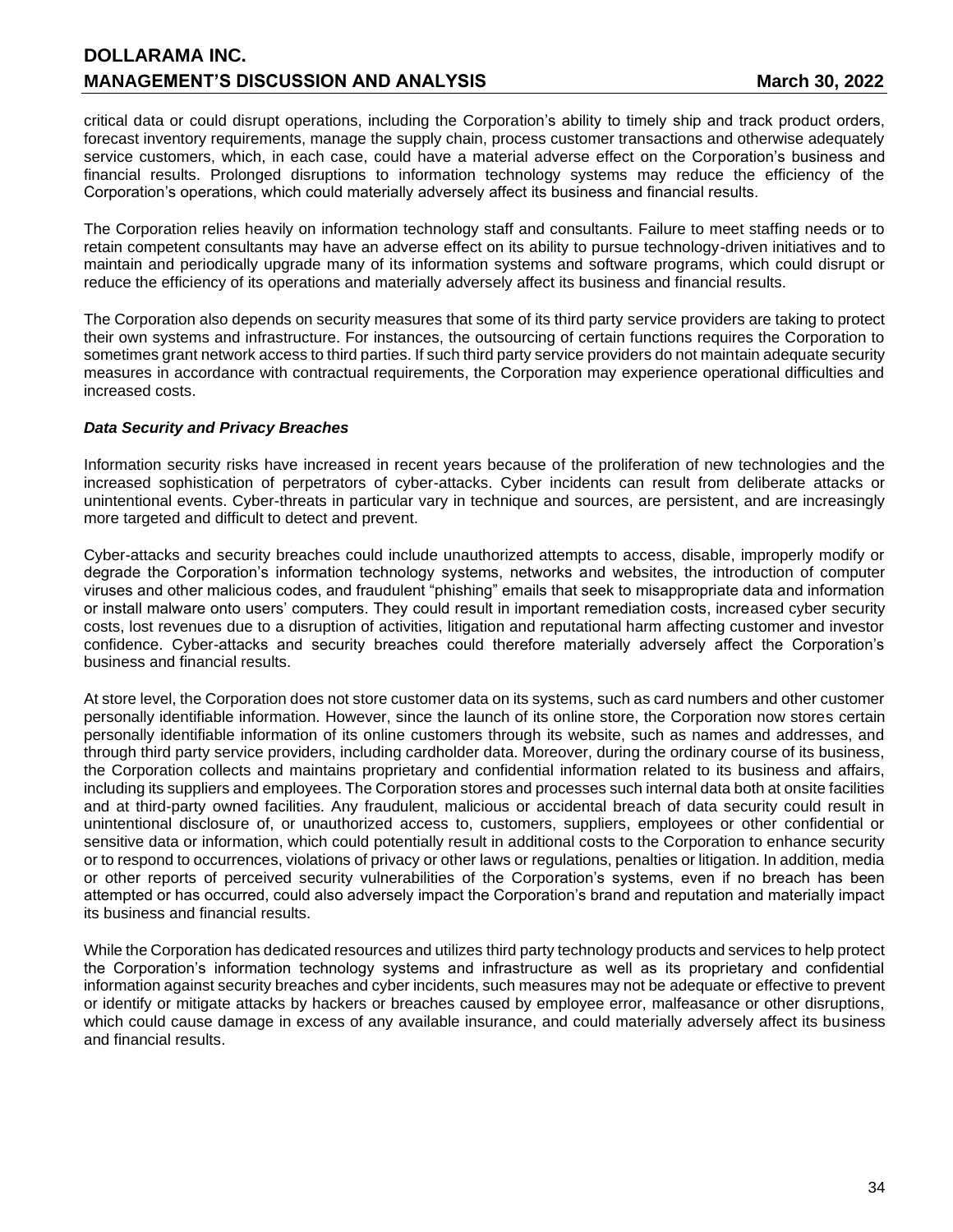critical data or could disrupt operations, including the Corporation's ability to timely ship and track product orders, forecast inventory requirements, manage the supply chain, process customer transactions and otherwise adequately service customers, which, in each case, could have a material adverse effect on the Corporation's business and financial results. Prolonged disruptions to information technology systems may reduce the efficiency of the Corporation's operations, which could materially adversely affect its business and financial results.

The Corporation relies heavily on information technology staff and consultants. Failure to meet staffing needs or to retain competent consultants may have an adverse effect on its ability to pursue technology-driven initiatives and to maintain and periodically upgrade many of its information systems and software programs, which could disrupt or reduce the efficiency of its operations and materially adversely affect its business and financial results.

The Corporation also depends on security measures that some of its third party service providers are taking to protect their own systems and infrastructure. For instances, the outsourcing of certain functions requires the Corporation to sometimes grant network access to third parties. If such third party service providers do not maintain adequate security measures in accordance with contractual requirements, the Corporation may experience operational difficulties and increased costs.

***Data Security and Privacy Breaches***

Information security risks have increased in recent years because of the proliferation of new technologies and the increased sophistication of perpetrators of cyber-attacks. Cyber incidents can result from deliberate attacks or unintentional events. Cyber-threats in particular vary in technique and sources, are persistent, and are increasingly more targeted and difficult to detect and prevent.

Cyber-attacks and security breaches could include unauthorized attempts to access, disable, improperly modify or degrade the Corporation's information technology systems, networks and websites, the introduction of computer viruses and other malicious codes, and fraudulent "phishing" emails that seek to misappropriate data and information or install malware onto users' computers. They could result in important remediation costs, increased cyber security costs, lost revenues due to a disruption of activities, litigation and reputational harm affecting customer and investor confidence. Cyber-attacks and security breaches could therefore materially adversely affect the Corporation's business and financial results.

At store level, the Corporation does not store customer data on its systems, such as card numbers and other customer personally identifiable information. However, since the launch of its online store, the Corporation now stores certain personally identifiable information of its online customers through its website, such as names and addresses, and through third party service providers, including cardholder data. Moreover, during the ordinary course of its business, the Corporation collects and maintains proprietary and confidential information related to its business and affairs, including its suppliers and employees. The Corporation stores and processes such internal data both at onsite facilities and at third-party owned facilities. Any fraudulent, malicious or accidental breach of data security could result in unintentional disclosure of, or unauthorized access to, customers, suppliers, employees or other confidential or sensitive data or information, which could potentially result in additional costs to the Corporation to enhance security or to respond to occurrences, violations of privacy or other laws or regulations, penalties or litigation. In addition, media or other reports of perceived security vulnerabilities of the Corporation's systems, even if no breach has been attempted or has occurred, could also adversely impact the Corporation's brand and reputation and materially impact its business and financial results.

While the Corporation has dedicated resources and utilizes third party technology products and services to help protect the Corporation's information technology systems and infrastructure as well as its proprietary and confidential information against security breaches and cyber incidents, such measures may not be adequate or effective to prevent or identify or mitigate attacks by hackers or breaches caused by employee error, malfeasance or other disruptions, which could cause damage in excess of any available insurance, and could materially adversely affect its business and financial results.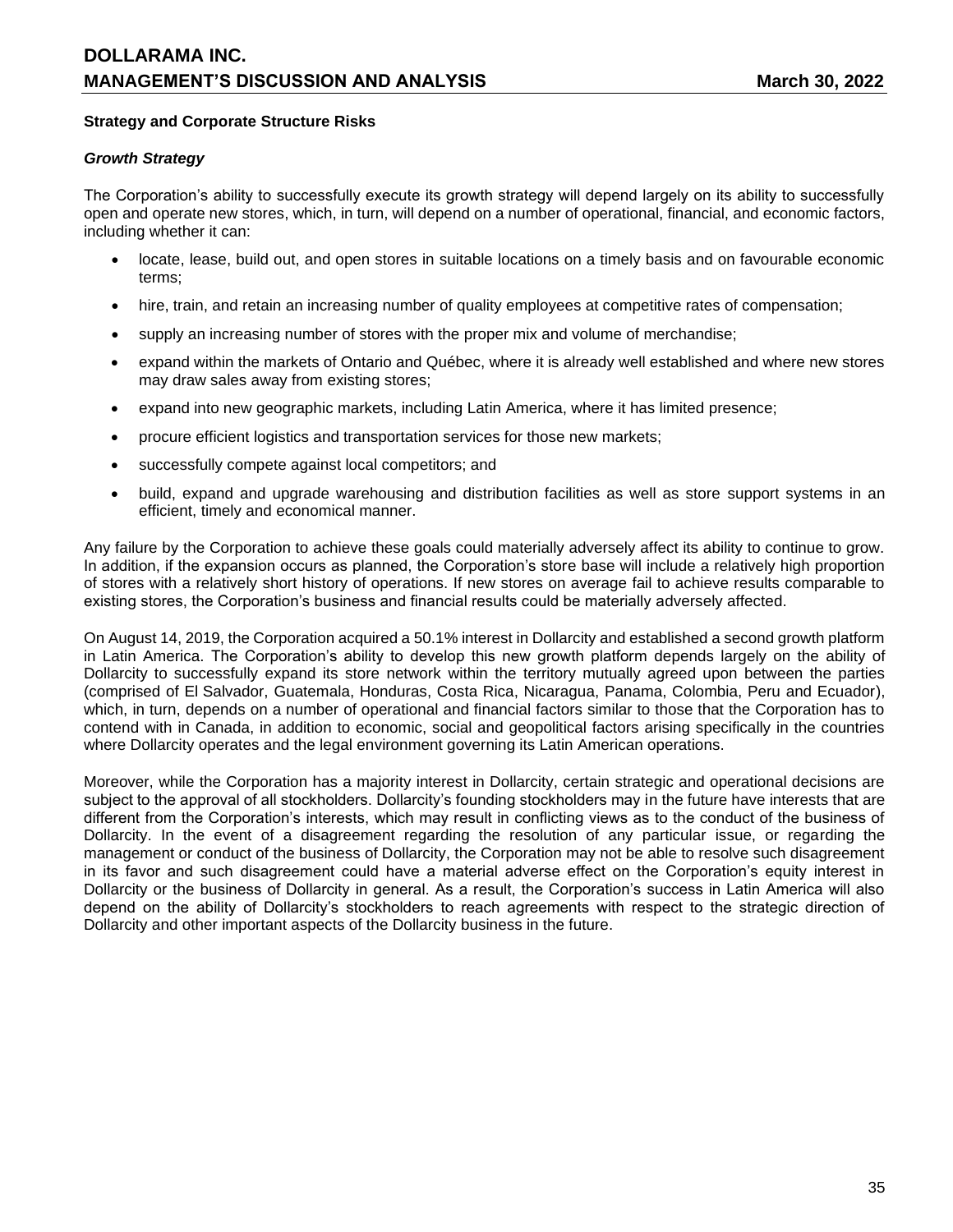### Strategy and Corporate Structure Risks

#### *Growth Strategy*

The Corporation's ability to successfully execute its growth strategy will depend largely on its ability to successfully open and operate new stores, which, in turn, will depend on a number of operational, financial, and economic factors, including whether it can:

- locate, lease, build out, and open stores in suitable locations on a timely basis and on favourable economic terms;
- hire, train, and retain an increasing number of quality employees at competitive rates of compensation;
- supply an increasing number of stores with the proper mix and volume of merchandise;
- expand within the markets of Ontario and Québec, where it is already well established and where new stores may draw sales away from existing stores;
- expand into new geographic markets, including Latin America, where it has limited presence;
- procure efficient logistics and transportation services for those new markets;
- successfully compete against local competitors; and
- build, expand and upgrade warehousing and distribution facilities as well as store support systems in an efficient, timely and economical manner.

Any failure by the Corporation to achieve these goals could materially adversely affect its ability to continue to grow. In addition, if the expansion occurs as planned, the Corporation's store base will include a relatively high proportion of stores with a relatively short history of operations. If new stores on average fail to achieve results comparable to existing stores, the Corporation's business and financial results could be materially adversely affected.

On August 14, 2019, the Corporation acquired a 50.1% interest in Dollarcity and established a second growth platform in Latin America. The Corporation's ability to develop this new growth platform depends largely on the ability of Dollarcity to successfully expand its store network within the territory mutually agreed upon between the parties (comprised of El Salvador, Guatemala, Honduras, Costa Rica, Nicaragua, Panama, Colombia, Peru and Ecuador), which, in turn, depends on a number of operational and financial factors similar to those that the Corporation has to contend with in Canada, in addition to economic, social and geopolitical factors arising specifically in the countries where Dollarcity operates and the legal environment governing its Latin American operations.

Moreover, while the Corporation has a majority interest in Dollarcity, certain strategic and operational decisions are subject to the approval of all stockholders. Dollarcity's founding stockholders may in the future have interests that are different from the Corporation's interests, which may result in conflicting views as to the conduct of the business of Dollarcity. In the event of a disagreement regarding the resolution of any particular issue, or regarding the management or conduct of the business of Dollarcity, the Corporation may not be able to resolve such disagreement in its favor and such disagreement could have a material adverse effect on the Corporation's equity interest in Dollarcity or the business of Dollarcity in general. As a result, the Corporation's success in Latin America will also depend on the ability of Dollarcity's stockholders to reach agreements with respect to the strategic direction of Dollarcity and other important aspects of the Dollarcity business in the future.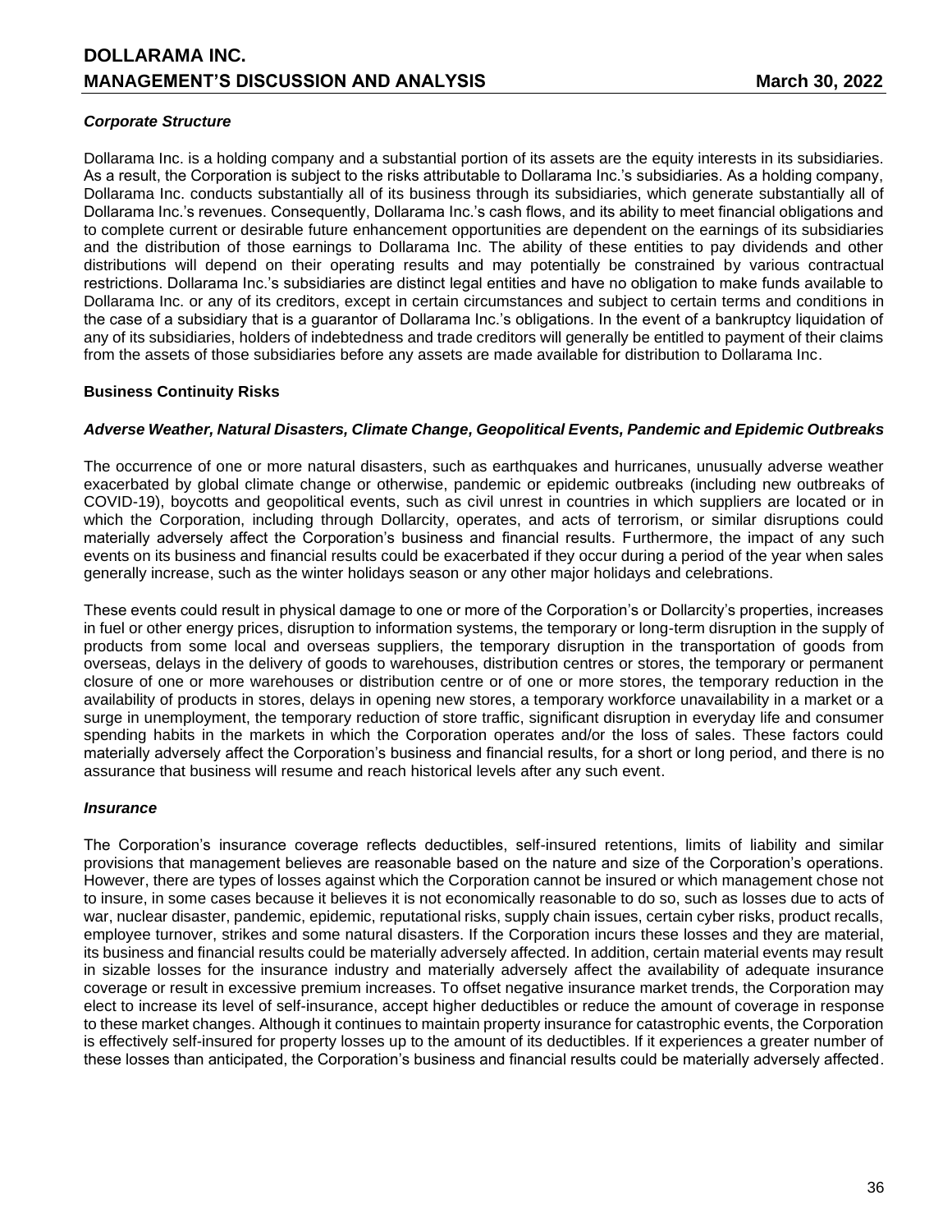### *Corporate Structure*

Dollarama Inc. is a holding company and a substantial portion of its assets are the equity interests in its subsidiaries. As a result, the Corporation is subject to the risks attributable to Dollarama Inc.'s subsidiaries. As a holding company, Dollarama Inc. conducts substantially all of its business through its subsidiaries, which generate substantially all of Dollarama Inc.'s revenues. Consequently, Dollarama Inc.'s cash flows, and its ability to meet financial obligations and to complete current or desirable future enhancement opportunities are dependent on the earnings of its subsidiaries and the distribution of those earnings to Dollarama Inc. The ability of these entities to pay dividends and other distributions will depend on their operating results and may potentially be constrained by various contractual restrictions. Dollarama Inc.'s subsidiaries are distinct legal entities and have no obligation to make funds available to Dollarama Inc. or any of its creditors, except in certain circumstances and subject to certain terms and conditions in the case of a subsidiary that is a guarantor of Dollarama Inc.'s obligations. In the event of a bankruptcy liquidation of any of its subsidiaries, holders of indebtedness and trade creditors will generally be entitled to payment of their claims from the assets of those subsidiaries before any assets are made available for distribution to Dollarama Inc.

## Business Continuity Risks

### *Adverse Weather, Natural Disasters, Climate Change, Geopolitical Events, Pandemic and Epidemic Outbreaks*

The occurrence of one or more natural disasters, such as earthquakes and hurricanes, unusually adverse weather exacerbated by global climate change or otherwise, pandemic or epidemic outbreaks (including new outbreaks of COVID-19), boycotts and geopolitical events, such as civil unrest in countries in which suppliers are located or in which the Corporation, including through Dollarcity, operates, and acts of terrorism, or similar disruptions could materially adversely affect the Corporation's business and financial results. Furthermore, the impact of any such events on its business and financial results could be exacerbated if they occur during a period of the year when sales generally increase, such as the winter holidays season or any other major holidays and celebrations.

These events could result in physical damage to one or more of the Corporation's or Dollarcity's properties, increases in fuel or other energy prices, disruption to information systems, the temporary or long-term disruption in the supply of products from some local and overseas suppliers, the temporary disruption in the transportation of goods from overseas, delays in the delivery of goods to warehouses, distribution centres or stores, the temporary or permanent closure of one or more warehouses or distribution centre or of one or more stores, the temporary reduction in the availability of products in stores, delays in opening new stores, a temporary workforce unavailability in a market or a surge in unemployment, the temporary reduction of store traffic, significant disruption in everyday life and consumer spending habits in the markets in which the Corporation operates and/or the loss of sales. These factors could materially adversely affect the Corporation's business and financial results, for a short or long period, and there is no assurance that business will resume and reach historical levels after any such event.

### *Insurance*

The Corporation's insurance coverage reflects deductibles, self-insured retentions, limits of liability and similar provisions that management believes are reasonable based on the nature and size of the Corporation's operations. However, there are types of losses against which the Corporation cannot be insured or which management chose not to insure, in some cases because it believes it is not economically reasonable to do so, such as losses due to acts of war, nuclear disaster, pandemic, epidemic, reputational risks, supply chain issues, certain cyber risks, product recalls, employee turnover, strikes and some natural disasters. If the Corporation incurs these losses and they are material, its business and financial results could be materially adversely affected. In addition, certain material events may result in sizable losses for the insurance industry and materially adversely affect the availability of adequate insurance coverage or result in excessive premium increases. To offset negative insurance market trends, the Corporation may elect to increase its level of self-insurance, accept higher deductibles or reduce the amount of coverage in response to these market changes. Although it continues to maintain property insurance for catastrophic events, the Corporation is effectively self-insured for property losses up to the amount of its deductibles. If it experiences a greater number of these losses than anticipated, the Corporation's business and financial results could be materially adversely affected.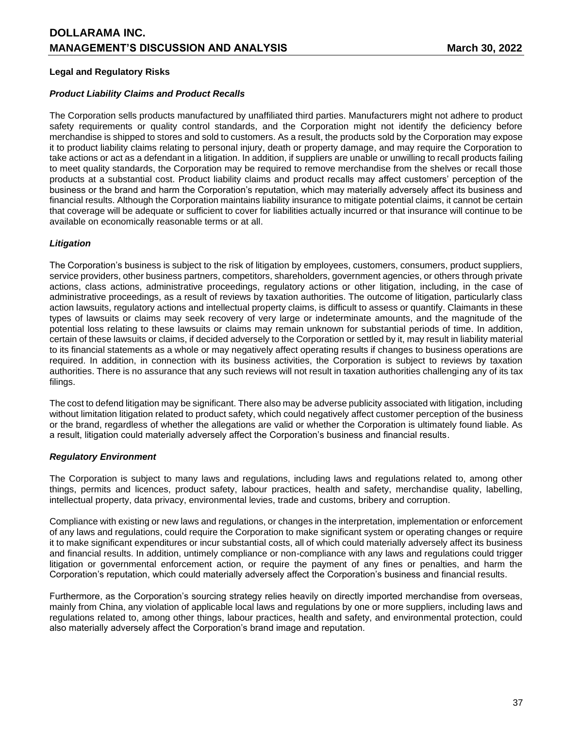### Legal and Regulatory Risks

#### *Product Liability Claims and Product Recalls*

The Corporation sells products manufactured by unaffiliated third parties. Manufacturers might not adhere to product safety requirements or quality control standards, and the Corporation might not identify the deficiency before merchandise is shipped to stores and sold to customers. As a result, the products sold by the Corporation may expose it to product liability claims relating to personal injury, death or property damage, and may require the Corporation to take actions or act as a defendant in a litigation. In addition, if suppliers are unable or unwilling to recall products failing to meet quality standards, the Corporation may be required to remove merchandise from the shelves or recall those products at a substantial cost. Product liability claims and product recalls may affect customers' perception of the business or the brand and harm the Corporation's reputation, which may materially adversely affect its business and financial results. Although the Corporation maintains liability insurance to mitigate potential claims, it cannot be certain that coverage will be adequate or sufficient to cover for liabilities actually incurred or that insurance will continue to be available on economically reasonable terms or at all.

#### *Litigation*

The Corporation's business is subject to the risk of litigation by employees, customers, consumers, product suppliers, service providers, other business partners, competitors, shareholders, government agencies, or others through private actions, class actions, administrative proceedings, regulatory actions or other litigation, including, in the case of administrative proceedings, as a result of reviews by taxation authorities. The outcome of litigation, particularly class action lawsuits, regulatory actions and intellectual property claims, is difficult to assess or quantify. Claimants in these types of lawsuits or claims may seek recovery of very large or indeterminate amounts, and the magnitude of the potential loss relating to these lawsuits or claims may remain unknown for substantial periods of time. In addition, certain of these lawsuits or claims, if decided adversely to the Corporation or settled by it, may result in liability material to its financial statements as a whole or may negatively affect operating results if changes to business operations are required. In addition, in connection with its business activities, the Corporation is subject to reviews by taxation authorities. There is no assurance that any such reviews will not result in taxation authorities challenging any of its tax filings.

The cost to defend litigation may be significant. There also may be adverse publicity associated with litigation, including without limitation litigation related to product safety, which could negatively affect customer perception of the business or the brand, regardless of whether the allegations are valid or whether the Corporation is ultimately found liable. As a result, litigation could materially adversely affect the Corporation's business and financial results.

#### *Regulatory Environment*

The Corporation is subject to many laws and regulations, including laws and regulations related to, among other things, permits and licences, product safety, labour practices, health and safety, merchandise quality, labelling, intellectual property, data privacy, environmental levies, trade and customs, bribery and corruption.

Compliance with existing or new laws and regulations, or changes in the interpretation, implementation or enforcement of any laws and regulations, could require the Corporation to make significant system or operating changes or require it to make significant expenditures or incur substantial costs, all of which could materially adversely affect its business and financial results. In addition, untimely compliance or non-compliance with any laws and regulations could trigger litigation or governmental enforcement action, or require the payment of any fines or penalties, and harm the Corporation's reputation, which could materially adversely affect the Corporation's business and financial results.

Furthermore, as the Corporation's sourcing strategy relies heavily on directly imported merchandise from overseas, mainly from China, any violation of applicable local laws and regulations by one or more suppliers, including laws and regulations related to, among other things, labour practices, health and safety, and environmental protection, could also materially adversely affect the Corporation's brand image and reputation.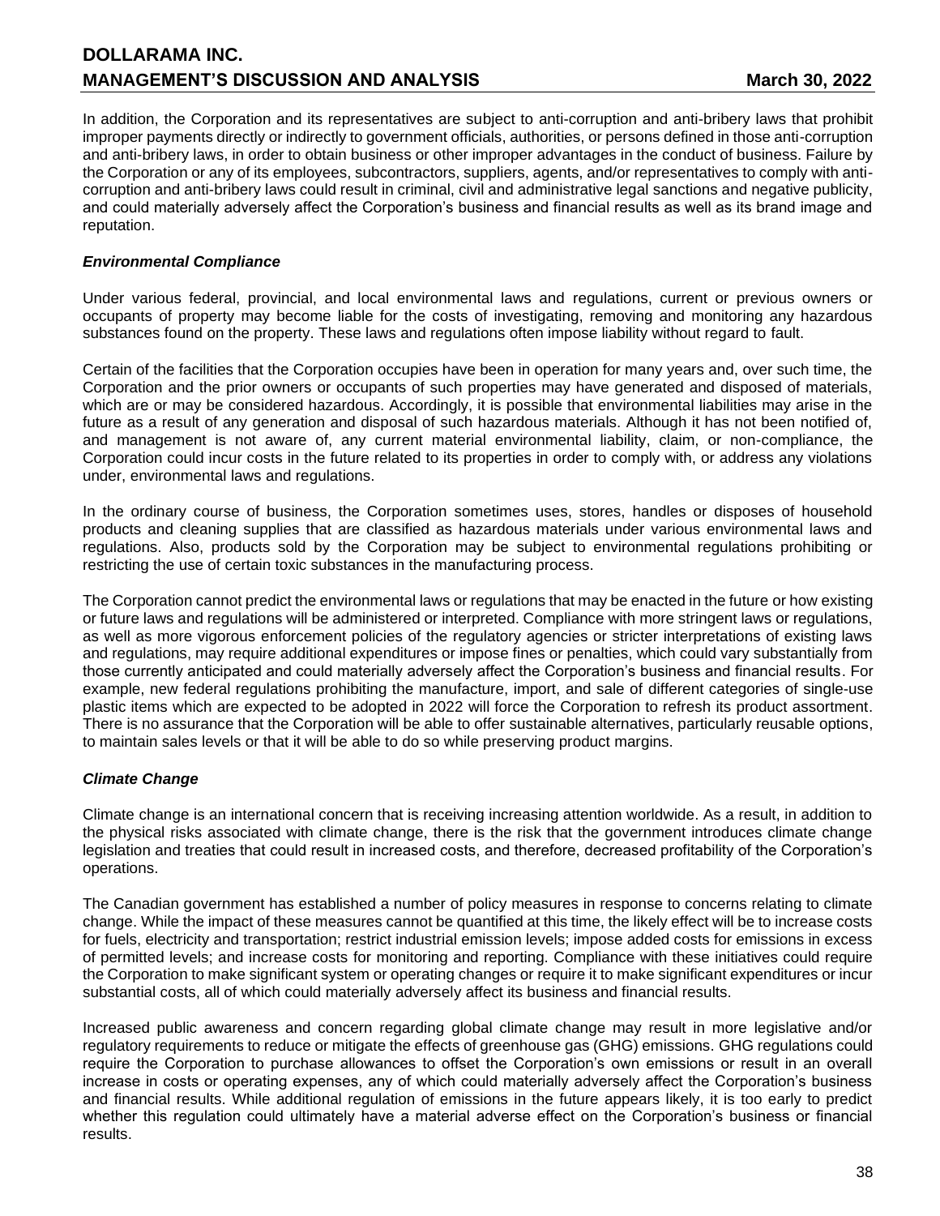In addition, the Corporation and its representatives are subject to anti-corruption and anti-bribery laws that prohibit improper payments directly or indirectly to government officials, authorities, or persons defined in those anti-corruption and anti-bribery laws, in order to obtain business or other improper advantages in the conduct of business. Failure by the Corporation or any of its employees, subcontractors, suppliers, agents, and/or representatives to comply with anti-corruption and anti-bribery laws could result in criminal, civil and administrative legal sanctions and negative publicity, and could materially adversely affect the Corporation's business and financial results as well as its brand image and reputation.

### *Environmental Compliance*

Under various federal, provincial, and local environmental laws and regulations, current or previous owners or occupants of property may become liable for the costs of investigating, removing and monitoring any hazardous substances found on the property. These laws and regulations often impose liability without regard to fault.

Certain of the facilities that the Corporation occupies have been in operation for many years and, over such time, the Corporation and the prior owners or occupants of such properties may have generated and disposed of materials, which are or may be considered hazardous. Accordingly, it is possible that environmental liabilities may arise in the future as a result of any generation and disposal of such hazardous materials. Although it has not been notified of, and management is not aware of, any current material environmental liability, claim, or non-compliance, the Corporation could incur costs in the future related to its properties in order to comply with, or address any violations under, environmental laws and regulations.

In the ordinary course of business, the Corporation sometimes uses, stores, handles or disposes of household products and cleaning supplies that are classified as hazardous materials under various environmental laws and regulations. Also, products sold by the Corporation may be subject to environmental regulations prohibiting or restricting the use of certain toxic substances in the manufacturing process.

The Corporation cannot predict the environmental laws or regulations that may be enacted in the future or how existing or future laws and regulations will be administered or interpreted. Compliance with more stringent laws or regulations, as well as more vigorous enforcement policies of the regulatory agencies or stricter interpretations of existing laws and regulations, may require additional expenditures or impose fines or penalties, which could vary substantially from those currently anticipated and could materially adversely affect the Corporation's business and financial results. For example, new federal regulations prohibiting the manufacture, import, and sale of different categories of single-use plastic items which are expected to be adopted in 2022 will force the Corporation to refresh its product assortment. There is no assurance that the Corporation will be able to offer sustainable alternatives, particularly reusable options, to maintain sales levels or that it will be able to do so while preserving product margins.

### *Climate Change*

Climate change is an international concern that is receiving increasing attention worldwide. As a result, in addition to the physical risks associated with climate change, there is the risk that the government introduces climate change legislation and treaties that could result in increased costs, and therefore, decreased profitability of the Corporation's operations.

The Canadian government has established a number of policy measures in response to concerns relating to climate change. While the impact of these measures cannot be quantified at this time, the likely effect will be to increase costs for fuels, electricity and transportation; restrict industrial emission levels; impose added costs for emissions in excess of permitted levels; and increase costs for monitoring and reporting. Compliance with these initiatives could require the Corporation to make significant system or operating changes or require it to make significant expenditures or incur substantial costs, all of which could materially adversely affect its business and financial results.

Increased public awareness and concern regarding global climate change may result in more legislative and/or regulatory requirements to reduce or mitigate the effects of greenhouse gas (GHG) emissions. GHG regulations could require the Corporation to purchase allowances to offset the Corporation's own emissions or result in an overall increase in costs or operating expenses, any of which could materially adversely affect the Corporation's business and financial results. While additional regulation of emissions in the future appears likely, it is too early to predict whether this regulation could ultimately have a material adverse effect on the Corporation's business or financial results.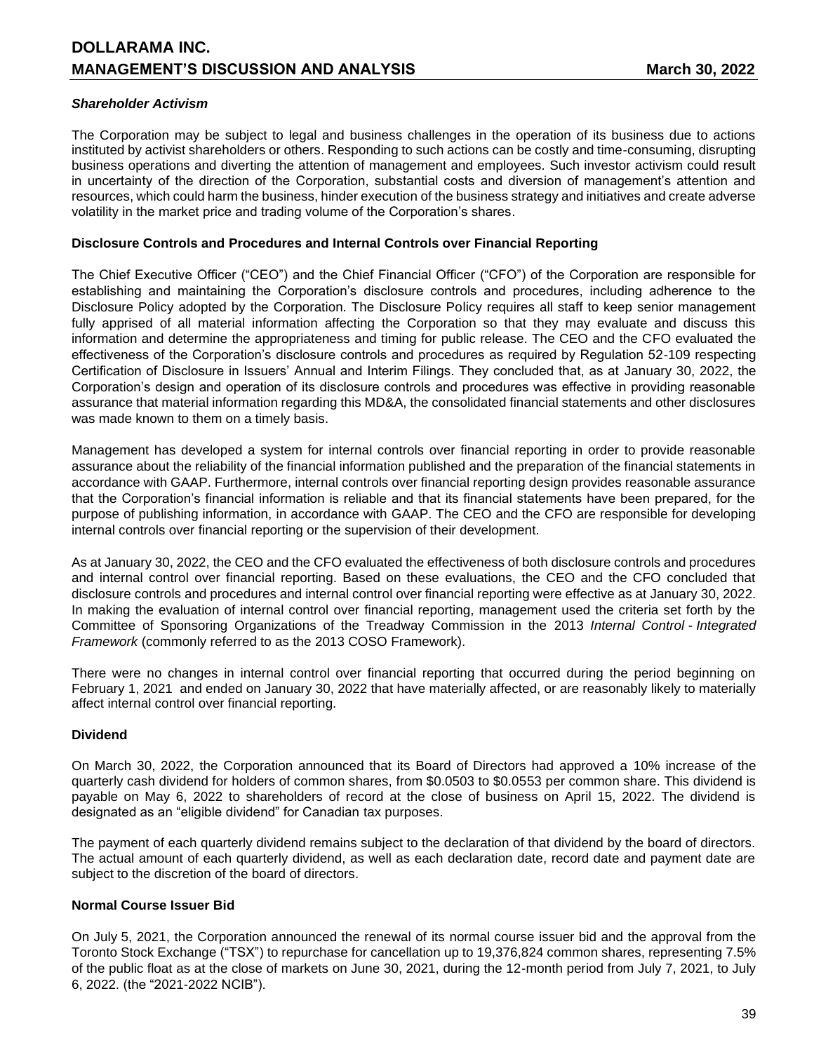### *Shareholder Activism*

The Corporation may be subject to legal and business challenges in the operation of its business due to actions instituted by activist shareholders or others. Responding to such actions can be costly and time-consuming, disrupting business operations and diverting the attention of management and employees. Such investor activism could result in uncertainty of the direction of the Corporation, substantial costs and diversion of management's attention and resources, which could harm the business, hinder execution of the business strategy and initiatives and create adverse volatility in the market price and trading volume of the Corporation's shares.

## Disclosure Controls and Procedures and Internal Controls over Financial Reporting

The Chief Executive Officer ("CEO") and the Chief Financial Officer ("CFO") of the Corporation are responsible for establishing and maintaining the Corporation's disclosure controls and procedures, including adherence to the Disclosure Policy adopted by the Corporation. The Disclosure Policy requires all staff to keep senior management fully apprised of all material information affecting the Corporation so that they may evaluate and discuss this information and determine the appropriateness and timing for public release. The CEO and the CFO evaluated the effectiveness of the Corporation's disclosure controls and procedures as required by Regulation 52-109 respecting Certification of Disclosure in Issuers' Annual and Interim Filings. They concluded that, as at January 30, 2022, the Corporation's design and operation of its disclosure controls and procedures was effective in providing reasonable assurance that material information regarding this MD&A, the consolidated financial statements and other disclosures was made known to them on a timely basis.

Management has developed a system for internal controls over financial reporting in order to provide reasonable assurance about the reliability of the financial information published and the preparation of the financial statements in accordance with GAAP. Furthermore, internal controls over financial reporting design provides reasonable assurance that the Corporation's financial information is reliable and that its financial statements have been prepared, for the purpose of publishing information, in accordance with GAAP. The CEO and the CFO are responsible for developing internal controls over financial reporting or the supervision of their development.

As at January 30, 2022, the CEO and the CFO evaluated the effectiveness of both disclosure controls and procedures and internal control over financial reporting. Based on these evaluations, the CEO and the CFO concluded that disclosure controls and procedures and internal control over financial reporting were effective as at January 30, 2022. In making the evaluation of internal control over financial reporting, management used the criteria set forth by the Committee of Sponsoring Organizations of the Treadway Commission in the 2013 *Internal Control - Integrated Framework* (commonly referred to as the 2013 COSO Framework).

There were no changes in internal control over financial reporting that occurred during the period beginning on February 1, 2021 and ended on January 30, 2022 that have materially affected, or are reasonably likely to materially affect internal control over financial reporting.

## Dividend

On March 30, 2022, the Corporation announced that its Board of Directors had approved a 10% increase of the quarterly cash dividend for holders of common shares, from $0.0503 to $0.0553 per common share. This dividend is payable on May 6, 2022 to shareholders of record at the close of business on April 15, 2022. The dividend is designated as an "eligible dividend" for Canadian tax purposes.

The payment of each quarterly dividend remains subject to the declaration of that dividend by the board of directors. The actual amount of each quarterly dividend, as well as each declaration date, record date and payment date are subject to the discretion of the board of directors.

## Normal Course Issuer Bid

On July 5, 2021, the Corporation announced the renewal of its normal course issuer bid and the approval from the Toronto Stock Exchange ("TSX") to repurchase for cancellation up to 19,376,824 common shares, representing 7.5% of the public float as at the close of markets on June 30, 2021, during the 12-month period from July 7, 2021, to July 6, 2022. (the "2021-2022 NCIB").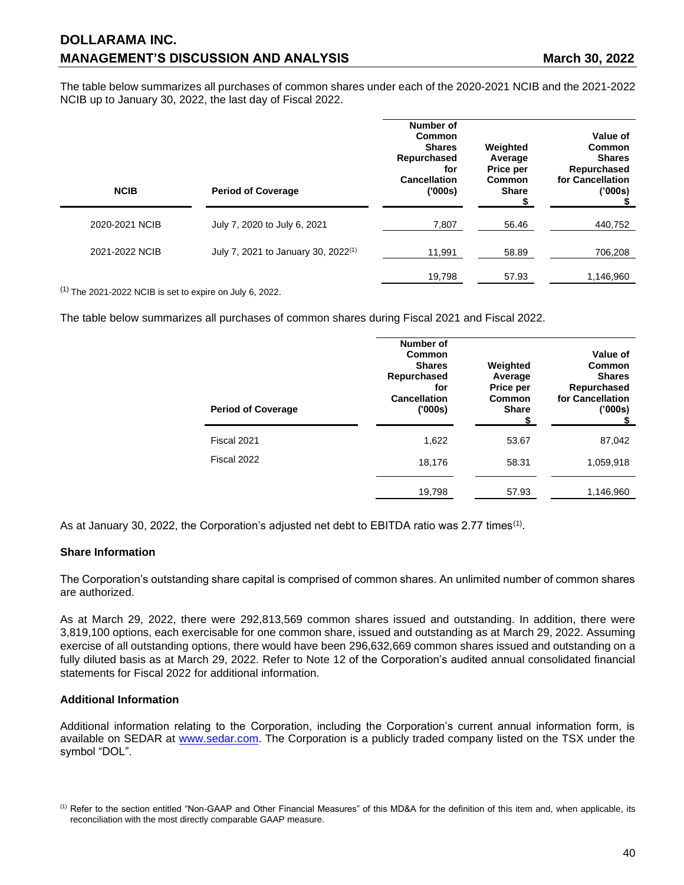The table below summarizes all purchases of common shares under each of the 2020-2021 NCIB and the 2021-2022 NCIB up to January 30, 2022, the last day of Fiscal 2022.

| NCIB | Period of Coverage | Number of Common Shares Repurchased for Cancellation ('000s) | Weighted Average Price per Common Share $ | Value of Common Shares Repurchased for Cancellation ('000s) $ |
|---|---|---|---|---|
| 2020-2021 NCIB | July 7, 2020 to July 6, 2021 | 7,807 | 56.46 | 440,752 |
| 2021-2022 NCIB | July 7, 2021 to January 30, 2022[(1)] | 11,991 | 58.89 | 706,208 |
| | | 19,798 | 57.93 | 1,146,960 |

[(1)] The 2021-2022 NCIB is set to expire on July 6, 2022.

The table below summarizes all purchases of common shares during Fiscal 2021 and Fiscal 2022.

| Period of Coverage | Number of Common Shares Repurchased for Cancellation ('000s) | Weighted Average Price per Common Share $ | Value of Common Shares Repurchased for Cancellation ('000s) $ |
|---|---|---|---|
| Fiscal 2021 | 1,622 | 53.67 | 87,042 |
| Fiscal 2022 | 18,176 | 58.31 | 1,059,918 |
| | 19,798 | 57.93 | 1,146,960 |

As at January 30, 2022, the Corporation's adjusted net debt to EBITDA ratio was 2.77 times[(1)].

### Share Information

The Corporation's outstanding share capital is comprised of common shares. An unlimited number of common shares are authorized.

As at March 29, 2022, there were 292,813,569 common shares issued and outstanding. In addition, there were 3,819,100 options, each exercisable for one common share, issued and outstanding as at March 29, 2022. Assuming exercise of all outstanding options, there would have been 296,632,669 common shares issued and outstanding on a fully diluted basis as at March 29, 2022. Refer to Note 12 of the Corporation's audited annual consolidated financial statements for Fiscal 2022 for additional information.

### Additional Information

Additional information relating to the Corporation, including the Corporation's current annual information form, is available on SEDAR at www.sedar.com. The Corporation is a publicly traded company listed on the TSX under the symbol "DOL".

[(1)] Refer to the section entitled "Non-GAAP and Other Financial Measures" of this MD&A for the definition of this item and, when applicable, its reconciliation with the most directly comparable GAAP measure.